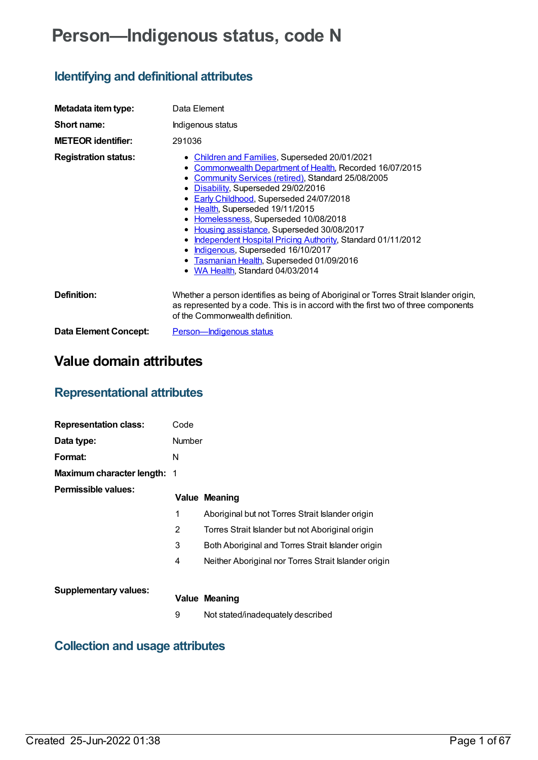# Person—Indigenous status, code N

## Identifying and definitional attributes

**Metadata item type:** Data Element

**Short name:** Indigenous status

**METEOR identifier:** 291036

**Registration status:**

- Children and Families, Superseded 20/01/2021
- Commonwealth Department of Health, Recorded 16/07/2015
- Community Services (retired), Standard 25/08/2005
- Disability, Superseded 29/02/2016
- Early Childhood, Superseded 24/07/2018
- Health, Superseded 19/11/2015
- Homelessness, Superseded 10/08/2018
- Housing assistance, Superseded 30/08/2017
- Independent Hospital Pricing Authority, Standard 01/11/2012
- Indigenous, Superseded 16/10/2017
- Tasmanian Health, Superseded 01/09/2016
- WA Health, Standard 04/03/2014

**Definition:** Whether a person identifies as being of Aboriginal or Torres Strait Islander origin, as represented by a code. This is in accord with the first two of three components of the Commonwealth definition.

**Data Element Concept:** Person—Indigenous status

# Value domain attributes

## Representational attributes

**Representation class:** Code

**Data type:** Number

**Format:** N

**Maximum character length:** 1

**Permissible values:**

| Value | Meaning |
| --- | --- |
| 1 | Aboriginal but not Torres Strait Islander origin |
| 2 | Torres Strait Islander but not Aboriginal origin |
| 3 | Both Aboriginal and Torres Strait Islander origin |
| 4 | Neither Aboriginal nor Torres Strait Islander origin |

**Supplementary values:**

| Value | Meaning |
| --- | --- |
| 9 | Not stated/inadequately described |

## Collection and usage attributes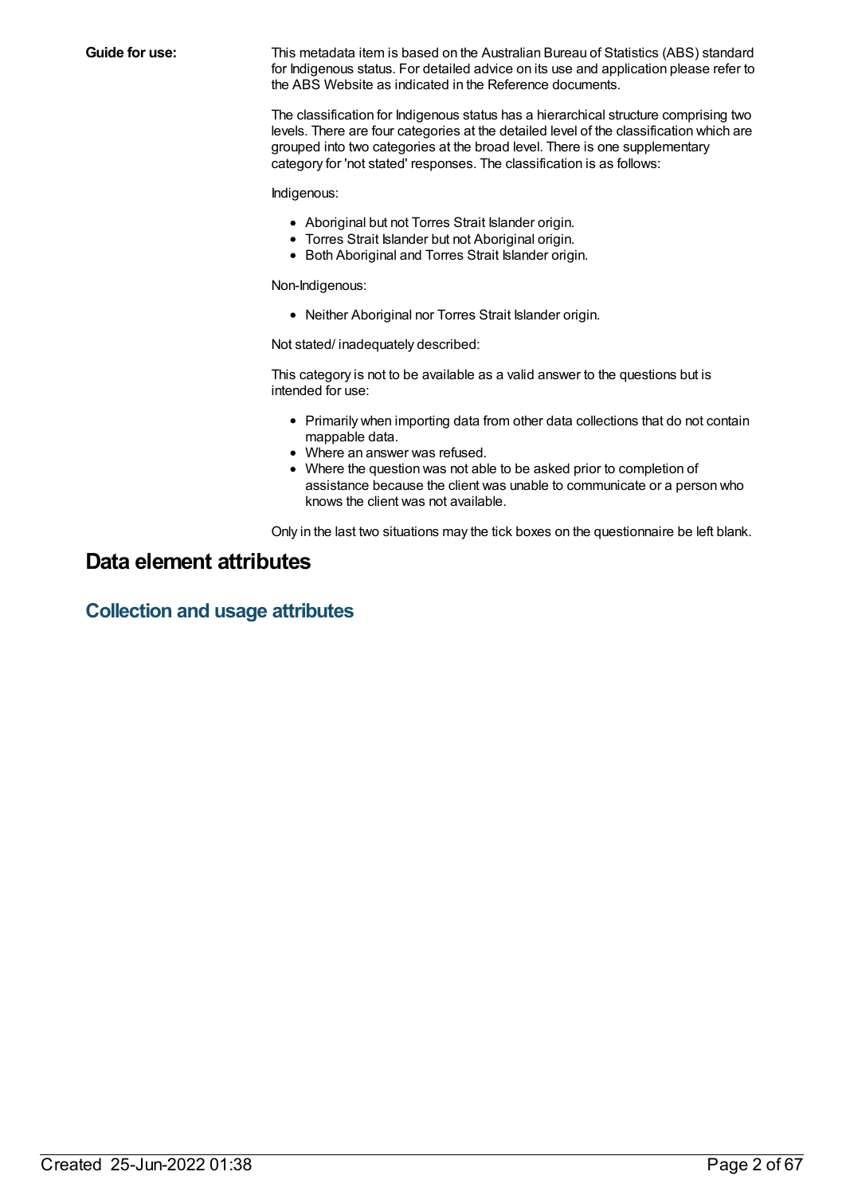**Guide for use:**

This metadata item is based on the Australian Bureau of Statistics (ABS) standard for Indigenous status. For detailed advice on its use and application please refer to the ABS Website as indicated in the Reference documents.

The classification for Indigenous status has a hierarchical structure comprising two levels. There are four categories at the detailed level of the classification which are grouped into two categories at the broad level. There is one supplementary category for 'not stated' responses. The classification is as follows:

Indigenous:

- Aboriginal but not Torres Strait Islander origin.
- Torres Strait Islander but not Aboriginal origin.
- Both Aboriginal and Torres Strait Islander origin.

Non-Indigenous:

- Neither Aboriginal nor Torres Strait Islander origin.

Not stated/ inadequately described:

This category is not to be available as a valid answer to the questions but is intended for use:

- Primarily when importing data from other data collections that do not contain mappable data.
- Where an answer was refused.
- Where the question was not able to be asked prior to completion of assistance because the client was unable to communicate or a person who knows the client was not available.

Only in the last two situations may the tick boxes on the questionnaire be left blank.

# Data element attributes

## Collection and usage attributes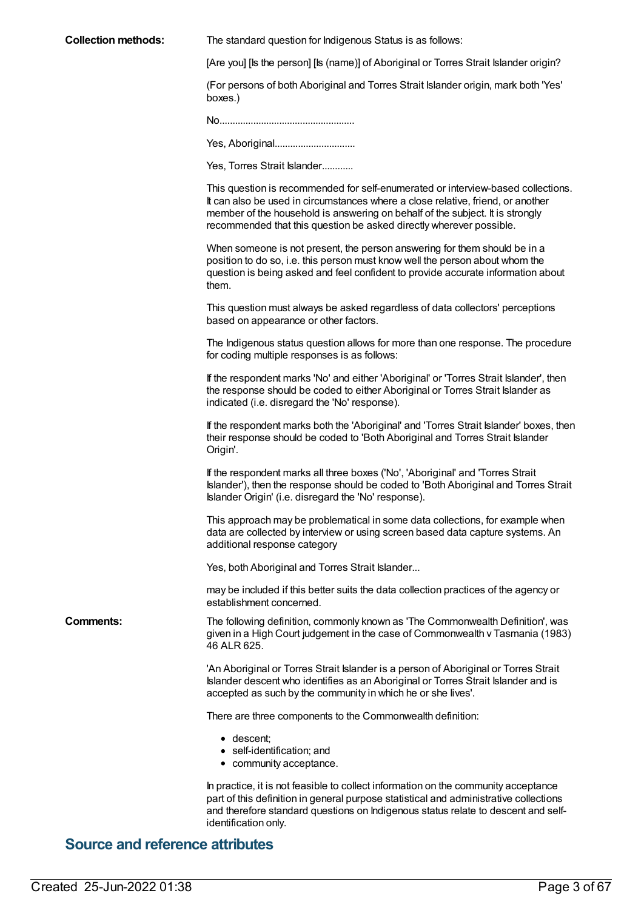**Collection methods:** The standard question for Indigenous Status is as follows:

[Are you] [Is the person] [Is (name)] of Aboriginal or Torres Strait Islander origin?

(For persons of both Aboriginal and Torres Strait Islander origin, mark both 'Yes' boxes.)

No....................................................

Yes, Aboriginal...............................

Yes, Torres Strait Islander............

This question is recommended for self-enumerated or interview-based collections. It can also be used in circumstances where a close relative, friend, or another member of the household is answering on behalf of the subject. It is strongly recommended that this question be asked directly wherever possible.

When someone is not present, the person answering for them should be in a position to do so, i.e. this person must know well the person about whom the question is being asked and feel confident to provide accurate information about them.

This question must always be asked regardless of data collectors' perceptions based on appearance or other factors.

The Indigenous status question allows for more than one response. The procedure for coding multiple responses is as follows:

If the respondent marks 'No' and either 'Aboriginal' or 'Torres Strait Islander', then the response should be coded to either Aboriginal or Torres Strait Islander as indicated (i.e. disregard the 'No' response).

If the respondent marks both the 'Aboriginal' and 'Torres Strait Islander' boxes, then their response should be coded to 'Both Aboriginal and Torres Strait Islander Origin'.

If the respondent marks all three boxes ('No', 'Aboriginal' and 'Torres Strait Islander'), then the response should be coded to 'Both Aboriginal and Torres Strait Islander Origin' (i.e. disregard the 'No' response).

This approach may be problematical in some data collections, for example when data are collected by interview or using screen based data capture systems. An additional response category

Yes, both Aboriginal and Torres Strait Islander...

may be included if this better suits the data collection practices of the agency or establishment concerned.

**Comments:** The following definition, commonly known as 'The Commonwealth Definition', was given in a High Court judgement in the case of Commonwealth v Tasmania (1983) 46 ALR 625.

'An Aboriginal or Torres Strait Islander is a person of Aboriginal or Torres Strait Islander descent who identifies as an Aboriginal or Torres Strait Islander and is accepted as such by the community in which he or she lives'.

There are three components to the Commonwealth definition:

- descent;
- self-identification; and
- community acceptance.

In practice, it is not feasible to collect information on the community acceptance part of this definition in general purpose statistical and administrative collections and therefore standard questions on Indigenous status relate to descent and self-identification only.

## Source and reference attributes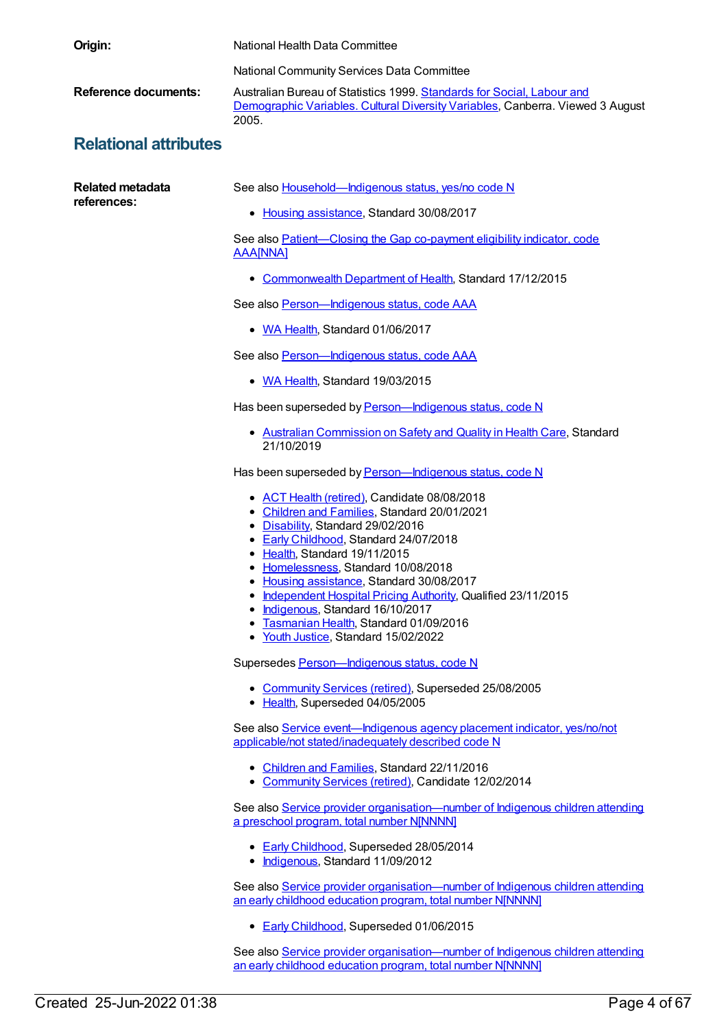**Origin:** National Health Data Committee

National Community Services Data Committee

**Reference documents:** Australian Bureau of Statistics 1999. Standards for Social, Labour and Demographic Variables. Cultural Diversity Variables, Canberra. Viewed 3 August 2005.

## Relational attributes

**Related metadata references:**

See also Household—Indigenous status, yes/no code N

- Housing assistance, Standard 30/08/2017

See also Patient—Closing the Gap co-payment eligibility indicator, code AAA[NNA]

- Commonwealth Department of Health, Standard 17/12/2015

See also Person—Indigenous status, code AAA

- WA Health, Standard 01/06/2017

See also Person—Indigenous status, code AAA

- WA Health, Standard 19/03/2015

Has been superseded by Person—Indigenous status, code N

- Australian Commission on Safety and Quality in Health Care, Standard 21/10/2019

Has been superseded by Person—Indigenous status, code N

- ACT Health (retired), Candidate 08/08/2018
- Children and Families, Standard 20/01/2021
- Disability, Standard 29/02/2016
- Early Childhood, Standard 24/07/2018
- Health, Standard 19/11/2015
- Homelessness, Standard 10/08/2018
- Housing assistance, Standard 30/08/2017
- Independent Hospital Pricing Authority, Qualified 23/11/2015
- Indigenous, Standard 16/10/2017
- Tasmanian Health, Standard 01/09/2016
- Youth Justice, Standard 15/02/2022

Supersedes Person—Indigenous status, code N

- Community Services (retired), Superseded 25/08/2005
- Health, Superseded 04/05/2005

See also Service event—Indigenous agency placement indicator, yes/no/not applicable/not stated/inadequately described code N

- Children and Families, Standard 22/11/2016
- Community Services (retired), Candidate 12/02/2014

See also Service provider organisation—number of Indigenous children attending a preschool program, total number N[NNNN]

- Early Childhood, Superseded 28/05/2014
- Indigenous, Standard 11/09/2012

See also Service provider organisation—number of Indigenous children attending an early childhood education program, total number N[NNNN]

- Early Childhood, Superseded 01/06/2015

See also Service provider organisation—number of Indigenous children attending an early childhood education program, total number N[NNNN]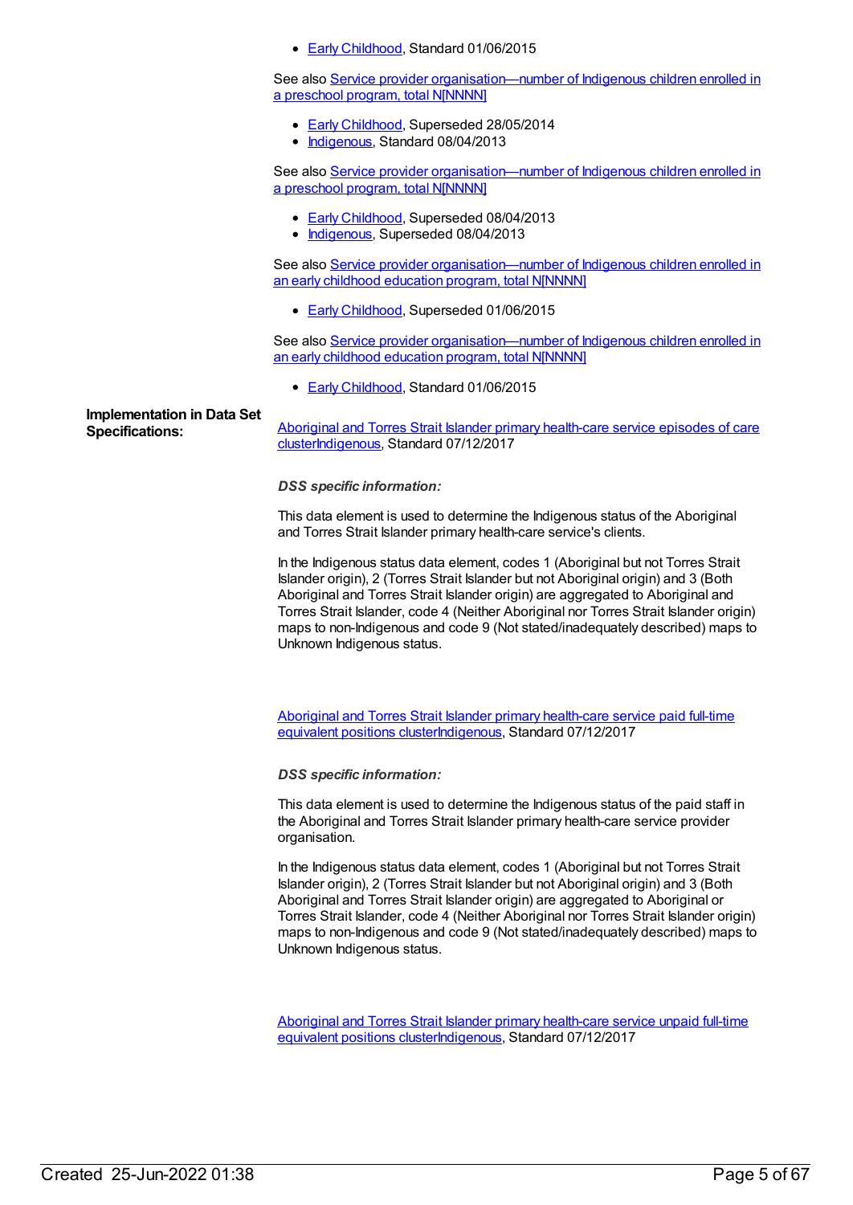- Early Childhood, Standard 01/06/2015

See also Service provider organisation—number of Indigenous children enrolled in a preschool program, total N[NNNN]

- Early Childhood, Superseded 28/05/2014
- Indigenous, Standard 08/04/2013

See also Service provider organisation—number of Indigenous children enrolled in a preschool program, total N[NNNN]

- Early Childhood, Superseded 08/04/2013
- Indigenous, Superseded 08/04/2013

See also Service provider organisation—number of Indigenous children enrolled in an early childhood education program, total N[NNNN]

- Early Childhood, Superseded 01/06/2015

See also Service provider organisation—number of Indigenous children enrolled in an early childhood education program, total N[NNNN]

- Early Childhood, Standard 01/06/2015

**Implementation in Data Set Specifications:**

Aboriginal and Torres Strait Islander primary health-care service episodes of care clusterIndigenous, Standard 07/12/2017

*DSS specific information:*

This data element is used to determine the Indigenous status of the Aboriginal and Torres Strait Islander primary health-care service's clients.

In the Indigenous status data element, codes 1 (Aboriginal but not Torres Strait Islander origin), 2 (Torres Strait Islander but not Aboriginal origin) and 3 (Both Aboriginal and Torres Strait Islander origin) are aggregated to Aboriginal and Torres Strait Islander, code 4 (Neither Aboriginal nor Torres Strait Islander origin) maps to non-Indigenous and code 9 (Not stated/inadequately described) maps to Unknown Indigenous status.

Aboriginal and Torres Strait Islander primary health-care service paid full-time equivalent positions clusterIndigenous, Standard 07/12/2017

*DSS specific information:*

This data element is used to determine the Indigenous status of the paid staff in the Aboriginal and Torres Strait Islander primary health-care service provider organisation.

In the Indigenous status data element, codes 1 (Aboriginal but not Torres Strait Islander origin), 2 (Torres Strait Islander but not Aboriginal origin) and 3 (Both Aboriginal and Torres Strait Islander origin) are aggregated to Aboriginal or Torres Strait Islander, code 4 (Neither Aboriginal nor Torres Strait Islander origin) maps to non-Indigenous and code 9 (Not stated/inadequately described) maps to Unknown Indigenous status.

Aboriginal and Torres Strait Islander primary health-care service unpaid full-time equivalent positions clusterIndigenous, Standard 07/12/2017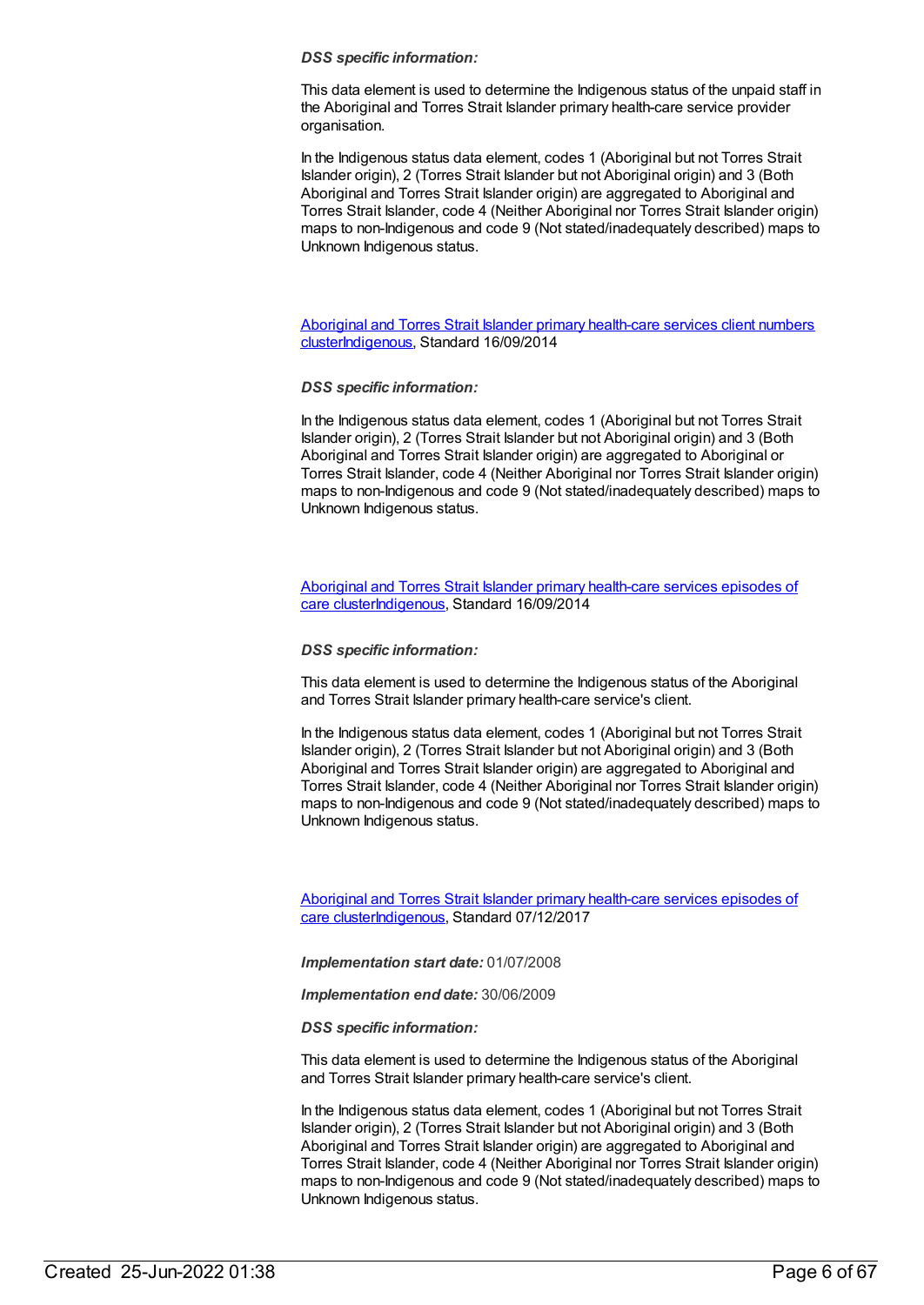*DSS specific information:*

This data element is used to determine the Indigenous status of the unpaid staff in the Aboriginal and Torres Strait Islander primary health-care service provider organisation.

In the Indigenous status data element, codes 1 (Aboriginal but not Torres Strait Islander origin), 2 (Torres Strait Islander but not Aboriginal origin) and 3 (Both Aboriginal and Torres Strait Islander origin) are aggregated to Aboriginal and Torres Strait Islander, code 4 (Neither Aboriginal nor Torres Strait Islander origin) maps to non-Indigenous and code 9 (Not stated/inadequately described) maps to Unknown Indigenous status.

[Aboriginal and Torres Strait Islander primary health-care services client numbers clusterIndigenous](), Standard 16/09/2014

*DSS specific information:*

In the Indigenous status data element, codes 1 (Aboriginal but not Torres Strait Islander origin), 2 (Torres Strait Islander but not Aboriginal origin) and 3 (Both Aboriginal and Torres Strait Islander origin) are aggregated to Aboriginal or Torres Strait Islander, code 4 (Neither Aboriginal nor Torres Strait Islander origin) maps to non-Indigenous and code 9 (Not stated/inadequately described) maps to Unknown Indigenous status.

[Aboriginal and Torres Strait Islander primary health-care services episodes of care clusterIndigenous](), Standard 16/09/2014

*DSS specific information:*

This data element is used to determine the Indigenous status of the Aboriginal and Torres Strait Islander primary health-care service's client.

In the Indigenous status data element, codes 1 (Aboriginal but not Torres Strait Islander origin), 2 (Torres Strait Islander but not Aboriginal origin) and 3 (Both Aboriginal and Torres Strait Islander origin) are aggregated to Aboriginal and Torres Strait Islander, code 4 (Neither Aboriginal nor Torres Strait Islander origin) maps to non-Indigenous and code 9 (Not stated/inadequately described) maps to Unknown Indigenous status.

[Aboriginal and Torres Strait Islander primary health-care services episodes of care clusterIndigenous](), Standard 07/12/2017

***Implementation start date:*** 01/07/2008

***Implementation end date:*** 30/06/2009

*DSS specific information:*

This data element is used to determine the Indigenous status of the Aboriginal and Torres Strait Islander primary health-care service's client.

In the Indigenous status data element, codes 1 (Aboriginal but not Torres Strait Islander origin), 2 (Torres Strait Islander but not Aboriginal origin) and 3 (Both Aboriginal and Torres Strait Islander origin) are aggregated to Aboriginal and Torres Strait Islander, code 4 (Neither Aboriginal nor Torres Strait Islander origin) maps to non-Indigenous and code 9 (Not stated/inadequately described) maps to Unknown Indigenous status.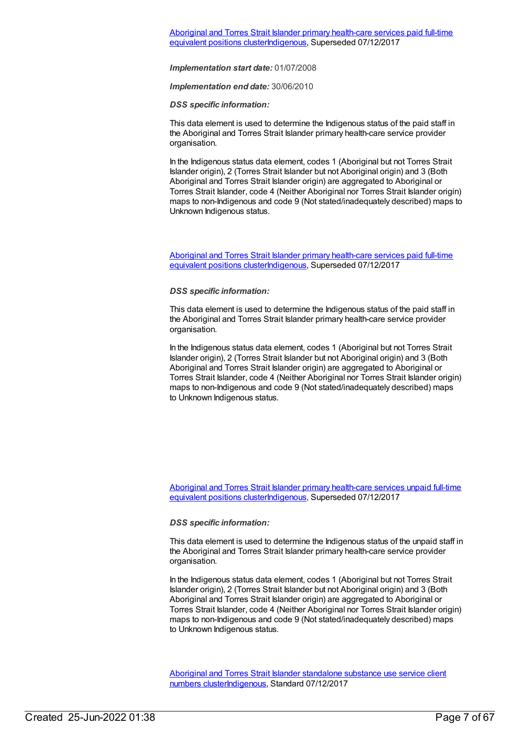[Aboriginal and Torres Strait Islander primary health-care services paid full-time equivalent positions clusterIndigenous], Superseded 07/12/2017

***Implementation start date:*** 01/07/2008

***Implementation end date:*** 30/06/2010

***DSS specific information:***

This data element is used to determine the Indigenous status of the paid staff in the Aboriginal and Torres Strait Islander primary health-care service provider organisation.

In the Indigenous status data element, codes 1 (Aboriginal but not Torres Strait Islander origin), 2 (Torres Strait Islander but not Aboriginal origin) and 3 (Both Aboriginal and Torres Strait Islander origin) are aggregated to Aboriginal or Torres Strait Islander, code 4 (Neither Aboriginal nor Torres Strait Islander origin) maps to non-Indigenous and code 9 (Not stated/inadequately described) maps to Unknown Indigenous status.

[Aboriginal and Torres Strait Islander primary health-care services paid full-time equivalent positions clusterIndigenous], Superseded 07/12/2017

***DSS specific information:***

This data element is used to determine the Indigenous status of the paid staff in the Aboriginal and Torres Strait Islander primary health-care service provider organisation.

In the Indigenous status data element, codes 1 (Aboriginal but not Torres Strait Islander origin), 2 (Torres Strait Islander but not Aboriginal origin) and 3 (Both Aboriginal and Torres Strait Islander origin) are aggregated to Aboriginal or Torres Strait Islander, code 4 (Neither Aboriginal nor Torres Strait Islander origin) maps to non-Indigenous and code 9 (Not stated/inadequately described) maps to Unknown Indigenous status.

[Aboriginal and Torres Strait Islander primary health-care services unpaid full-time equivalent positions clusterIndigenous], Superseded 07/12/2017

***DSS specific information:***

This data element is used to determine the Indigenous status of the unpaid staff in the Aboriginal and Torres Strait Islander primary health-care service provider organisation.

In the Indigenous status data element, codes 1 (Aboriginal but not Torres Strait Islander origin), 2 (Torres Strait Islander but not Aboriginal origin) and 3 (Both Aboriginal and Torres Strait Islander origin) are aggregated to Aboriginal or Torres Strait Islander, code 4 (Neither Aboriginal nor Torres Strait Islander origin) maps to non-Indigenous and code 9 (Not stated/inadequately described) maps to Unknown Indigenous status.

[Aboriginal and Torres Strait Islander standalone substance use service client numbers clusterIndigenous], Standard 07/12/2017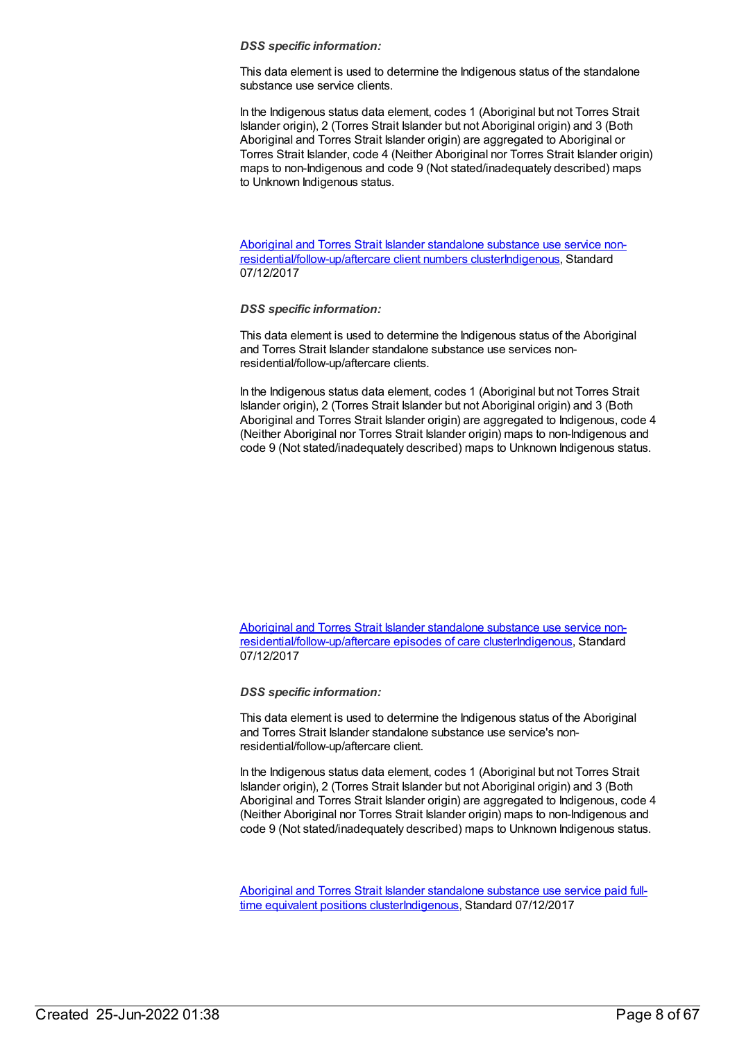*DSS specific information:*

This data element is used to determine the Indigenous status of the standalone substance use service clients.

In the Indigenous status data element, codes 1 (Aboriginal but not Torres Strait Islander origin), 2 (Torres Strait Islander but not Aboriginal origin) and 3 (Both Aboriginal and Torres Strait Islander origin) are aggregated to Aboriginal or Torres Strait Islander, code 4 (Neither Aboriginal nor Torres Strait Islander origin) maps to non-Indigenous and code 9 (Not stated/inadequately described) maps to Unknown Indigenous status.

Aboriginal and Torres Strait Islander standalone substance use service non-residential/follow-up/aftercare client numbers clusterIndigenous, Standard 07/12/2017

*DSS specific information:*

This data element is used to determine the Indigenous status of the Aboriginal and Torres Strait Islander standalone substance use services non-residential/follow-up/aftercare clients.

In the Indigenous status data element, codes 1 (Aboriginal but not Torres Strait Islander origin), 2 (Torres Strait Islander but not Aboriginal origin) and 3 (Both Aboriginal and Torres Strait Islander origin) are aggregated to Indigenous, code 4 (Neither Aboriginal nor Torres Strait Islander origin) maps to non-Indigenous and code 9 (Not stated/inadequately described) maps to Unknown Indigenous status.

Aboriginal and Torres Strait Islander standalone substance use service non-residential/follow-up/aftercare episodes of care clusterIndigenous, Standard 07/12/2017

*DSS specific information:*

This data element is used to determine the Indigenous status of the Aboriginal and Torres Strait Islander standalone substance use service's non-residential/follow-up/aftercare client.

In the Indigenous status data element, codes 1 (Aboriginal but not Torres Strait Islander origin), 2 (Torres Strait Islander but not Aboriginal origin) and 3 (Both Aboriginal and Torres Strait Islander origin) are aggregated to Indigenous, code 4 (Neither Aboriginal nor Torres Strait Islander origin) maps to non-Indigenous and code 9 (Not stated/inadequately described) maps to Unknown Indigenous status.

Aboriginal and Torres Strait Islander standalone substance use service paid full-time equivalent positions clusterIndigenous, Standard 07/12/2017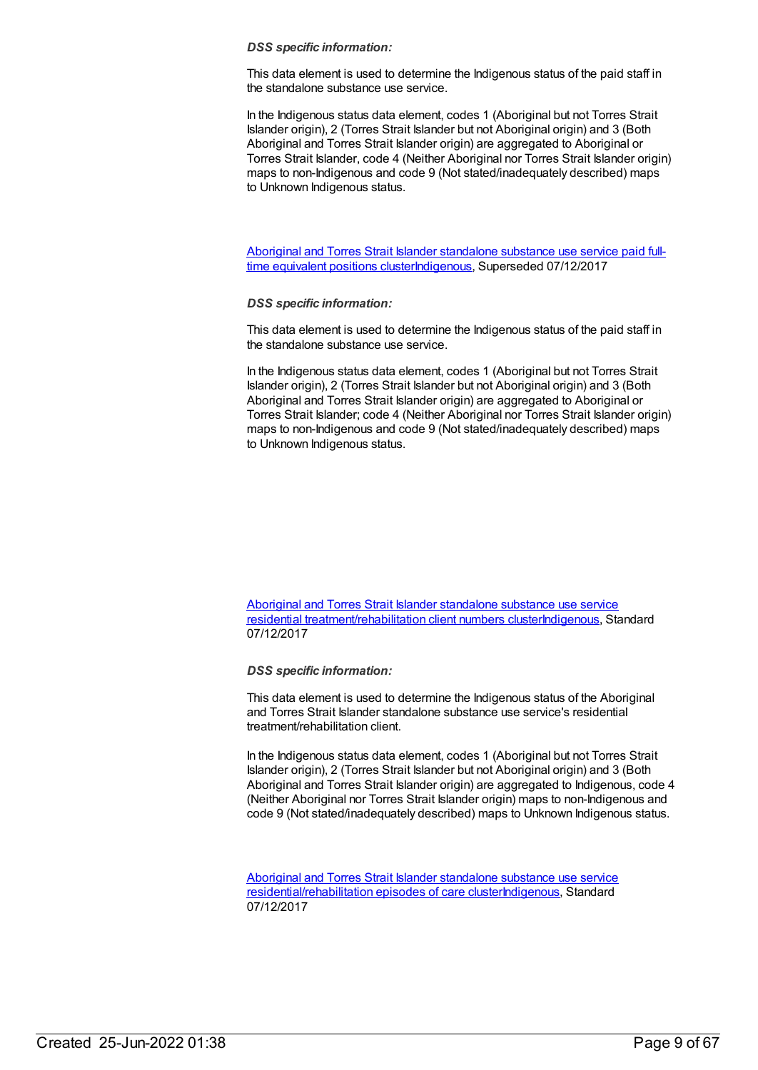*DSS specific information:*

This data element is used to determine the Indigenous status of the paid staff in the standalone substance use service.

In the Indigenous status data element, codes 1 (Aboriginal but not Torres Strait Islander origin), 2 (Torres Strait Islander but not Aboriginal origin) and 3 (Both Aboriginal and Torres Strait Islander origin) are aggregated to Aboriginal or Torres Strait Islander, code 4 (Neither Aboriginal nor Torres Strait Islander origin) maps to non-Indigenous and code 9 (Not stated/inadequately described) maps to Unknown Indigenous status.

Aboriginal and Torres Strait Islander standalone substance use service paid full-time equivalent positions clusterIndigenous, Superseded 07/12/2017

*DSS specific information:*

This data element is used to determine the Indigenous status of the paid staff in the standalone substance use service.

In the Indigenous status data element, codes 1 (Aboriginal but not Torres Strait Islander origin), 2 (Torres Strait Islander but not Aboriginal origin) and 3 (Both Aboriginal and Torres Strait Islander origin) are aggregated to Aboriginal or Torres Strait Islander; code 4 (Neither Aboriginal nor Torres Strait Islander origin) maps to non-Indigenous and code 9 (Not stated/inadequately described) maps to Unknown Indigenous status.

Aboriginal and Torres Strait Islander standalone substance use service residential treatment/rehabilitation client numbers clusterIndigenous, Standard 07/12/2017

*DSS specific information:*

This data element is used to determine the Indigenous status of the Aboriginal and Torres Strait Islander standalone substance use service's residential treatment/rehabilitation client.

In the Indigenous status data element, codes 1 (Aboriginal but not Torres Strait Islander origin), 2 (Torres Strait Islander but not Aboriginal origin) and 3 (Both Aboriginal and Torres Strait Islander origin) are aggregated to Indigenous, code 4 (Neither Aboriginal nor Torres Strait Islander origin) maps to non-Indigenous and code 9 (Not stated/inadequately described) maps to Unknown Indigenous status.

Aboriginal and Torres Strait Islander standalone substance use service residential/rehabilitation episodes of care clusterIndigenous, Standard 07/12/2017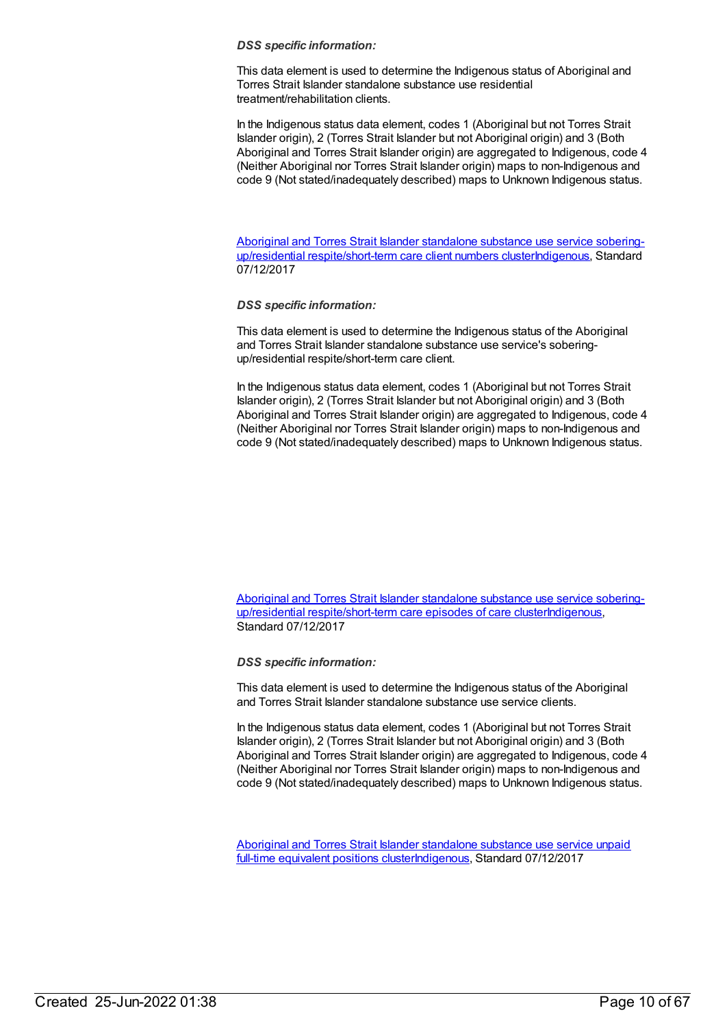*DSS specific information:*

This data element is used to determine the Indigenous status of Aboriginal and Torres Strait Islander standalone substance use residential treatment/rehabilitation clients.

In the Indigenous status data element, codes 1 (Aboriginal but not Torres Strait Islander origin), 2 (Torres Strait Islander but not Aboriginal origin) and 3 (Both Aboriginal and Torres Strait Islander origin) are aggregated to Indigenous, code 4 (Neither Aboriginal nor Torres Strait Islander origin) maps to non-Indigenous and code 9 (Not stated/inadequately described) maps to Unknown Indigenous status.

Aboriginal and Torres Strait Islander standalone substance use service sobering-up/residential respite/short-term care client numbers clusterIndigenous, Standard 07/12/2017

*DSS specific information:*

This data element is used to determine the Indigenous status of the Aboriginal and Torres Strait Islander standalone substance use service's sobering-up/residential respite/short-term care client.

In the Indigenous status data element, codes 1 (Aboriginal but not Torres Strait Islander origin), 2 (Torres Strait Islander but not Aboriginal origin) and 3 (Both Aboriginal and Torres Strait Islander origin) are aggregated to Indigenous, code 4 (Neither Aboriginal nor Torres Strait Islander origin) maps to non-Indigenous and code 9 (Not stated/inadequately described) maps to Unknown Indigenous status.

Aboriginal and Torres Strait Islander standalone substance use service sobering-up/residential respite/short-term care episodes of care clusterIndigenous, Standard 07/12/2017

*DSS specific information:*

This data element is used to determine the Indigenous status of the Aboriginal and Torres Strait Islander standalone substance use service clients.

In the Indigenous status data element, codes 1 (Aboriginal but not Torres Strait Islander origin), 2 (Torres Strait Islander but not Aboriginal origin) and 3 (Both Aboriginal and Torres Strait Islander origin) are aggregated to Indigenous, code 4 (Neither Aboriginal nor Torres Strait Islander origin) maps to non-Indigenous and code 9 (Not stated/inadequately described) maps to Unknown Indigenous status.

Aboriginal and Torres Strait Islander standalone substance use service unpaid full-time equivalent positions clusterIndigenous, Standard 07/12/2017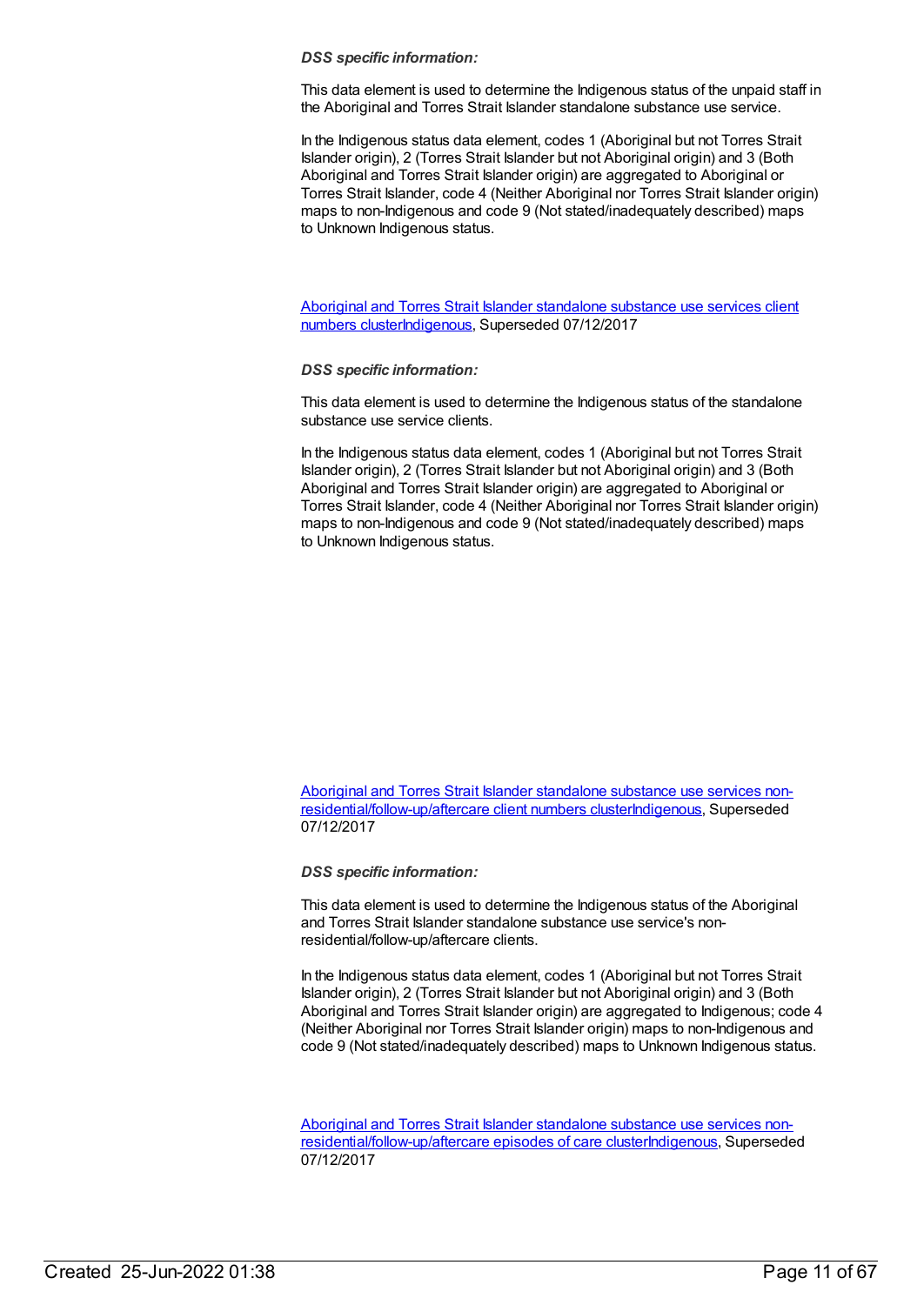***DSS specific information:***

This data element is used to determine the Indigenous status of the unpaid staff in the Aboriginal and Torres Strait Islander standalone substance use service.

In the Indigenous status data element, codes 1 (Aboriginal but not Torres Strait Islander origin), 2 (Torres Strait Islander but not Aboriginal origin) and 3 (Both Aboriginal and Torres Strait Islander origin) are aggregated to Aboriginal or Torres Strait Islander, code 4 (Neither Aboriginal nor Torres Strait Islander origin) maps to non-Indigenous and code 9 (Not stated/inadequately described) maps to Unknown Indigenous status.

Aboriginal and Torres Strait Islander standalone substance use services client numbers clusterIndigenous, Superseded 07/12/2017

***DSS specific information:***

This data element is used to determine the Indigenous status of the standalone substance use service clients.

In the Indigenous status data element, codes 1 (Aboriginal but not Torres Strait Islander origin), 2 (Torres Strait Islander but not Aboriginal origin) and 3 (Both Aboriginal and Torres Strait Islander origin) are aggregated to Aboriginal or Torres Strait Islander, code 4 (Neither Aboriginal nor Torres Strait Islander origin) maps to non-Indigenous and code 9 (Not stated/inadequately described) maps to Unknown Indigenous status.

Aboriginal and Torres Strait Islander standalone substance use services non-residential/follow-up/aftercare client numbers clusterIndigenous, Superseded 07/12/2017

***DSS specific information:***

This data element is used to determine the Indigenous status of the Aboriginal and Torres Strait Islander standalone substance use service's non-residential/follow-up/aftercare clients.

In the Indigenous status data element, codes 1 (Aboriginal but not Torres Strait Islander origin), 2 (Torres Strait Islander but not Aboriginal origin) and 3 (Both Aboriginal and Torres Strait Islander origin) are aggregated to Indigenous; code 4 (Neither Aboriginal nor Torres Strait Islander origin) maps to non-Indigenous and code 9 (Not stated/inadequately described) maps to Unknown Indigenous status.

Aboriginal and Torres Strait Islander standalone substance use services non-residential/follow-up/aftercare episodes of care clusterIndigenous, Superseded 07/12/2017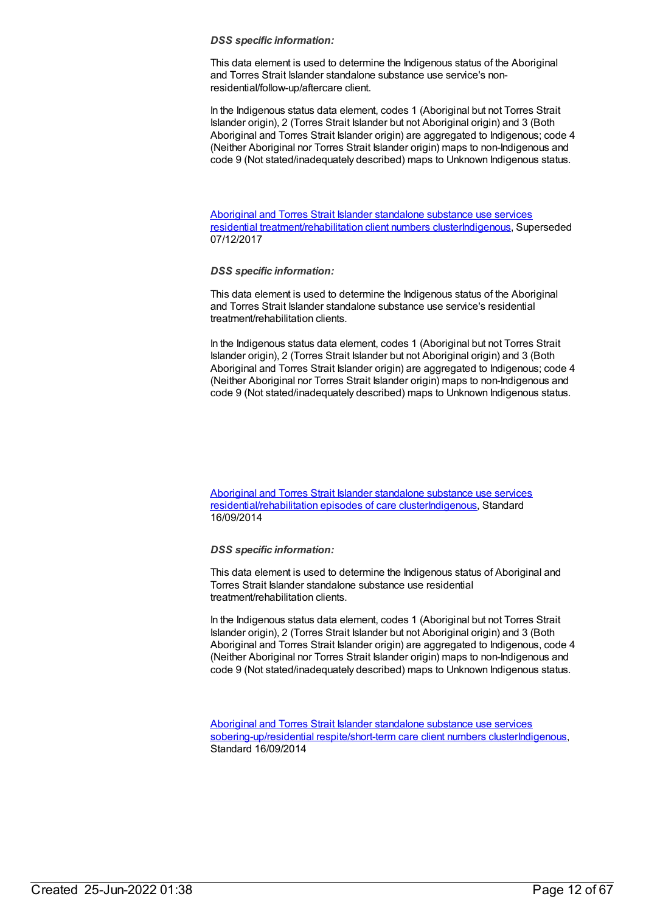***DSS specific information:***

This data element is used to determine the Indigenous status of the Aboriginal and Torres Strait Islander standalone substance use service's non-residential/follow-up/aftercare client.

In the Indigenous status data element, codes 1 (Aboriginal but not Torres Strait Islander origin), 2 (Torres Strait Islander but not Aboriginal origin) and 3 (Both Aboriginal and Torres Strait Islander origin) are aggregated to Indigenous; code 4 (Neither Aboriginal nor Torres Strait Islander origin) maps to non-Indigenous and code 9 (Not stated/inadequately described) maps to Unknown Indigenous status.

Aboriginal and Torres Strait Islander standalone substance use services residential treatment/rehabilitation client numbers clusterIndigenous, Superseded 07/12/2017

***DSS specific information:***

This data element is used to determine the Indigenous status of the Aboriginal and Torres Strait Islander standalone substance use service's residential treatment/rehabilitation clients.

In the Indigenous status data element, codes 1 (Aboriginal but not Torres Strait Islander origin), 2 (Torres Strait Islander but not Aboriginal origin) and 3 (Both Aboriginal and Torres Strait Islander origin) are aggregated to Indigenous; code 4 (Neither Aboriginal nor Torres Strait Islander origin) maps to non-Indigenous and code 9 (Not stated/inadequately described) maps to Unknown Indigenous status.

Aboriginal and Torres Strait Islander standalone substance use services residential/rehabilitation episodes of care clusterIndigenous, Standard 16/09/2014

***DSS specific information:***

This data element is used to determine the Indigenous status of Aboriginal and Torres Strait Islander standalone substance use residential treatment/rehabilitation clients.

In the Indigenous status data element, codes 1 (Aboriginal but not Torres Strait Islander origin), 2 (Torres Strait Islander but not Aboriginal origin) and 3 (Both Aboriginal and Torres Strait Islander origin) are aggregated to Indigenous, code 4 (Neither Aboriginal nor Torres Strait Islander origin) maps to non-Indigenous and code 9 (Not stated/inadequately described) maps to Unknown Indigenous status.

Aboriginal and Torres Strait Islander standalone substance use services sobering-up/residential respite/short-term care client numbers clusterIndigenous, Standard 16/09/2014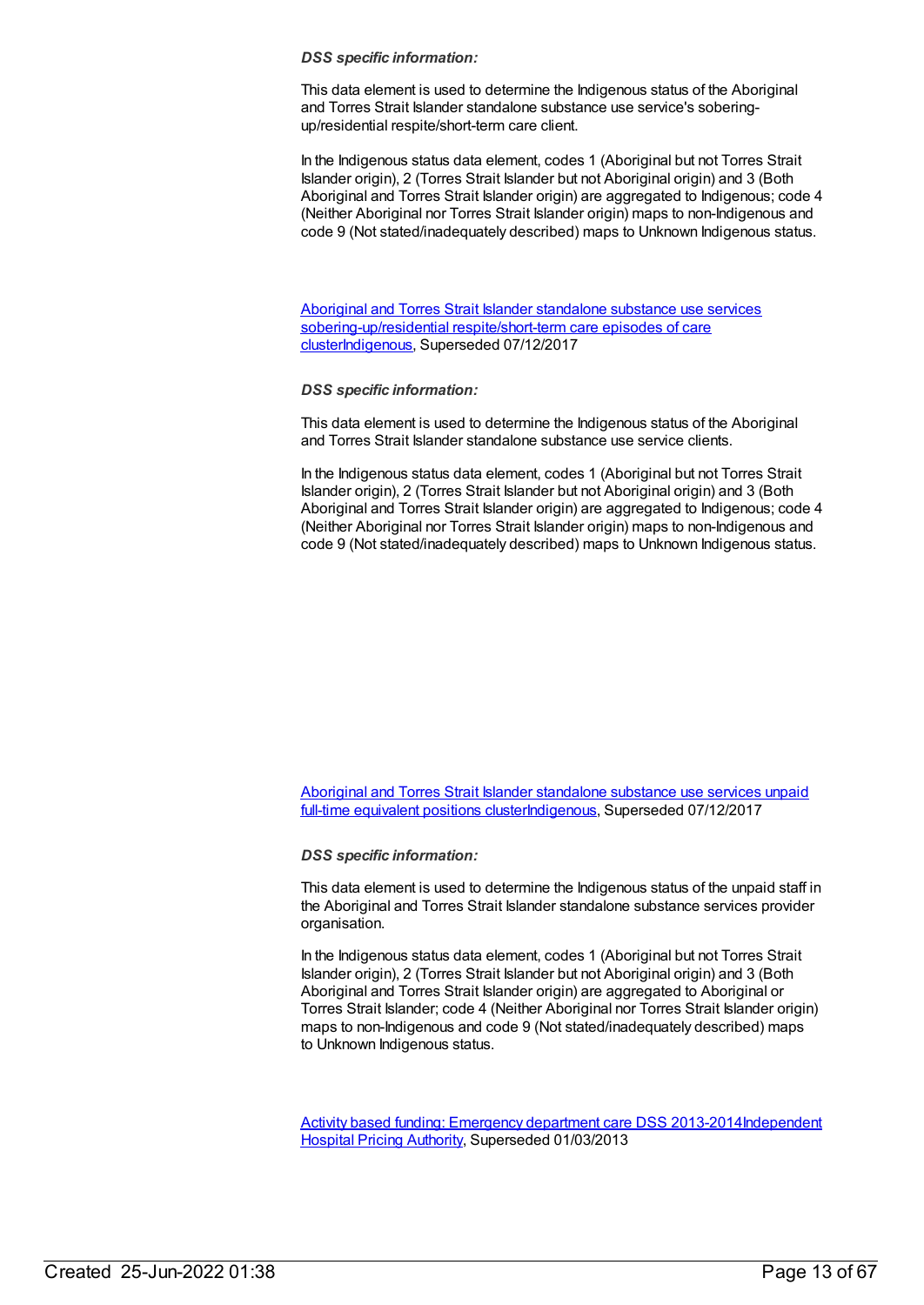*DSS specific information:*

This data element is used to determine the Indigenous status of the Aboriginal and Torres Strait Islander standalone substance use service's sobering-up/residential respite/short-term care client.

In the Indigenous status data element, codes 1 (Aboriginal but not Torres Strait Islander origin), 2 (Torres Strait Islander but not Aboriginal origin) and 3 (Both Aboriginal and Torres Strait Islander origin) are aggregated to Indigenous; code 4 (Neither Aboriginal nor Torres Strait Islander origin) maps to non-Indigenous and code 9 (Not stated/inadequately described) maps to Unknown Indigenous status.

Aboriginal and Torres Strait Islander standalone substance use services sobering-up/residential respite/short-term care episodes of care clusterIndigenous, Superseded 07/12/2017

*DSS specific information:*

This data element is used to determine the Indigenous status of the Aboriginal and Torres Strait Islander standalone substance use service clients.

In the Indigenous status data element, codes 1 (Aboriginal but not Torres Strait Islander origin), 2 (Torres Strait Islander but not Aboriginal origin) and 3 (Both Aboriginal and Torres Strait Islander origin) are aggregated to Indigenous; code 4 (Neither Aboriginal nor Torres Strait Islander origin) maps to non-Indigenous and code 9 (Not stated/inadequately described) maps to Unknown Indigenous status.

Aboriginal and Torres Strait Islander standalone substance use services unpaid full-time equivalent positions clusterIndigenous, Superseded 07/12/2017

*DSS specific information:*

This data element is used to determine the Indigenous status of the unpaid staff in the Aboriginal and Torres Strait Islander standalone substance services provider organisation.

In the Indigenous status data element, codes 1 (Aboriginal but not Torres Strait Islander origin), 2 (Torres Strait Islander but not Aboriginal origin) and 3 (Both Aboriginal and Torres Strait Islander origin) are aggregated to Aboriginal or Torres Strait Islander; code 4 (Neither Aboriginal nor Torres Strait Islander origin) maps to non-Indigenous and code 9 (Not stated/inadequately described) maps to Unknown Indigenous status.

Activity based funding: Emergency department care DSS 2013-2014Independent Hospital Pricing Authority, Superseded 01/03/2013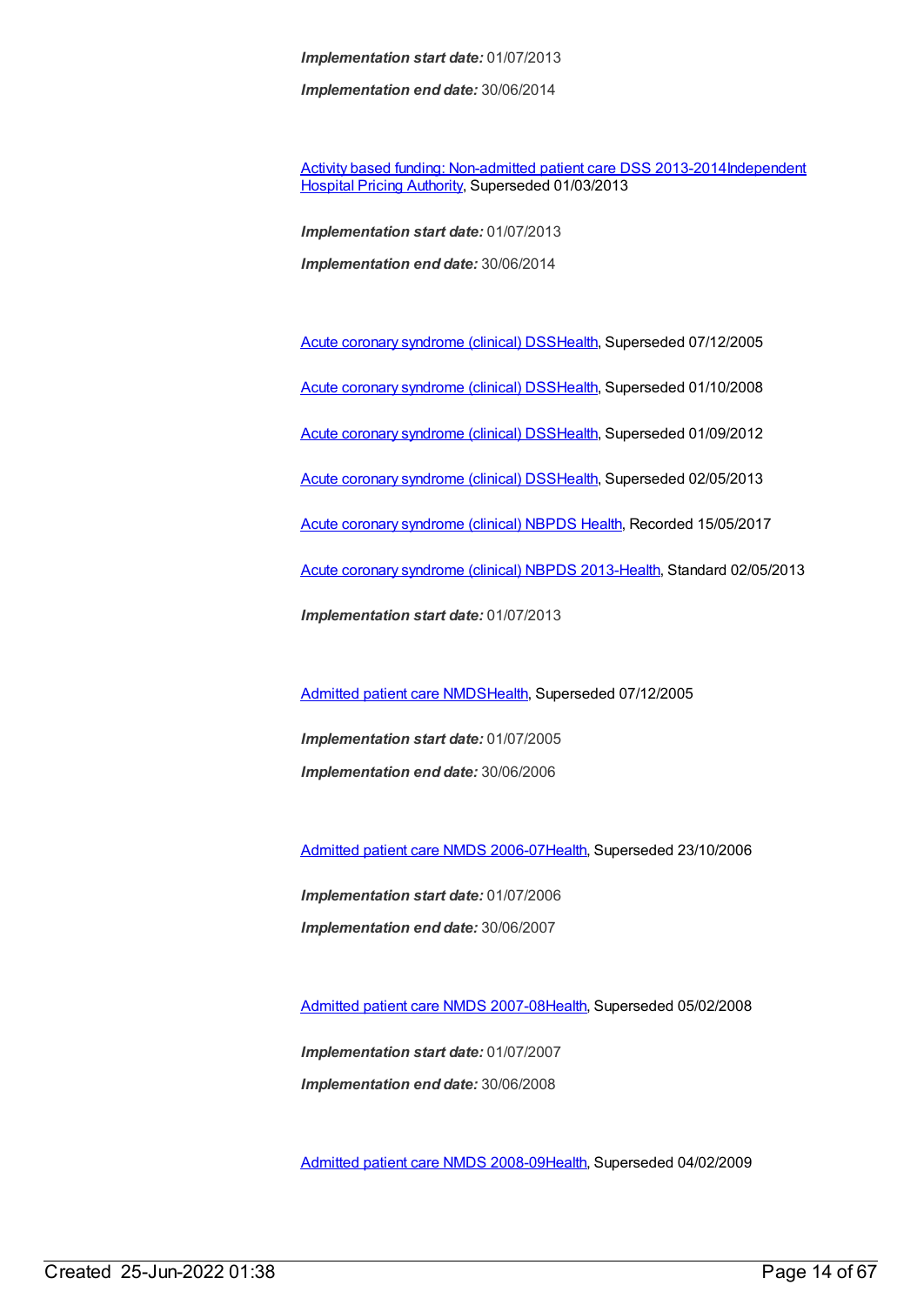***Implementation start date:*** 01/07/2013

***Implementation end date:*** 30/06/2014

Activity based funding: Non-admitted patient care DSS 2013-2014Independent Hospital Pricing Authority, Superseded 01/03/2013

***Implementation start date:*** 01/07/2013

***Implementation end date:*** 30/06/2014

Acute coronary syndrome (clinical) DSSHealth, Superseded 07/12/2005

Acute coronary syndrome (clinical) DSSHealth, Superseded 01/10/2008

Acute coronary syndrome (clinical) DSSHealth, Superseded 01/09/2012

Acute coronary syndrome (clinical) DSSHealth, Superseded 02/05/2013

Acute coronary syndrome (clinical) NBPDS Health, Recorded 15/05/2017

Acute coronary syndrome (clinical) NBPDS 2013-Health, Standard 02/05/2013

***Implementation start date:*** 01/07/2013

Admitted patient care NMDSHealth, Superseded 07/12/2005

***Implementation start date:*** 01/07/2005

***Implementation end date:*** 30/06/2006

Admitted patient care NMDS 2006-07Health, Superseded 23/10/2006

***Implementation start date:*** 01/07/2006

***Implementation end date:*** 30/06/2007

Admitted patient care NMDS 2007-08Health, Superseded 05/02/2008

***Implementation start date:*** 01/07/2007

***Implementation end date:*** 30/06/2008

Admitted patient care NMDS 2008-09Health, Superseded 04/02/2009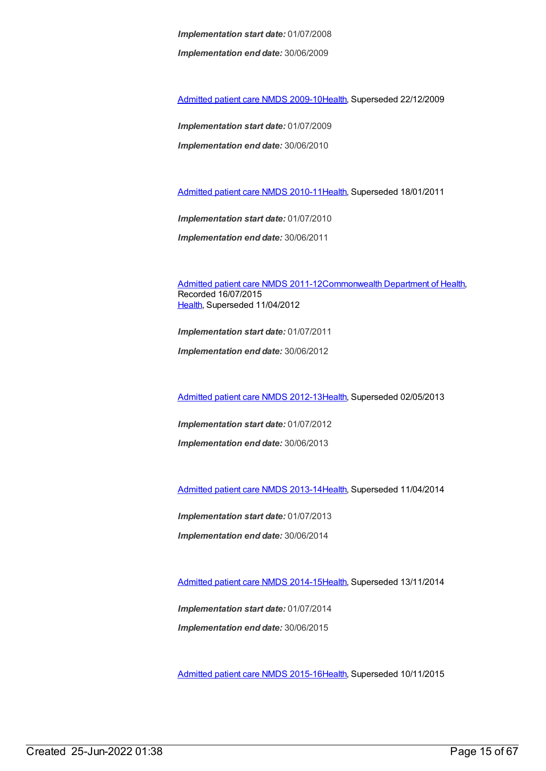***Implementation start date:*** 01/07/2008

***Implementation end date:*** 30/06/2009

Admitted patient care NMDS 2009-10Health, Superseded 22/12/2009

***Implementation start date:*** 01/07/2009

***Implementation end date:*** 30/06/2010

Admitted patient care NMDS 2010-11Health, Superseded 18/01/2011

***Implementation start date:*** 01/07/2010

***Implementation end date:*** 30/06/2011

Admitted patient care NMDS 2011-12Commonwealth Department of Health, Recorded 16/07/2015
Health, Superseded 11/04/2012

***Implementation start date:*** 01/07/2011

***Implementation end date:*** 30/06/2012

Admitted patient care NMDS 2012-13Health, Superseded 02/05/2013

***Implementation start date:*** 01/07/2012

***Implementation end date:*** 30/06/2013

Admitted patient care NMDS 2013-14Health, Superseded 11/04/2014

***Implementation start date:*** 01/07/2013

***Implementation end date:*** 30/06/2014

Admitted patient care NMDS 2014-15Health, Superseded 13/11/2014

***Implementation start date:*** 01/07/2014

***Implementation end date:*** 30/06/2015

Admitted patient care NMDS 2015-16Health, Superseded 10/11/2015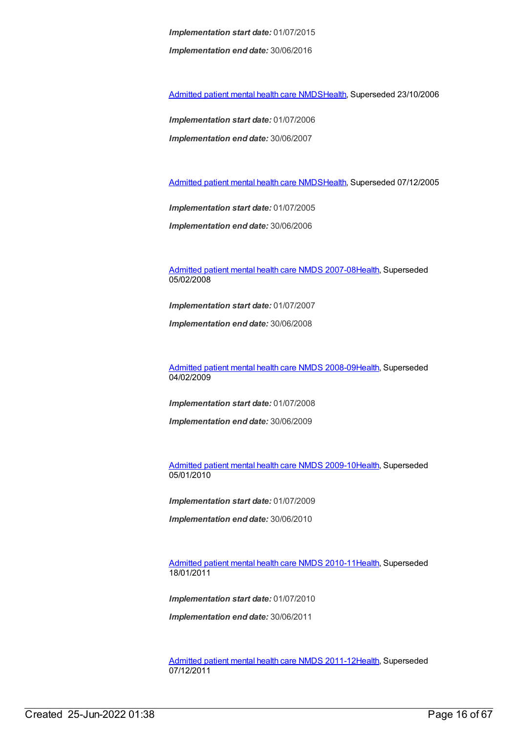***Implementation start date:*** 01/07/2015

***Implementation end date:*** 30/06/2016

Admitted patient mental health care NMDSHealth, Superseded 23/10/2006

***Implementation start date:*** 01/07/2006

***Implementation end date:*** 30/06/2007

Admitted patient mental health care NMDSHealth, Superseded 07/12/2005

***Implementation start date:*** 01/07/2005

***Implementation end date:*** 30/06/2006

Admitted patient mental health care NMDS 2007-08Health, Superseded 05/02/2008

***Implementation start date:*** 01/07/2007

***Implementation end date:*** 30/06/2008

Admitted patient mental health care NMDS 2008-09Health, Superseded 04/02/2009

***Implementation start date:*** 01/07/2008

***Implementation end date:*** 30/06/2009

Admitted patient mental health care NMDS 2009-10Health, Superseded 05/01/2010

***Implementation start date:*** 01/07/2009

***Implementation end date:*** 30/06/2010

Admitted patient mental health care NMDS 2010-11Health, Superseded 18/01/2011

***Implementation start date:*** 01/07/2010

***Implementation end date:*** 30/06/2011

Admitted patient mental health care NMDS 2011-12Health, Superseded 07/12/2011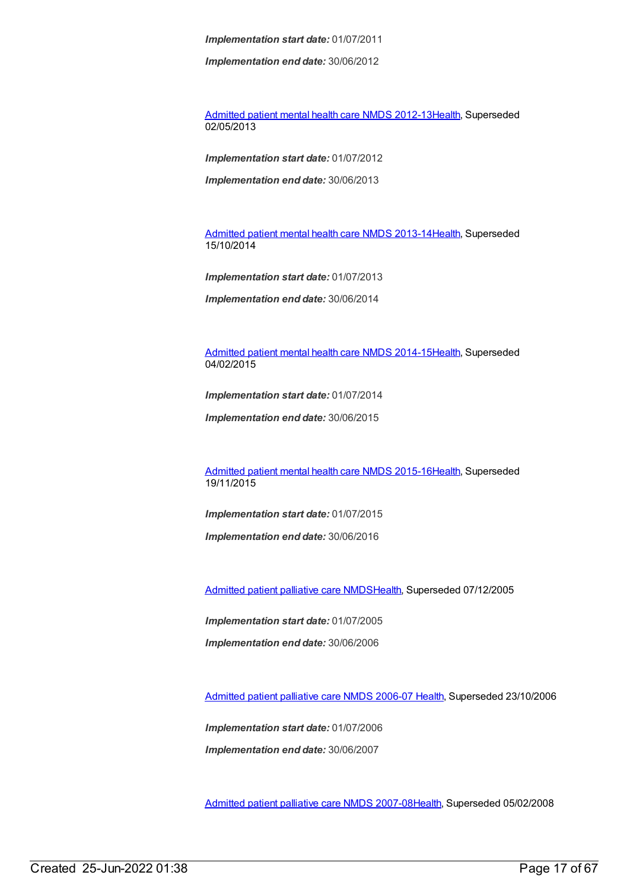***Implementation start date:*** 01/07/2011

***Implementation end date:*** 30/06/2012

Admitted patient mental health care NMDS 2012-13Health, Superseded 02/05/2013

***Implementation start date:*** 01/07/2012

***Implementation end date:*** 30/06/2013

Admitted patient mental health care NMDS 2013-14Health, Superseded 15/10/2014

***Implementation start date:*** 01/07/2013

***Implementation end date:*** 30/06/2014

Admitted patient mental health care NMDS 2014-15Health, Superseded 04/02/2015

***Implementation start date:*** 01/07/2014

***Implementation end date:*** 30/06/2015

Admitted patient mental health care NMDS 2015-16Health, Superseded 19/11/2015

***Implementation start date:*** 01/07/2015

***Implementation end date:*** 30/06/2016

Admitted patient palliative care NMDSHealth, Superseded 07/12/2005

***Implementation start date:*** 01/07/2005

***Implementation end date:*** 30/06/2006

Admitted patient palliative care NMDS 2006-07 Health, Superseded 23/10/2006

***Implementation start date:*** 01/07/2006

***Implementation end date:*** 30/06/2007

Admitted patient palliative care NMDS 2007-08Health, Superseded 05/02/2008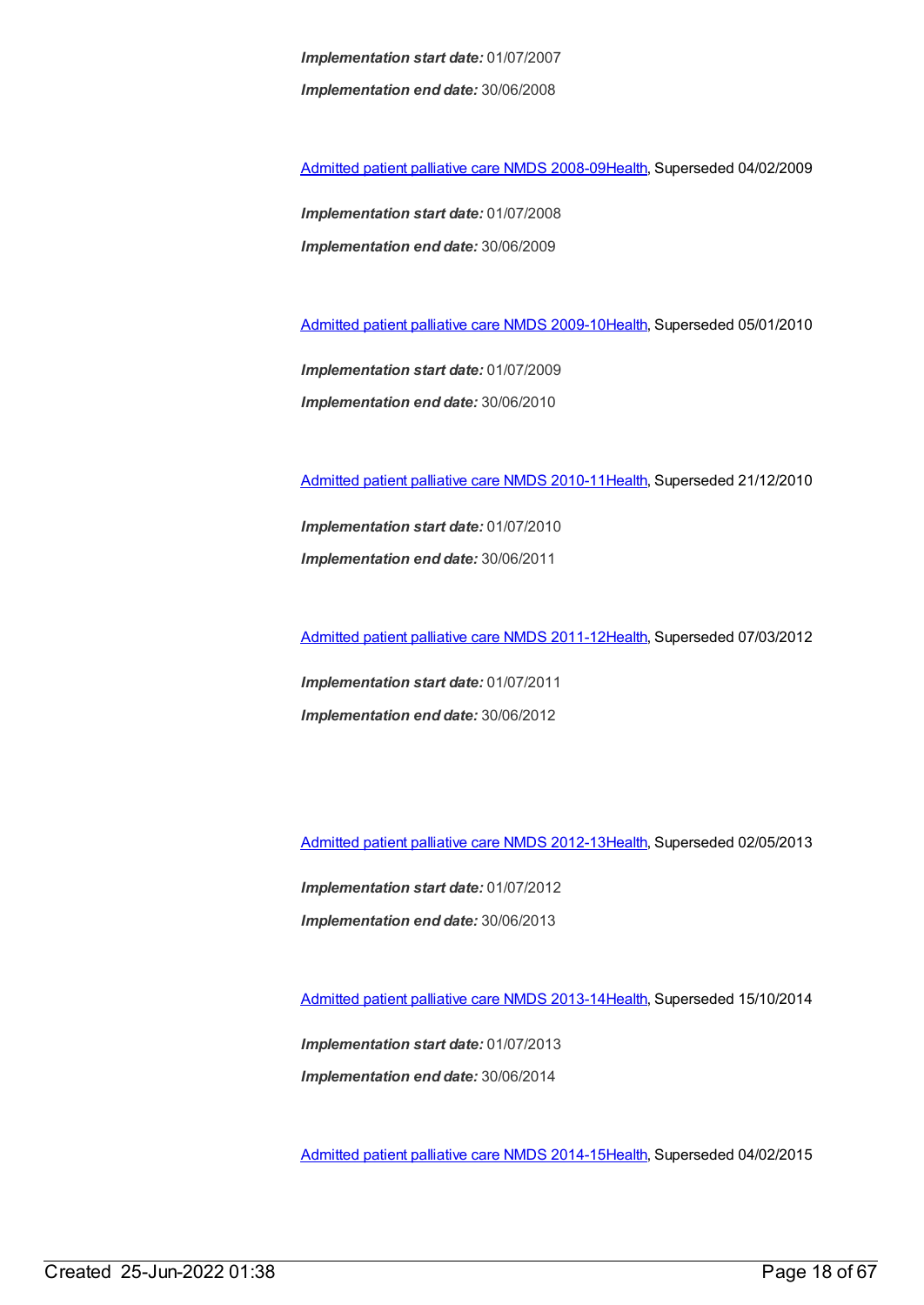***Implementation start date:*** 01/07/2007

***Implementation end date:*** 30/06/2008

Admitted patient palliative care NMDS 2008-09Health, Superseded 04/02/2009

***Implementation start date:*** 01/07/2008

***Implementation end date:*** 30/06/2009

Admitted patient palliative care NMDS 2009-10Health, Superseded 05/01/2010

***Implementation start date:*** 01/07/2009

***Implementation end date:*** 30/06/2010

Admitted patient palliative care NMDS 2010-11Health, Superseded 21/12/2010

***Implementation start date:*** 01/07/2010

***Implementation end date:*** 30/06/2011

Admitted patient palliative care NMDS 2011-12Health, Superseded 07/03/2012

***Implementation start date:*** 01/07/2011

***Implementation end date:*** 30/06/2012

Admitted patient palliative care NMDS 2012-13Health, Superseded 02/05/2013

***Implementation start date:*** 01/07/2012

***Implementation end date:*** 30/06/2013

Admitted patient palliative care NMDS 2013-14Health, Superseded 15/10/2014

***Implementation start date:*** 01/07/2013

***Implementation end date:*** 30/06/2014

Admitted patient palliative care NMDS 2014-15Health, Superseded 04/02/2015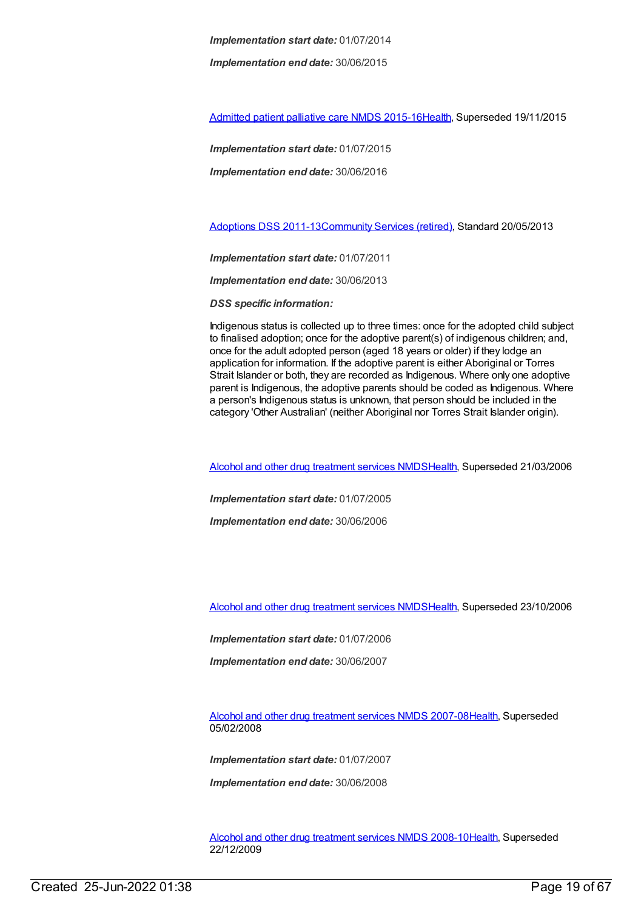***Implementation start date:*** 01/07/2014

***Implementation end date:*** 30/06/2015

Admitted patient palliative care NMDS 2015-16Health, Superseded 19/11/2015

***Implementation start date:*** 01/07/2015

***Implementation end date:*** 30/06/2016

Adoptions DSS 2011-13Community Services (retired), Standard 20/05/2013

***Implementation start date:*** 01/07/2011

***Implementation end date:*** 30/06/2013

***DSS specific information:***

Indigenous status is collected up to three times: once for the adopted child subject to finalised adoption; once for the adoptive parent(s) of indigenous children; and, once for the adult adopted person (aged 18 years or older) if they lodge an application for information. If the adoptive parent is either Aboriginal or Torres Strait Islander or both, they are recorded as Indigenous. Where only one adoptive parent is Indigenous, the adoptive parents should be coded as Indigenous. Where a person's Indigenous status is unknown, that person should be included in the category 'Other Australian' (neither Aboriginal nor Torres Strait Islander origin).

Alcohol and other drug treatment services NMDSHealth, Superseded 21/03/2006

***Implementation start date:*** 01/07/2005

***Implementation end date:*** 30/06/2006

Alcohol and other drug treatment services NMDSHealth, Superseded 23/10/2006

***Implementation start date:*** 01/07/2006

***Implementation end date:*** 30/06/2007

Alcohol and other drug treatment services NMDS 2007-08Health, Superseded 05/02/2008

***Implementation start date:*** 01/07/2007

***Implementation end date:*** 30/06/2008

Alcohol and other drug treatment services NMDS 2008-10Health, Superseded 22/12/2009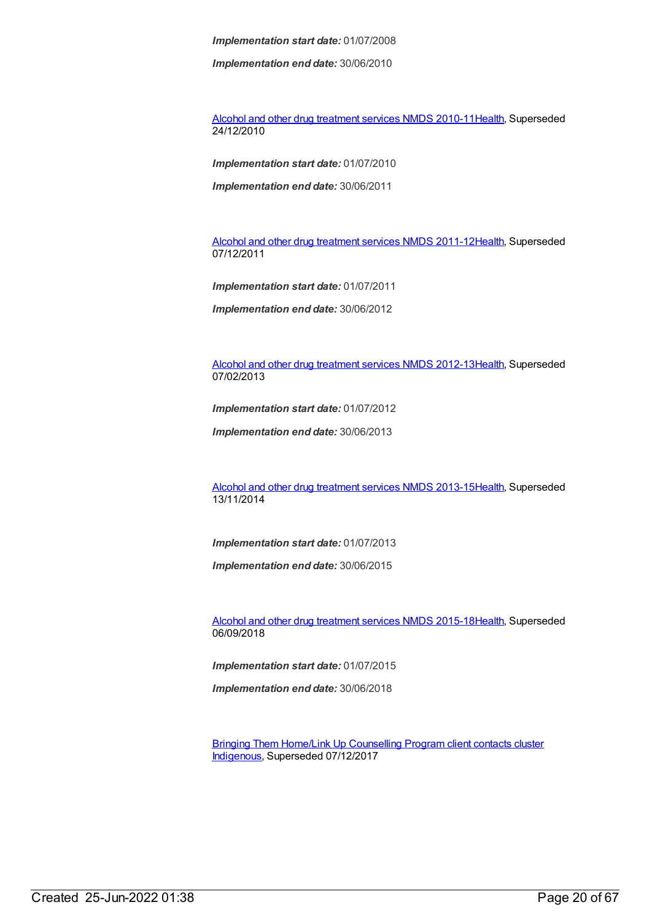***Implementation start date:*** 01/07/2008

***Implementation end date:*** 30/06/2010

Alcohol and other drug treatment services NMDS 2010-11Health, Superseded 24/12/2010

***Implementation start date:*** 01/07/2010

***Implementation end date:*** 30/06/2011

Alcohol and other drug treatment services NMDS 2011-12Health, Superseded 07/12/2011

***Implementation start date:*** 01/07/2011

***Implementation end date:*** 30/06/2012

Alcohol and other drug treatment services NMDS 2012-13Health, Superseded 07/02/2013

***Implementation start date:*** 01/07/2012

***Implementation end date:*** 30/06/2013

Alcohol and other drug treatment services NMDS 2013-15Health, Superseded 13/11/2014

***Implementation start date:*** 01/07/2013

***Implementation end date:*** 30/06/2015

Alcohol and other drug treatment services NMDS 2015-18Health, Superseded 06/09/2018

***Implementation start date:*** 01/07/2015

***Implementation end date:*** 30/06/2018

Bringing Them Home/Link Up Counselling Program client contacts cluster Indigenous, Superseded 07/12/2017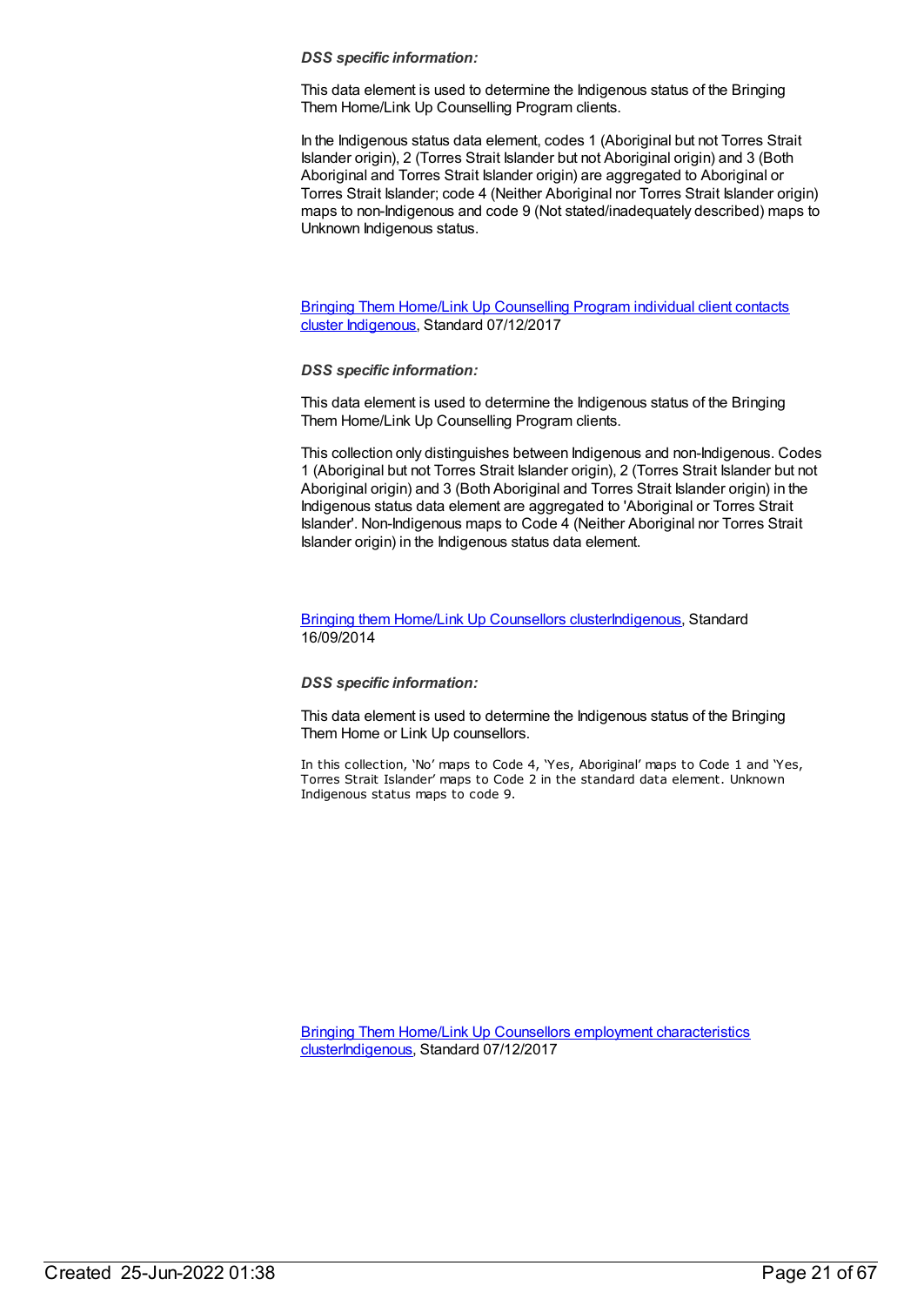*DSS specific information:*

This data element is used to determine the Indigenous status of the Bringing Them Home/Link Up Counselling Program clients.

In the Indigenous status data element, codes 1 (Aboriginal but not Torres Strait Islander origin), 2 (Torres Strait Islander but not Aboriginal origin) and 3 (Both Aboriginal and Torres Strait Islander origin) are aggregated to Aboriginal or Torres Strait Islander; code 4 (Neither Aboriginal nor Torres Strait Islander origin) maps to non-Indigenous and code 9 (Not stated/inadequately described) maps to Unknown Indigenous status.

Bringing Them Home/Link Up Counselling Program individual client contacts cluster Indigenous, Standard 07/12/2017

*DSS specific information:*

This data element is used to determine the Indigenous status of the Bringing Them Home/Link Up Counselling Program clients.

This collection only distinguishes between Indigenous and non-Indigenous. Codes 1 (Aboriginal but not Torres Strait Islander origin), 2 (Torres Strait Islander but not Aboriginal origin) and 3 (Both Aboriginal and Torres Strait Islander origin) in the Indigenous status data element are aggregated to 'Aboriginal or Torres Strait Islander'. Non-Indigenous maps to Code 4 (Neither Aboriginal nor Torres Strait Islander origin) in the Indigenous status data element.

Bringing them Home/Link Up Counsellors clusterIndigenous, Standard 16/09/2014

*DSS specific information:*

This data element is used to determine the Indigenous status of the Bringing Them Home or Link Up counsellors.

In this collection, 'No' maps to Code 4, 'Yes, Aboriginal' maps to Code 1 and 'Yes, Torres Strait Islander' maps to Code 2 in the standard data element. Unknown Indigenous status maps to code 9.

Bringing Them Home/Link Up Counsellors employment characteristics clusterIndigenous, Standard 07/12/2017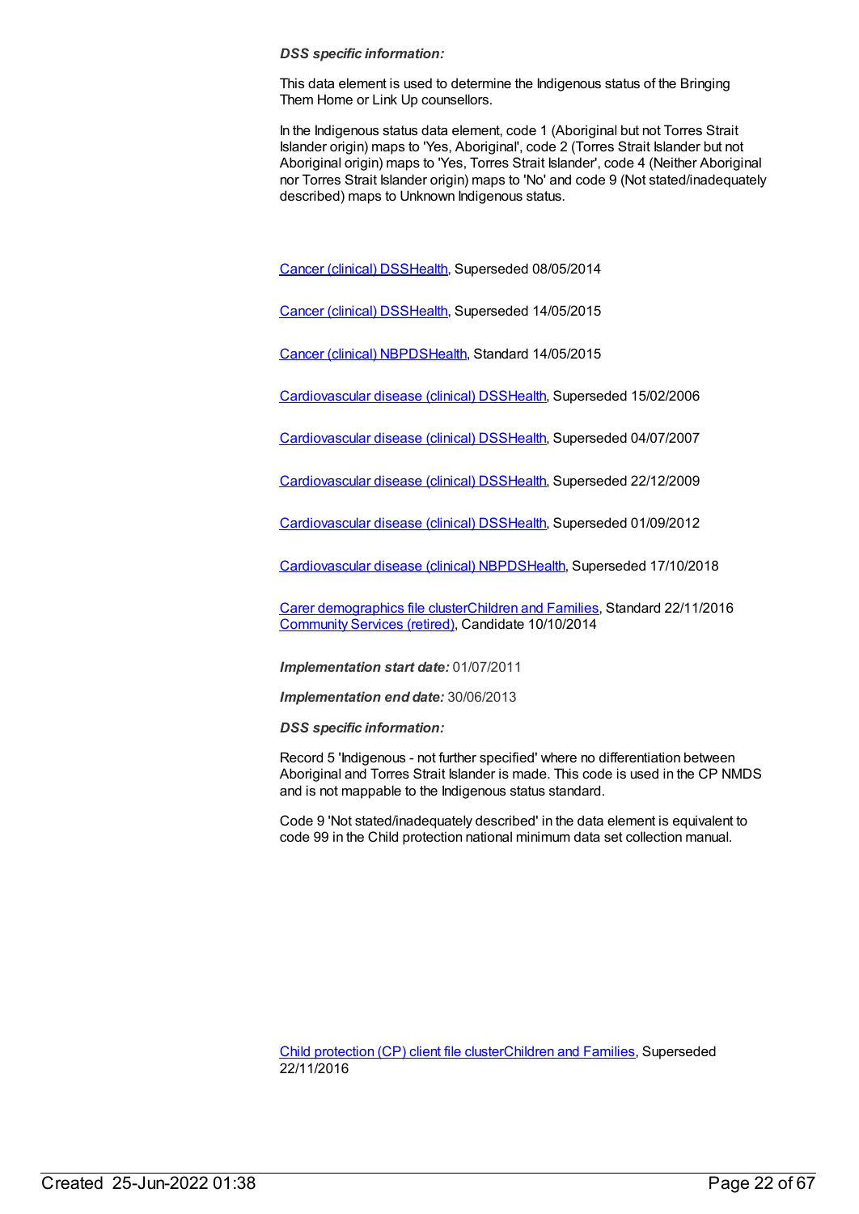*DSS specific information:*

This data element is used to determine the Indigenous status of the Bringing Them Home or Link Up counsellors.

In the Indigenous status data element, code 1 (Aboriginal but not Torres Strait Islander origin) maps to 'Yes, Aboriginal', code 2 (Torres Strait Islander but not Aboriginal origin) maps to 'Yes, Torres Strait Islander', code 4 (Neither Aboriginal nor Torres Strait Islander origin) maps to 'No' and code 9 (Not stated/inadequately described) maps to Unknown Indigenous status.

Cancer (clinical) DSSHealth, Superseded 08/05/2014

Cancer (clinical) DSSHealth, Superseded 14/05/2015

Cancer (clinical) NBPDSHealth, Standard 14/05/2015

Cardiovascular disease (clinical) DSSHealth, Superseded 15/02/2006

Cardiovascular disease (clinical) DSSHealth, Superseded 04/07/2007

Cardiovascular disease (clinical) DSSHealth, Superseded 22/12/2009

Cardiovascular disease (clinical) DSSHealth, Superseded 01/09/2012

Cardiovascular disease (clinical) NBPDSHealth, Superseded 17/10/2018

Carer demographics file clusterChildren and Families, Standard 22/11/2016
Community Services (retired), Candidate 10/10/2014

***Implementation start date:*** 01/07/2011

***Implementation end date:*** 30/06/2013

*DSS specific information:*

Record 5 'Indigenous - not further specified' where no differentiation between Aboriginal and Torres Strait Islander is made. This code is used in the CP NMDS and is not mappable to the Indigenous status standard.

Code 9 'Not stated/inadequately described' in the data element is equivalent to code 99 in the Child protection national minimum data set collection manual.

Child protection (CP) client file clusterChildren and Families, Superseded 22/11/2016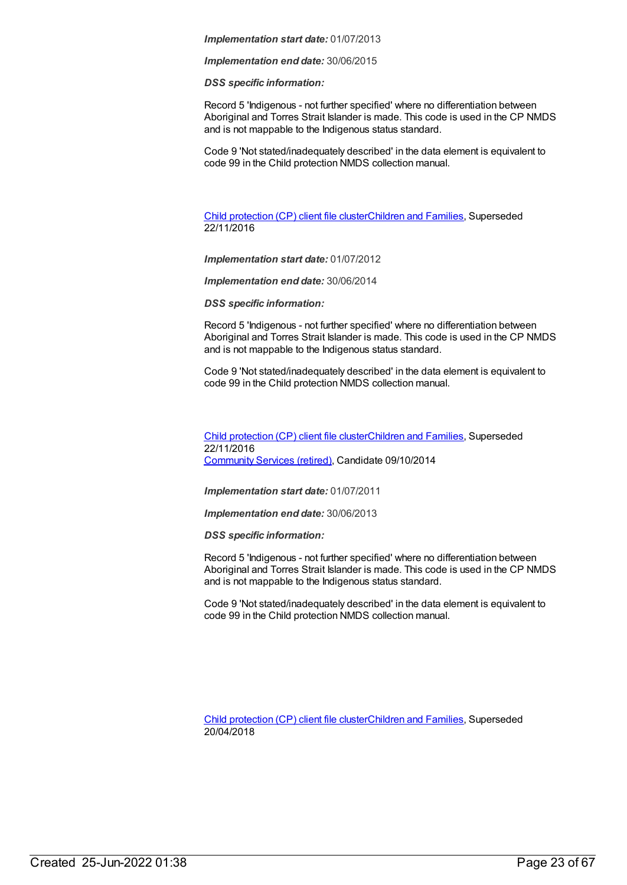***Implementation start date:*** 01/07/2013

***Implementation end date:*** 30/06/2015

***DSS specific information:***

Record 5 'Indigenous - not further specified' where no differentiation between Aboriginal and Torres Strait Islander is made. This code is used in the CP NMDS and is not mappable to the Indigenous status standard.

Code 9 'Not stated/inadequately described' in the data element is equivalent to code 99 in the Child protection NMDS collection manual.

Child protection (CP) client file clusterChildren and Families, Superseded 22/11/2016

***Implementation start date:*** 01/07/2012

***Implementation end date:*** 30/06/2014

***DSS specific information:***

Record 5 'Indigenous - not further specified' where no differentiation between Aboriginal and Torres Strait Islander is made. This code is used in the CP NMDS and is not mappable to the Indigenous status standard.

Code 9 'Not stated/inadequately described' in the data element is equivalent to code 99 in the Child protection NMDS collection manual.

Child protection (CP) client file clusterChildren and Families, Superseded 22/11/2016
Community Services (retired), Candidate 09/10/2014

***Implementation start date:*** 01/07/2011

***Implementation end date:*** 30/06/2013

***DSS specific information:***

Record 5 'Indigenous - not further specified' where no differentiation between Aboriginal and Torres Strait Islander is made. This code is used in the CP NMDS and is not mappable to the Indigenous status standard.

Code 9 'Not stated/inadequately described' in the data element is equivalent to code 99 in the Child protection NMDS collection manual.

Child protection (CP) client file clusterChildren and Families, Superseded 20/04/2018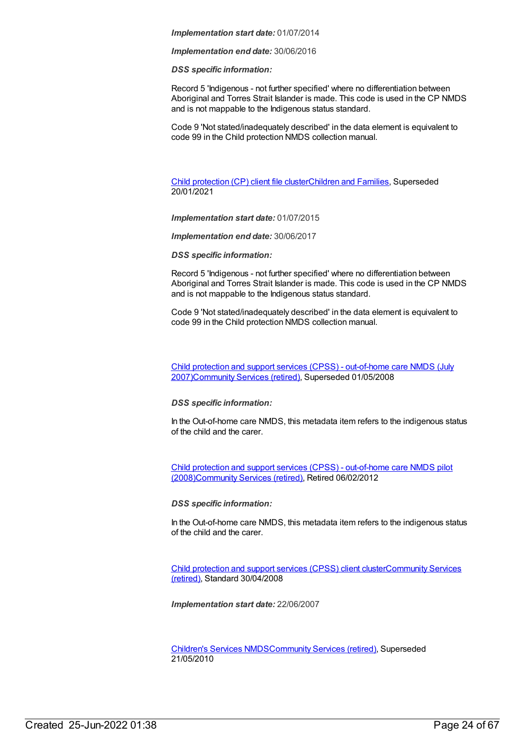*Implementation start date:* 01/07/2014

*Implementation end date:* 30/06/2016

*DSS specific information:*

Record 5 'Indigenous - not further specified' where no differentiation between Aboriginal and Torres Strait Islander is made. This code is used in the CP NMDS and is not mappable to the Indigenous status standard.

Code 9 'Not stated/inadequately described' in the data element is equivalent to code 99 in the Child protection NMDS collection manual.

Child protection (CP) client file clusterChildren and Families, Superseded 20/01/2021

*Implementation start date:* 01/07/2015

*Implementation end date:* 30/06/2017

*DSS specific information:*

Record 5 'Indigenous - not further specified' where no differentiation between Aboriginal and Torres Strait Islander is made. This code is used in the CP NMDS and is not mappable to the Indigenous status standard.

Code 9 'Not stated/inadequately described' in the data element is equivalent to code 99 in the Child protection NMDS collection manual.

Child protection and support services (CPSS) - out-of-home care NMDS (July 2007)Community Services (retired), Superseded 01/05/2008

*DSS specific information:*

In the Out-of-home care NMDS, this metadata item refers to the indigenous status of the child and the carer.

Child protection and support services (CPSS) - out-of-home care NMDS pilot (2008)Community Services (retired), Retired 06/02/2012

*DSS specific information:*

In the Out-of-home care NMDS, this metadata item refers to the indigenous status of the child and the carer.

Child protection and support services (CPSS) client clusterCommunity Services (retired), Standard 30/04/2008

*Implementation start date:* 22/06/2007

Children's Services NMDSCommunity Services (retired), Superseded 21/05/2010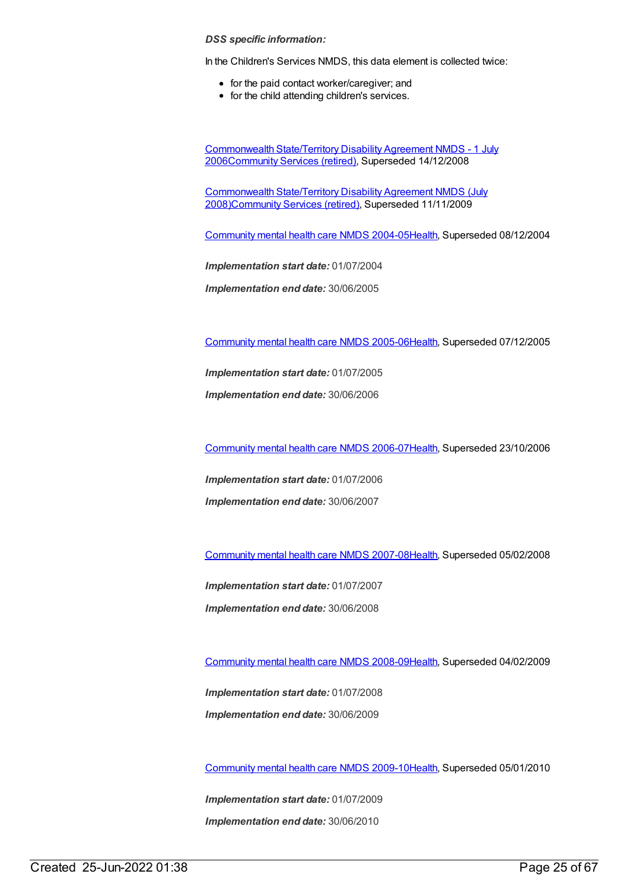***DSS specific information:***

In the Children's Services NMDS, this data element is collected twice:

- for the paid contact worker/caregiver; and
- for the child attending children's services.

Commonwealth State/Territory Disability Agreement NMDS - 1 July 2006Community Services (retired), Superseded 14/12/2008

Commonwealth State/Territory Disability Agreement NMDS (July 2008)Community Services (retired), Superseded 11/11/2009

Community mental health care NMDS 2004-05Health, Superseded 08/12/2004

***Implementation start date:*** 01/07/2004

***Implementation end date:*** 30/06/2005

Community mental health care NMDS 2005-06Health, Superseded 07/12/2005

***Implementation start date:*** 01/07/2005

***Implementation end date:*** 30/06/2006

Community mental health care NMDS 2006-07Health, Superseded 23/10/2006

***Implementation start date:*** 01/07/2006

***Implementation end date:*** 30/06/2007

Community mental health care NMDS 2007-08Health, Superseded 05/02/2008

***Implementation start date:*** 01/07/2007

***Implementation end date:*** 30/06/2008

Community mental health care NMDS 2008-09Health, Superseded 04/02/2009

***Implementation start date:*** 01/07/2008

***Implementation end date:*** 30/06/2009

Community mental health care NMDS 2009-10Health, Superseded 05/01/2010

***Implementation start date:*** 01/07/2009

***Implementation end date:*** 30/06/2010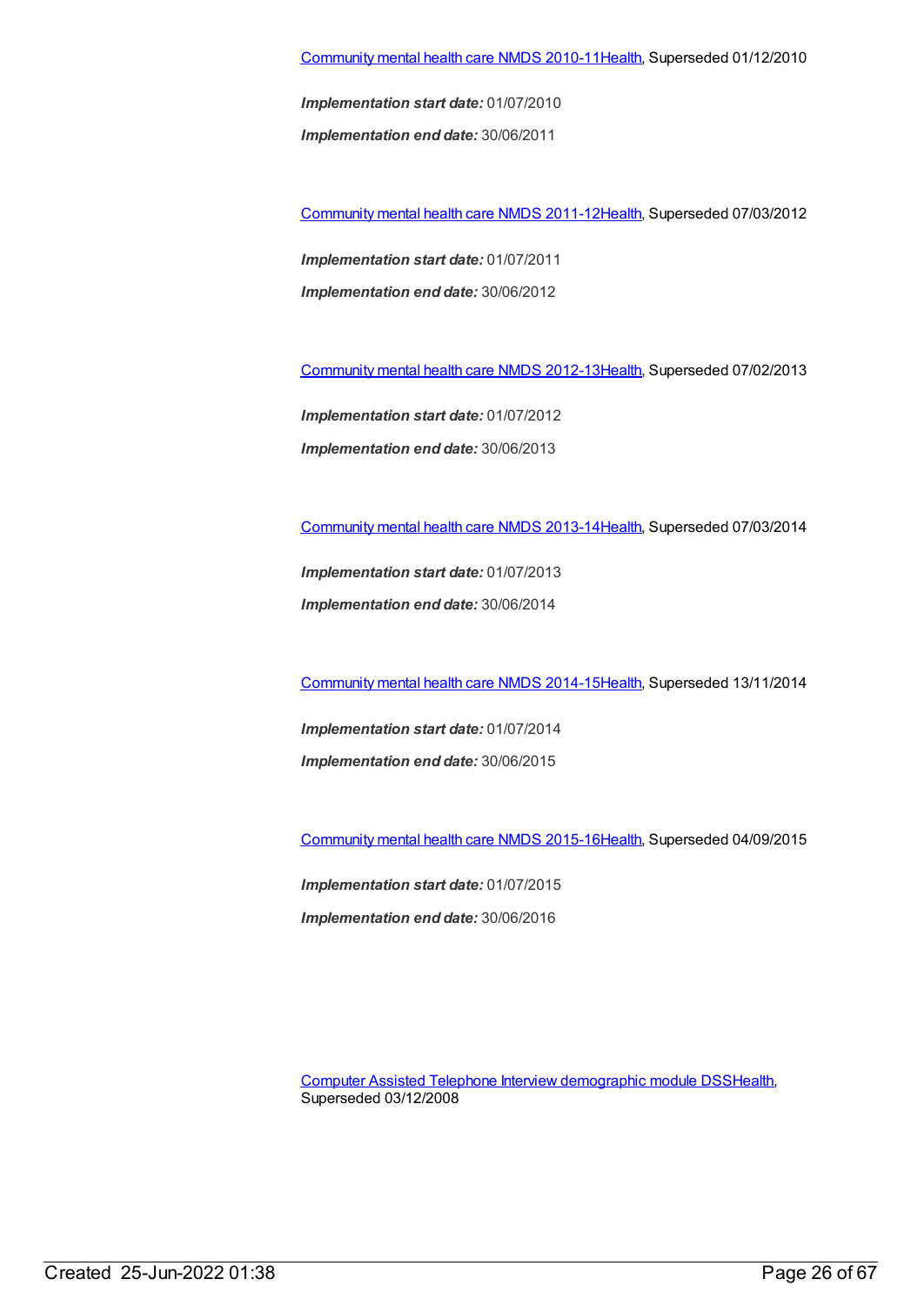Community mental health care NMDS 2010-11Health, Superseded 01/12/2010

***Implementation start date:*** 01/07/2010

***Implementation end date:*** 30/06/2011

Community mental health care NMDS 2011-12Health, Superseded 07/03/2012

***Implementation start date:*** 01/07/2011

***Implementation end date:*** 30/06/2012

Community mental health care NMDS 2012-13Health, Superseded 07/02/2013

***Implementation start date:*** 01/07/2012

***Implementation end date:*** 30/06/2013

Community mental health care NMDS 2013-14Health, Superseded 07/03/2014

***Implementation start date:*** 01/07/2013

***Implementation end date:*** 30/06/2014

Community mental health care NMDS 2014-15Health, Superseded 13/11/2014

***Implementation start date:*** 01/07/2014

***Implementation end date:*** 30/06/2015

Community mental health care NMDS 2015-16Health, Superseded 04/09/2015

***Implementation start date:*** 01/07/2015

***Implementation end date:*** 30/06/2016

Computer Assisted Telephone Interview demographic module DSSHealth, Superseded 03/12/2008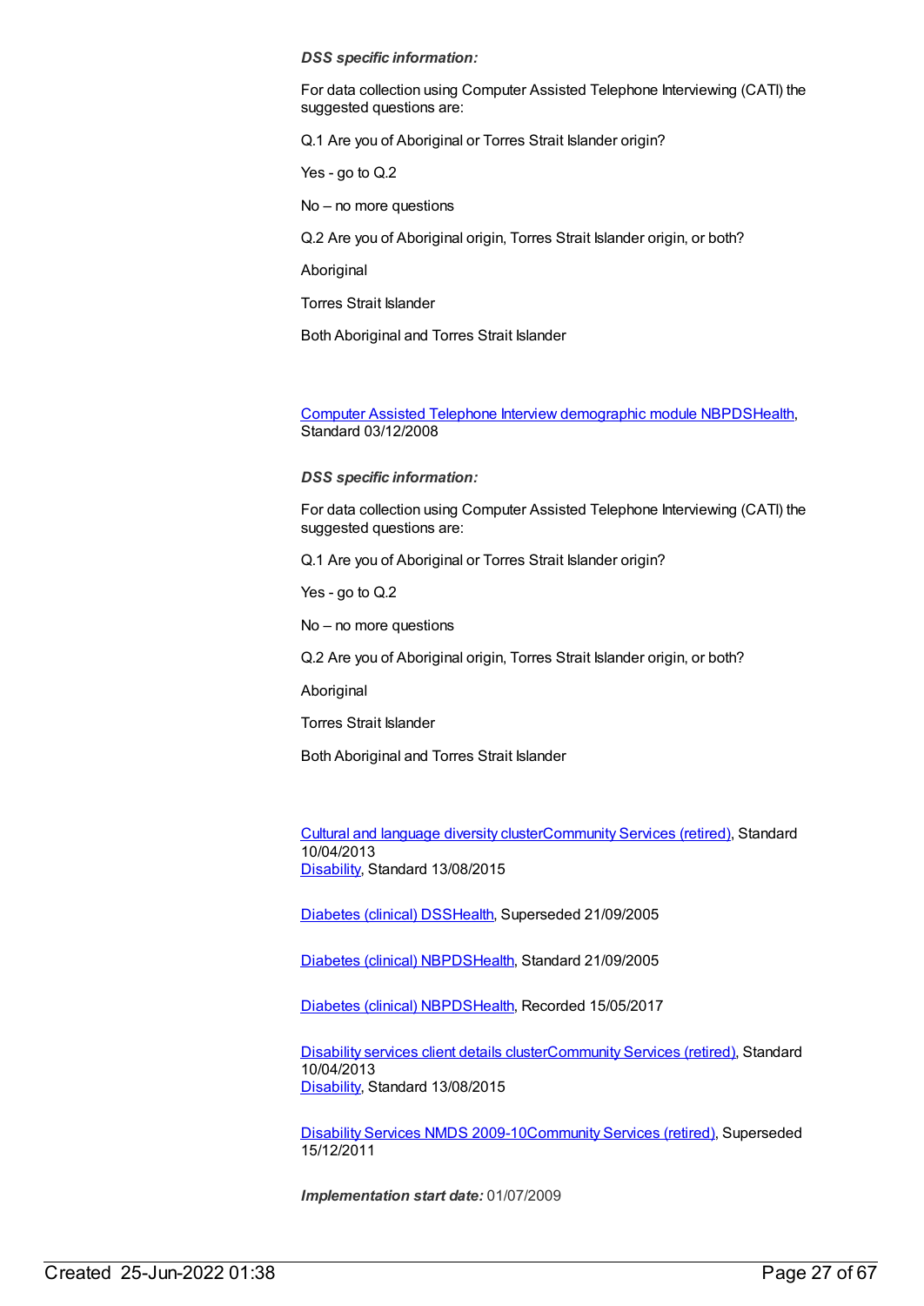***DSS specific information:***

For data collection using Computer Assisted Telephone Interviewing (CATI) the suggested questions are:

Q.1 Are you of Aboriginal or Torres Strait Islander origin?

Yes - go to Q.2

No – no more questions

Q.2 Are you of Aboriginal origin, Torres Strait Islander origin, or both?

Aboriginal

Torres Strait Islander

Both Aboriginal and Torres Strait Islander

Computer Assisted Telephone Interview demographic module NBPDSHealth, Standard 03/12/2008

***DSS specific information:***

For data collection using Computer Assisted Telephone Interviewing (CATI) the suggested questions are:

Q.1 Are you of Aboriginal or Torres Strait Islander origin?

Yes - go to Q.2

No – no more questions

Q.2 Are you of Aboriginal origin, Torres Strait Islander origin, or both?

Aboriginal

Torres Strait Islander

Both Aboriginal and Torres Strait Islander

Cultural and language diversity clusterCommunity Services (retired), Standard 10/04/2013
Disability, Standard 13/08/2015

Diabetes (clinical) DSSHealth, Superseded 21/09/2005

Diabetes (clinical) NBPDSHealth, Standard 21/09/2005

Diabetes (clinical) NBPDSHealth, Recorded 15/05/2017

Disability services client details clusterCommunity Services (retired), Standard 10/04/2013
Disability, Standard 13/08/2015

Disability Services NMDS 2009-10Community Services (retired), Superseded 15/12/2011

***Implementation start date:*** 01/07/2009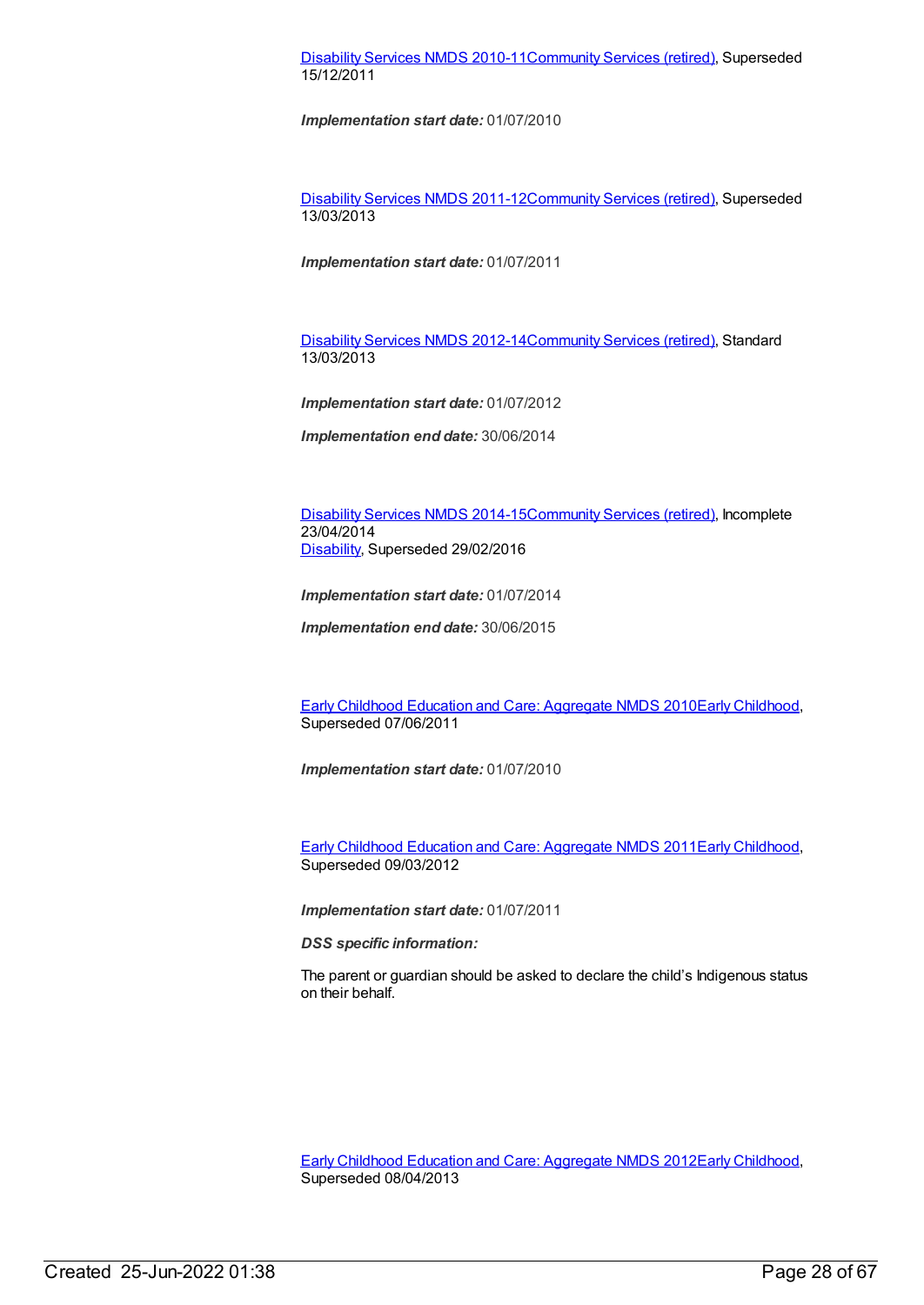Disability Services NMDS 2010-11Community Services (retired), Superseded 15/12/2011

***Implementation start date:*** 01/07/2010

Disability Services NMDS 2011-12Community Services (retired), Superseded 13/03/2013

***Implementation start date:*** 01/07/2011

Disability Services NMDS 2012-14Community Services (retired), Standard 13/03/2013

***Implementation start date:*** 01/07/2012

***Implementation end date:*** 30/06/2014

Disability Services NMDS 2014-15Community Services (retired), Incomplete 23/04/2014
Disability, Superseded 29/02/2016

***Implementation start date:*** 01/07/2014

***Implementation end date:*** 30/06/2015

Early Childhood Education and Care: Aggregate NMDS 2010Early Childhood, Superseded 07/06/2011

***Implementation start date:*** 01/07/2010

Early Childhood Education and Care: Aggregate NMDS 2011Early Childhood, Superseded 09/03/2012

***Implementation start date:*** 01/07/2011

***DSS specific information:***

The parent or guardian should be asked to declare the child's Indigenous status on their behalf.

Early Childhood Education and Care: Aggregate NMDS 2012Early Childhood, Superseded 08/04/2013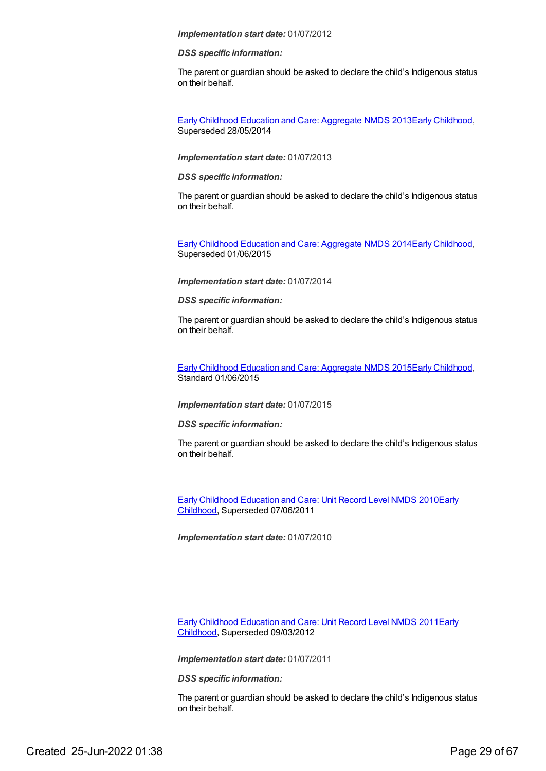***Implementation start date:*** 01/07/2012

***DSS specific information:***

The parent or guardian should be asked to declare the child's Indigenous status on their behalf.

Early Childhood Education and Care: Aggregate NMDS 2013Early Childhood, Superseded 28/05/2014

***Implementation start date:*** 01/07/2013

***DSS specific information:***

The parent or guardian should be asked to declare the child's Indigenous status on their behalf.

Early Childhood Education and Care: Aggregate NMDS 2014Early Childhood, Superseded 01/06/2015

***Implementation start date:*** 01/07/2014

***DSS specific information:***

The parent or guardian should be asked to declare the child's Indigenous status on their behalf.

Early Childhood Education and Care: Aggregate NMDS 2015Early Childhood, Standard 01/06/2015

***Implementation start date:*** 01/07/2015

***DSS specific information:***

The parent or guardian should be asked to declare the child's Indigenous status on their behalf.

Early Childhood Education and Care: Unit Record Level NMDS 2010Early Childhood, Superseded 07/06/2011

***Implementation start date:*** 01/07/2010

Early Childhood Education and Care: Unit Record Level NMDS 2011Early Childhood, Superseded 09/03/2012

***Implementation start date:*** 01/07/2011

***DSS specific information:***

The parent or guardian should be asked to declare the child's Indigenous status on their behalf.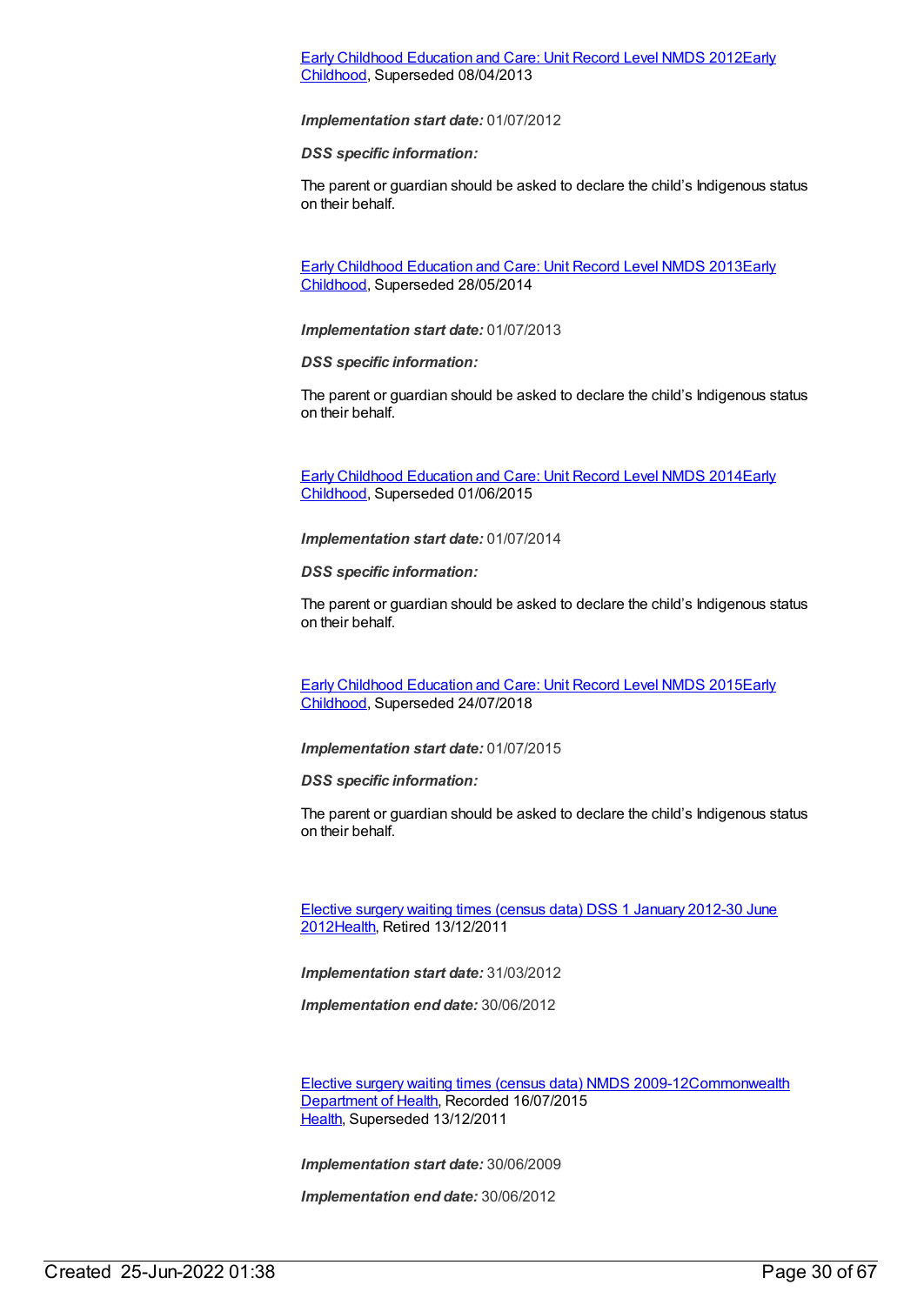[Early Childhood Education and Care: Unit Record Level NMDS 2012Early Childhood], Superseded 08/04/2013

***Implementation start date:*** 01/07/2012

***DSS specific information:***

The parent or guardian should be asked to declare the child's Indigenous status on their behalf.

[Early Childhood Education and Care: Unit Record Level NMDS 2013Early Childhood], Superseded 28/05/2014

***Implementation start date:*** 01/07/2013

***DSS specific information:***

The parent or guardian should be asked to declare the child's Indigenous status on their behalf.

[Early Childhood Education and Care: Unit Record Level NMDS 2014Early Childhood], Superseded 01/06/2015

***Implementation start date:*** 01/07/2014

***DSS specific information:***

The parent or guardian should be asked to declare the child's Indigenous status on their behalf.

[Early Childhood Education and Care: Unit Record Level NMDS 2015Early Childhood], Superseded 24/07/2018

***Implementation start date:*** 01/07/2015

***DSS specific information:***

The parent or guardian should be asked to declare the child's Indigenous status on their behalf.

[Elective surgery waiting times (census data) DSS 1 January 2012-30 June 2012Health], Retired 13/12/2011

***Implementation start date:*** 31/03/2012

***Implementation end date:*** 30/06/2012

[Elective surgery waiting times (census data) NMDS 2009-12Commonwealth Department of Health], Recorded 16/07/2015
[Health], Superseded 13/12/2011

***Implementation start date:*** 30/06/2009

***Implementation end date:*** 30/06/2012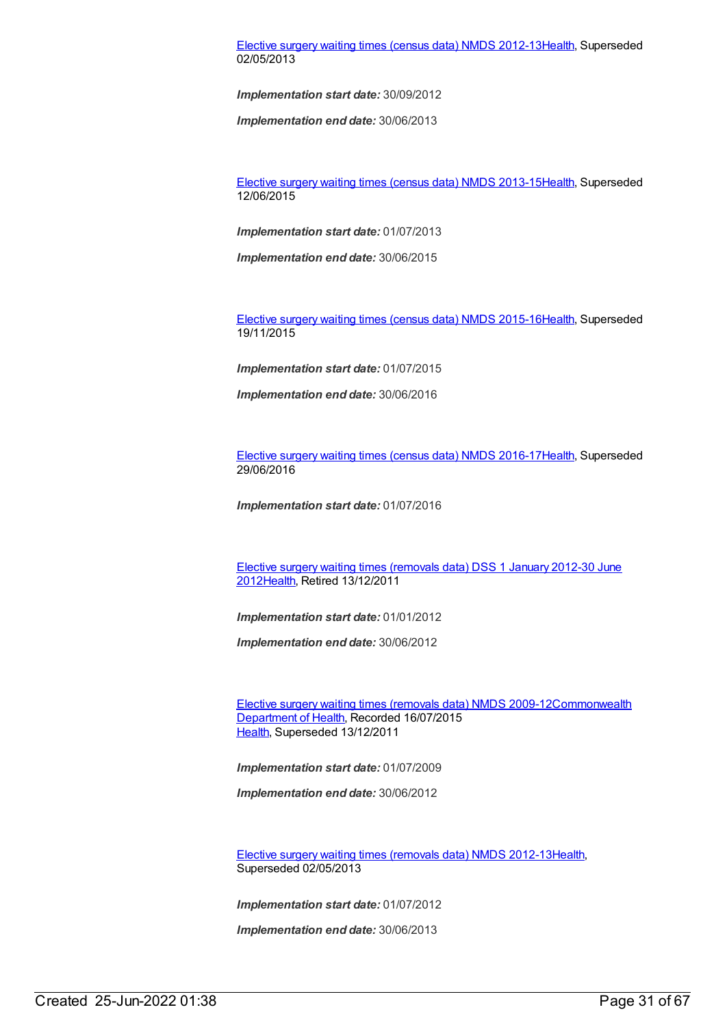Elective surgery waiting times (census data) NMDS 2012-13Health, Superseded 02/05/2013

***Implementation start date:*** 30/09/2012

***Implementation end date:*** 30/06/2013

Elective surgery waiting times (census data) NMDS 2013-15Health, Superseded 12/06/2015

***Implementation start date:*** 01/07/2013

***Implementation end date:*** 30/06/2015

Elective surgery waiting times (census data) NMDS 2015-16Health, Superseded 19/11/2015

***Implementation start date:*** 01/07/2015

***Implementation end date:*** 30/06/2016

Elective surgery waiting times (census data) NMDS 2016-17Health, Superseded 29/06/2016

***Implementation start date:*** 01/07/2016

Elective surgery waiting times (removals data) DSS 1 January 2012-30 June 2012Health, Retired 13/12/2011

***Implementation start date:*** 01/01/2012

***Implementation end date:*** 30/06/2012

Elective surgery waiting times (removals data) NMDS 2009-12Commonwealth Department of Health, Recorded 16/07/2015
Health, Superseded 13/12/2011

***Implementation start date:*** 01/07/2009

***Implementation end date:*** 30/06/2012

Elective surgery waiting times (removals data) NMDS 2012-13Health, Superseded 02/05/2013

***Implementation start date:*** 01/07/2012

***Implementation end date:*** 30/06/2013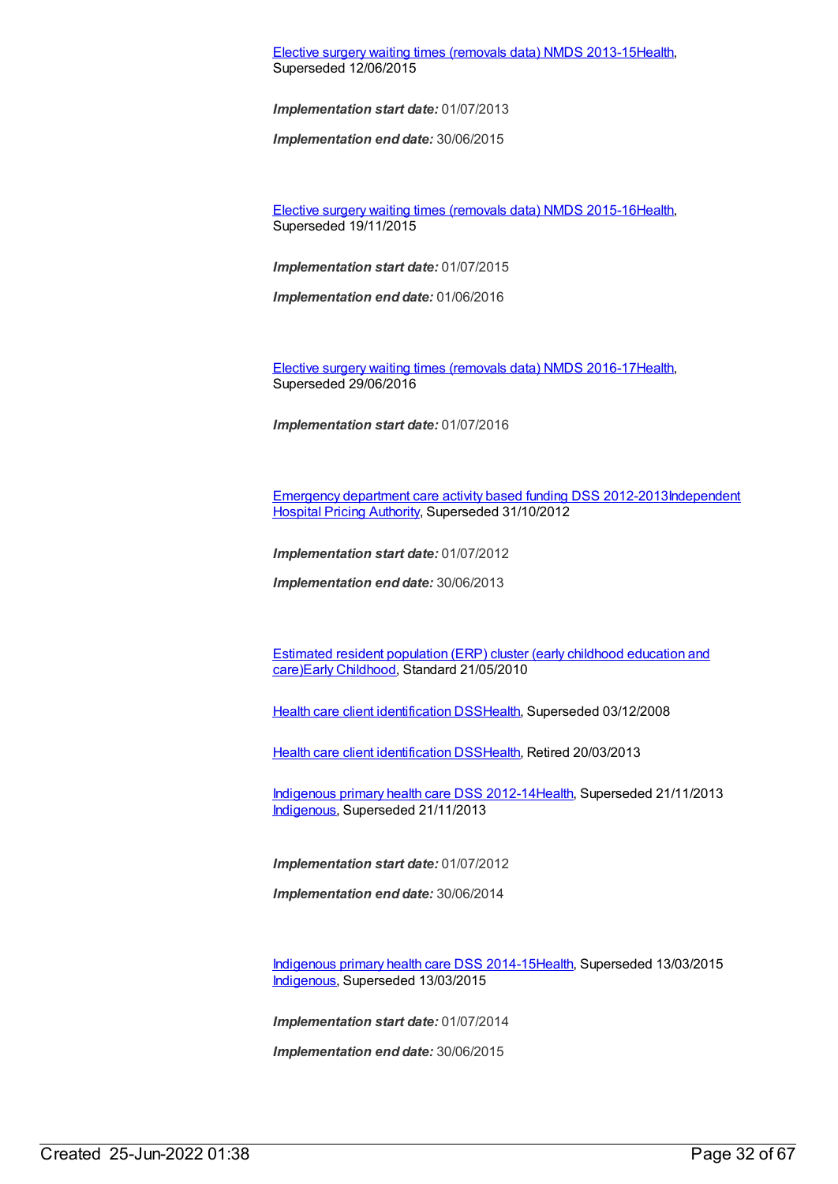Elective surgery waiting times (removals data) NMDS 2013-15Health, Superseded 12/06/2015

***Implementation start date:*** 01/07/2013

***Implementation end date:*** 30/06/2015

Elective surgery waiting times (removals data) NMDS 2015-16Health, Superseded 19/11/2015

***Implementation start date:*** 01/07/2015

***Implementation end date:*** 01/06/2016

Elective surgery waiting times (removals data) NMDS 2016-17Health, Superseded 29/06/2016

***Implementation start date:*** 01/07/2016

Emergency department care activity based funding DSS 2012-2013Independent Hospital Pricing Authority, Superseded 31/10/2012

***Implementation start date:*** 01/07/2012

***Implementation end date:*** 30/06/2013

Estimated resident population (ERP) cluster (early childhood education and care)Early Childhood, Standard 21/05/2010

Health care client identification DSSHealth, Superseded 03/12/2008

Health care client identification DSSHealth, Retired 20/03/2013

Indigenous primary health care DSS 2012-14Health, Superseded 21/11/2013
Indigenous, Superseded 21/11/2013

***Implementation start date:*** 01/07/2012

***Implementation end date:*** 30/06/2014

Indigenous primary health care DSS 2014-15Health, Superseded 13/03/2015
Indigenous, Superseded 13/03/2015

***Implementation start date:*** 01/07/2014

***Implementation end date:*** 30/06/2015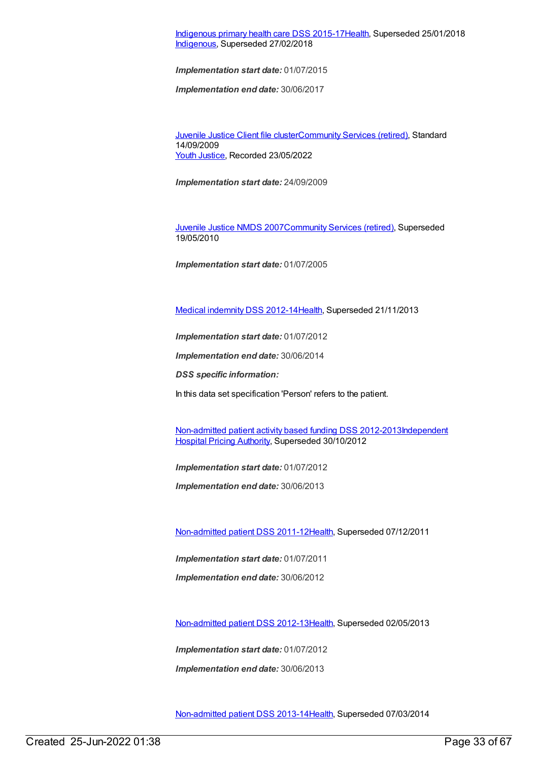Indigenous primary health care DSS 2015-17Health, Superseded 25/01/2018
Indigenous, Superseded 27/02/2018

***Implementation start date:*** 01/07/2015

***Implementation end date:*** 30/06/2017

Juvenile Justice Client file clusterCommunity Services (retired), Standard 14/09/2009
Youth Justice, Recorded 23/05/2022

***Implementation start date:*** 24/09/2009

Juvenile Justice NMDS 2007Community Services (retired), Superseded 19/05/2010

***Implementation start date:*** 01/07/2005

Medical indemnity DSS 2012-14Health, Superseded 21/11/2013

***Implementation start date:*** 01/07/2012

***Implementation end date:*** 30/06/2014

***DSS specific information:***

In this data set specification 'Person' refers to the patient.

Non-admitted patient activity based funding DSS 2012-2013Independent Hospital Pricing Authority, Superseded 30/10/2012

***Implementation start date:*** 01/07/2012

***Implementation end date:*** 30/06/2013

Non-admitted patient DSS 2011-12Health, Superseded 07/12/2011

***Implementation start date:*** 01/07/2011

***Implementation end date:*** 30/06/2012

Non-admitted patient DSS 2012-13Health, Superseded 02/05/2013

***Implementation start date:*** 01/07/2012

***Implementation end date:*** 30/06/2013

Non-admitted patient DSS 2013-14Health, Superseded 07/03/2014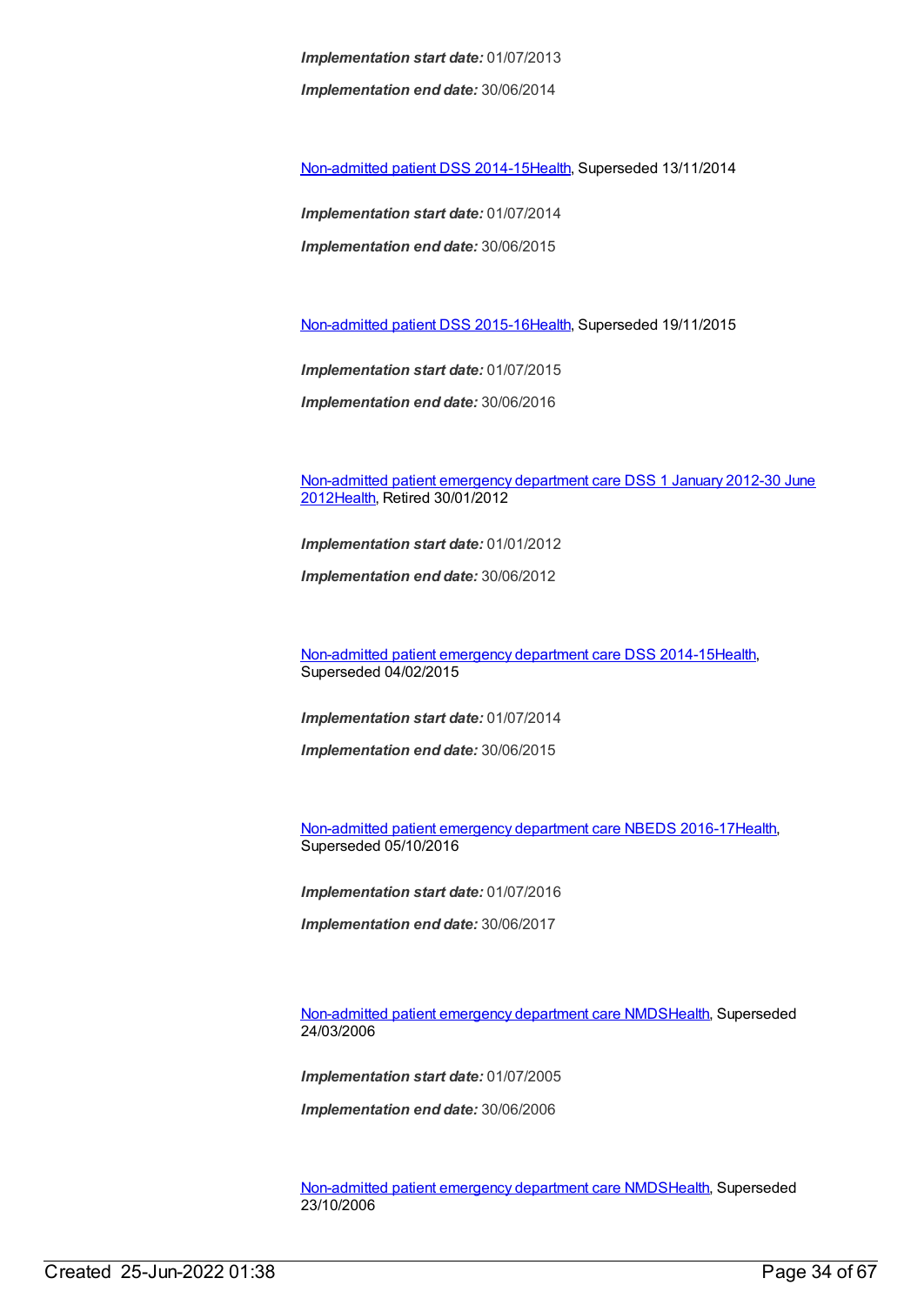***Implementation start date:*** 01/07/2013

***Implementation end date:*** 30/06/2014

Non-admitted patient DSS 2014-15Health, Superseded 13/11/2014

***Implementation start date:*** 01/07/2014

***Implementation end date:*** 30/06/2015

Non-admitted patient DSS 2015-16Health, Superseded 19/11/2015

***Implementation start date:*** 01/07/2015

***Implementation end date:*** 30/06/2016

Non-admitted patient emergency department care DSS 1 January 2012-30 June 2012Health, Retired 30/01/2012

***Implementation start date:*** 01/01/2012

***Implementation end date:*** 30/06/2012

Non-admitted patient emergency department care DSS 2014-15Health, Superseded 04/02/2015

***Implementation start date:*** 01/07/2014

***Implementation end date:*** 30/06/2015

Non-admitted patient emergency department care NBEDS 2016-17Health, Superseded 05/10/2016

***Implementation start date:*** 01/07/2016

***Implementation end date:*** 30/06/2017

Non-admitted patient emergency department care NMDSHealth, Superseded 24/03/2006

***Implementation start date:*** 01/07/2005

***Implementation end date:*** 30/06/2006

Non-admitted patient emergency department care NMDSHealth, Superseded 23/10/2006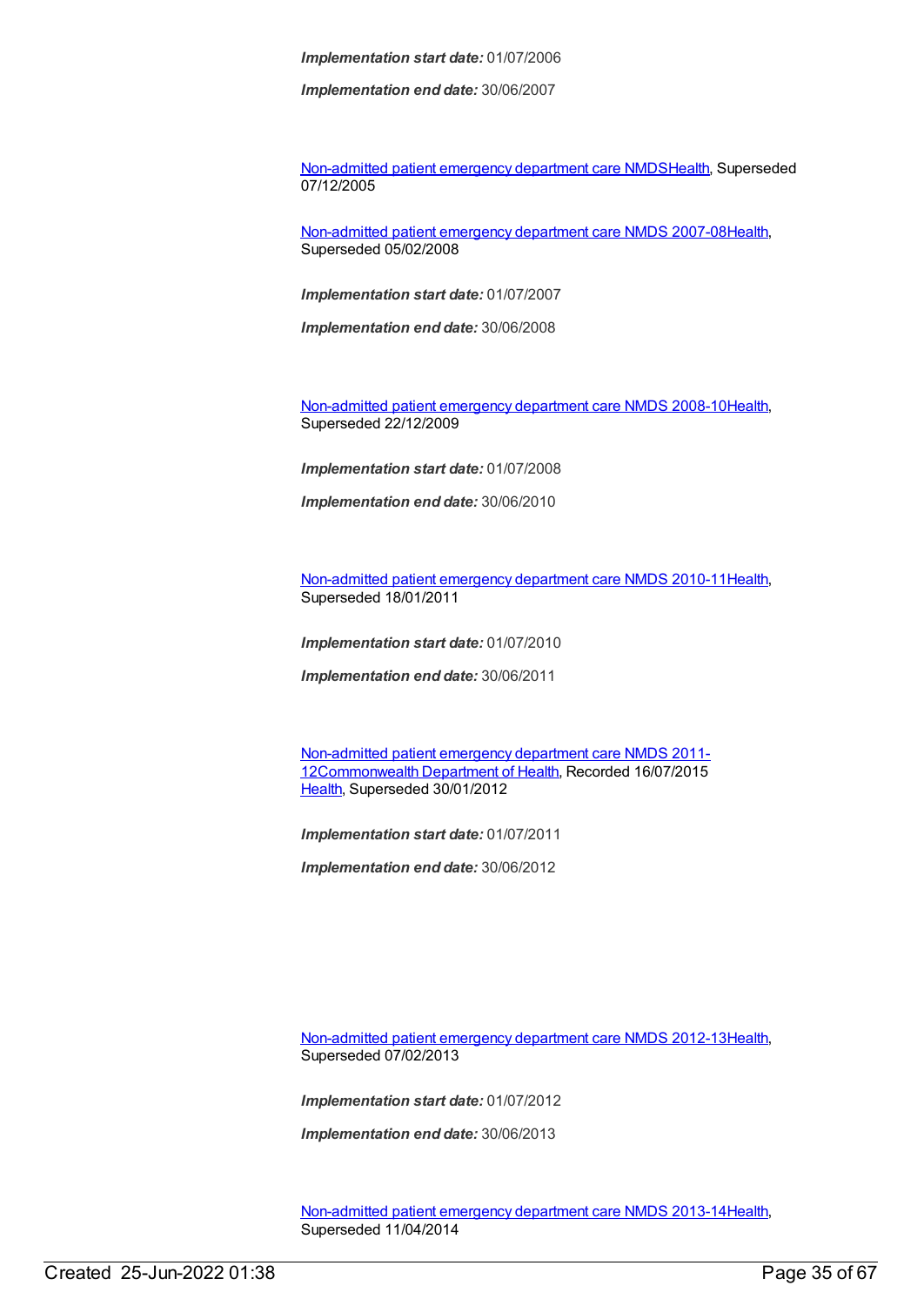***Implementation start date:*** 01/07/2006

***Implementation end date:*** 30/06/2007

Non-admitted patient emergency department care NMDSHealth, Superseded 07/12/2005

Non-admitted patient emergency department care NMDS 2007-08Health, Superseded 05/02/2008

***Implementation start date:*** 01/07/2007

***Implementation end date:*** 30/06/2008

Non-admitted patient emergency department care NMDS 2008-10Health, Superseded 22/12/2009

***Implementation start date:*** 01/07/2008

***Implementation end date:*** 30/06/2010

Non-admitted patient emergency department care NMDS 2010-11Health, Superseded 18/01/2011

***Implementation start date:*** 01/07/2010

***Implementation end date:*** 30/06/2011

Non-admitted patient emergency department care NMDS 2011-12Commonwealth Department of Health, Recorded 16/07/2015
Health, Superseded 30/01/2012

***Implementation start date:*** 01/07/2011

***Implementation end date:*** 30/06/2012

Non-admitted patient emergency department care NMDS 2012-13Health, Superseded 07/02/2013

***Implementation start date:*** 01/07/2012

***Implementation end date:*** 30/06/2013

Non-admitted patient emergency department care NMDS 2013-14Health, Superseded 11/04/2014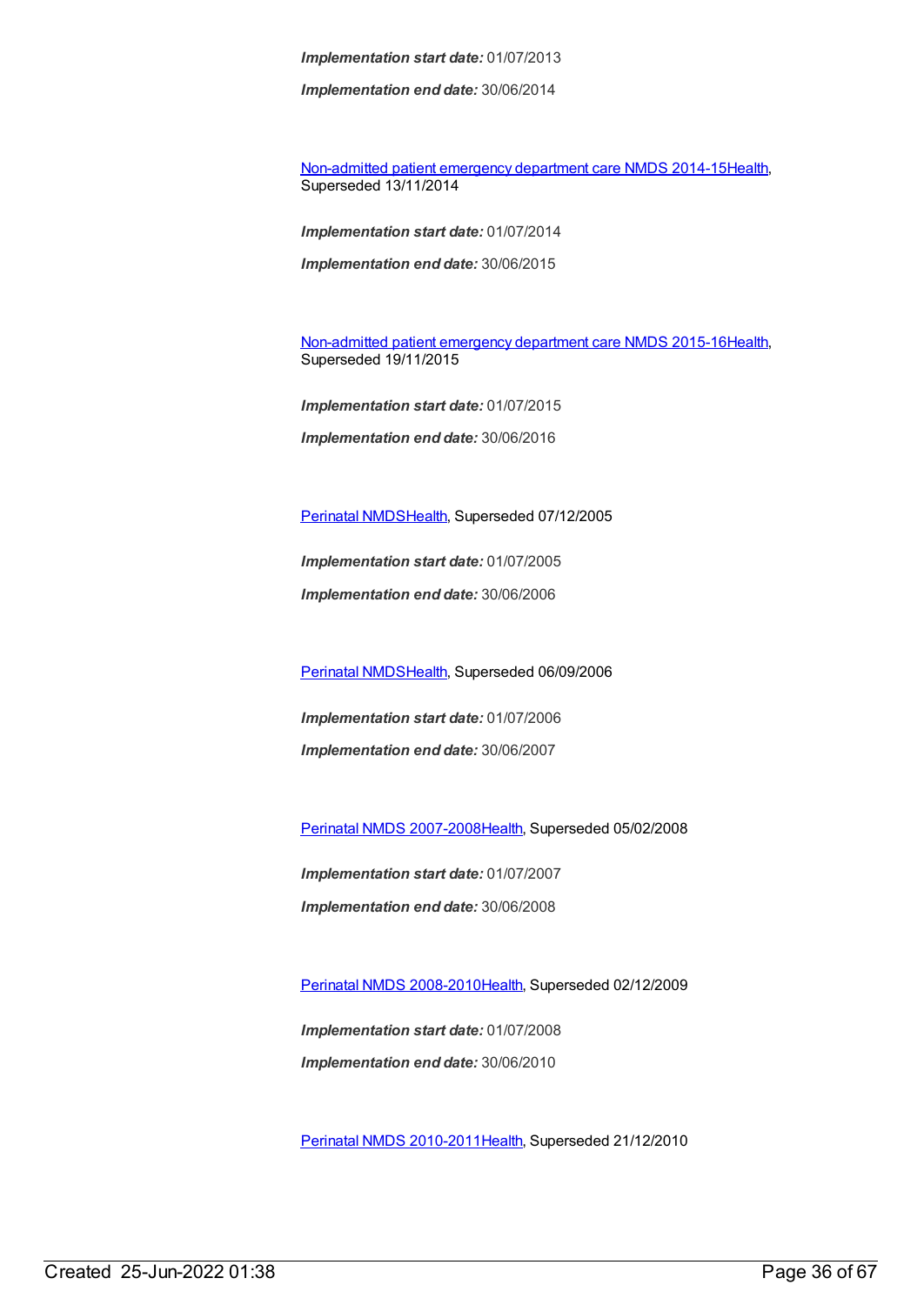***Implementation start date:*** 01/07/2013

***Implementation end date:*** 30/06/2014

Non-admitted patient emergency department care NMDS 2014-15Health, Superseded 13/11/2014

***Implementation start date:*** 01/07/2014

***Implementation end date:*** 30/06/2015

Non-admitted patient emergency department care NMDS 2015-16Health, Superseded 19/11/2015

***Implementation start date:*** 01/07/2015

***Implementation end date:*** 30/06/2016

Perinatal NMDSHealth, Superseded 07/12/2005

***Implementation start date:*** 01/07/2005

***Implementation end date:*** 30/06/2006

Perinatal NMDSHealth, Superseded 06/09/2006

***Implementation start date:*** 01/07/2006

***Implementation end date:*** 30/06/2007

Perinatal NMDS 2007-2008Health, Superseded 05/02/2008

***Implementation start date:*** 01/07/2007

***Implementation end date:*** 30/06/2008

Perinatal NMDS 2008-2010Health, Superseded 02/12/2009

***Implementation start date:*** 01/07/2008

***Implementation end date:*** 30/06/2010

Perinatal NMDS 2010-2011Health, Superseded 21/12/2010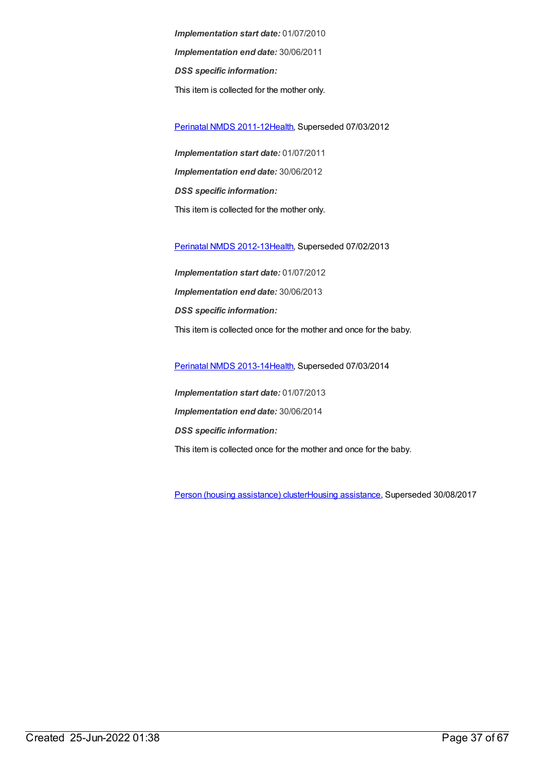*Implementation start date:* 01/07/2010

*Implementation end date:* 30/06/2011

*DSS specific information:*

This item is collected for the mother only.

Perinatal NMDS 2011-12Health, Superseded 07/03/2012

*Implementation start date:* 01/07/2011

*Implementation end date:* 30/06/2012

*DSS specific information:*

This item is collected for the mother only.

Perinatal NMDS 2012-13Health, Superseded 07/02/2013

*Implementation start date:* 01/07/2012

*Implementation end date:* 30/06/2013

*DSS specific information:*

This item is collected once for the mother and once for the baby.

Perinatal NMDS 2013-14Health, Superseded 07/03/2014

*Implementation start date:* 01/07/2013

*Implementation end date:* 30/06/2014

*DSS specific information:*

This item is collected once for the mother and once for the baby.

Person (housing assistance) clusterHousing assistance, Superseded 30/08/2017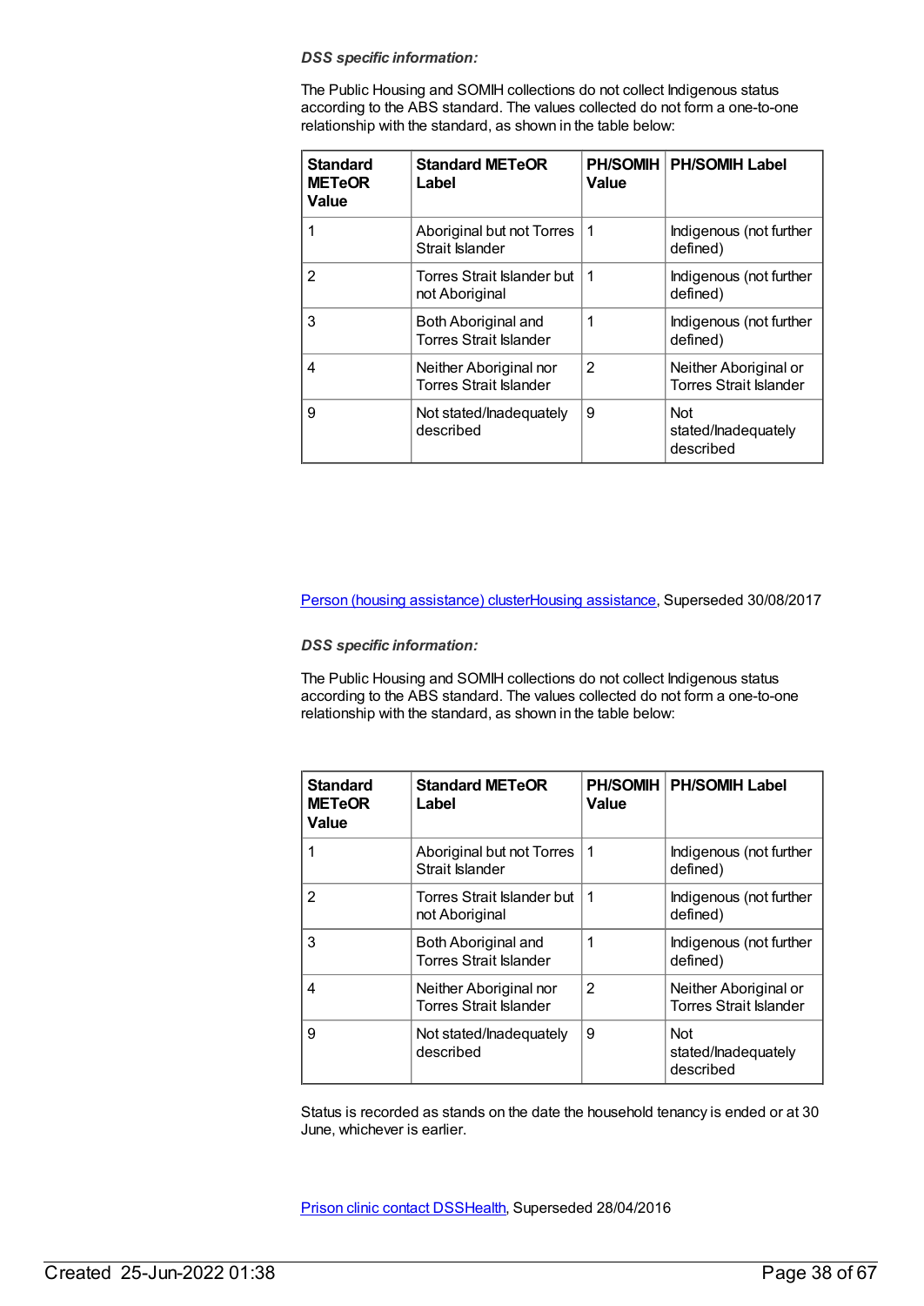*DSS specific information:*

The Public Housing and SOMIH collections do not collect Indigenous status according to the ABS standard. The values collected do not form a one-to-one relationship with the standard, as shown in the table below:

| Standard METeOR Value | Standard METeOR Label | PH/SOMIH Value | PH/SOMIH Label |
|---|---|---|---|
| 1 | Aboriginal but not Torres Strait Islander | 1 | Indigenous (not further defined) |
| 2 | Torres Strait Islander but not Aboriginal | 1 | Indigenous (not further defined) |
| 3 | Both Aboriginal and Torres Strait Islander | 1 | Indigenous (not further defined) |
| 4 | Neither Aboriginal nor Torres Strait Islander | 2 | Neither Aboriginal or Torres Strait Islander |
| 9 | Not stated/Inadequately described | 9 | Not stated/Inadequately described |

[Person (housing assistance) clusterHousing assistance](), Superseded 30/08/2017

*DSS specific information:*

The Public Housing and SOMIH collections do not collect Indigenous status according to the ABS standard. The values collected do not form a one-to-one relationship with the standard, as shown in the table below:

| Standard METeOR Value | Standard METeOR Label | PH/SOMIH Value | PH/SOMIH Label |
|---|---|---|---|
| 1 | Aboriginal but not Torres Strait Islander | 1 | Indigenous (not further defined) |
| 2 | Torres Strait Islander but not Aboriginal | 1 | Indigenous (not further defined) |
| 3 | Both Aboriginal and Torres Strait Islander | 1 | Indigenous (not further defined) |
| 4 | Neither Aboriginal nor Torres Strait Islander | 2 | Neither Aboriginal or Torres Strait Islander |
| 9 | Not stated/Inadequately described | 9 | Not stated/Inadequately described |

Status is recorded as stands on the date the household tenancy is ended or at 30 June, whichever is earlier.

[Prison clinic contact DSSHealth](), Superseded 28/04/2016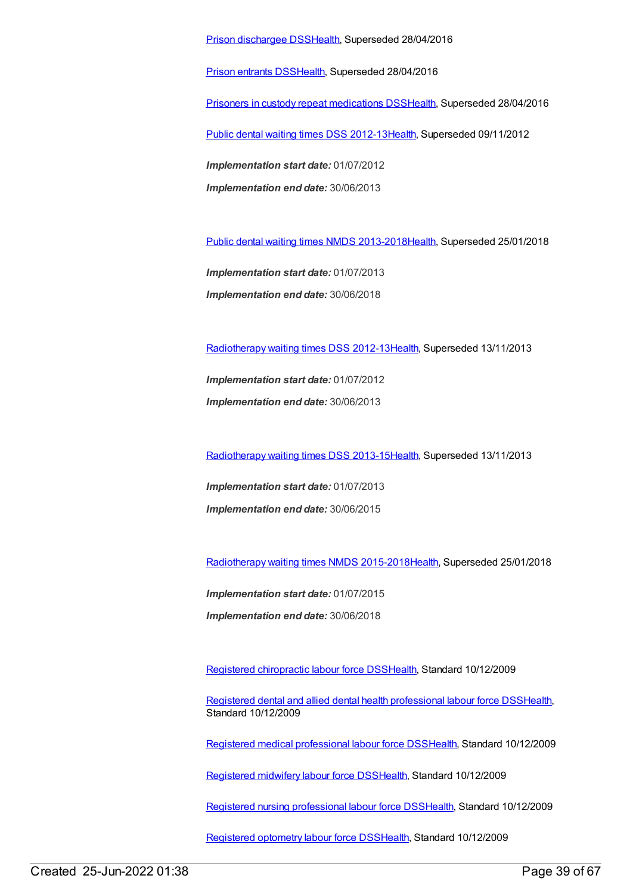Prison dischargee DSSHealth, Superseded 28/04/2016

Prison entrants DSSHealth, Superseded 28/04/2016

Prisoners in custody repeat medications DSSHealth, Superseded 28/04/2016

Public dental waiting times DSS 2012-13Health, Superseded 09/11/2012

***Implementation start date:*** 01/07/2012

***Implementation end date:*** 30/06/2013

Public dental waiting times NMDS 2013-2018Health, Superseded 25/01/2018

***Implementation start date:*** 01/07/2013

***Implementation end date:*** 30/06/2018

Radiotherapy waiting times DSS 2012-13Health, Superseded 13/11/2013

***Implementation start date:*** 01/07/2012

***Implementation end date:*** 30/06/2013

Radiotherapy waiting times DSS 2013-15Health, Superseded 13/11/2013

***Implementation start date:*** 01/07/2013

***Implementation end date:*** 30/06/2015

Radiotherapy waiting times NMDS 2015-2018Health, Superseded 25/01/2018

***Implementation start date:*** 01/07/2015

***Implementation end date:*** 30/06/2018

Registered chiropractic labour force DSSHealth, Standard 10/12/2009

Registered dental and allied dental health professional labour force DSSHealth, Standard 10/12/2009

Registered medical professional labour force DSSHealth, Standard 10/12/2009

Registered midwifery labour force DSSHealth, Standard 10/12/2009

Registered nursing professional labour force DSSHealth, Standard 10/12/2009

Registered optometry labour force DSSHealth, Standard 10/12/2009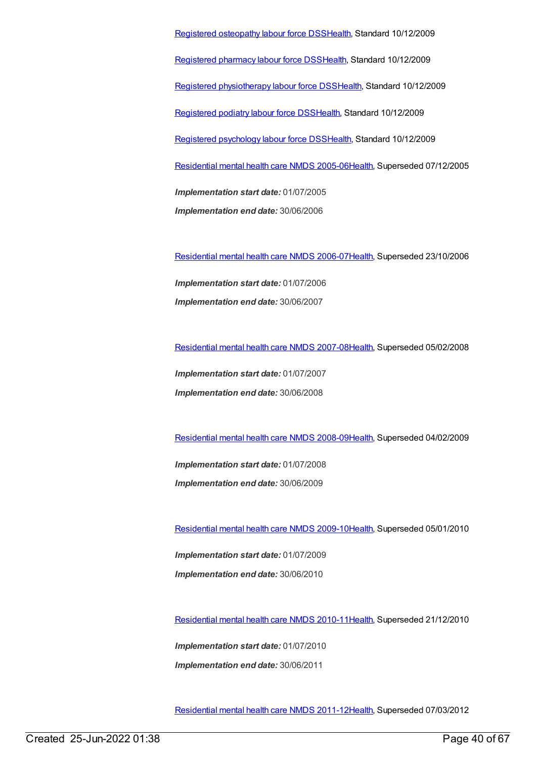Registered osteopathy labour force DSSHealth, Standard 10/12/2009

Registered pharmacy labour force DSSHealth, Standard 10/12/2009

Registered physiotherapy labour force DSSHealth, Standard 10/12/2009

Registered podiatry labour force DSSHealth, Standard 10/12/2009

Registered psychology labour force DSSHealth, Standard 10/12/2009

Residential mental health care NMDS 2005-06Health, Superseded 07/12/2005

***Implementation start date:*** 01/07/2005

***Implementation end date:*** 30/06/2006

Residential mental health care NMDS 2006-07Health, Superseded 23/10/2006

***Implementation start date:*** 01/07/2006

***Implementation end date:*** 30/06/2007

Residential mental health care NMDS 2007-08Health, Superseded 05/02/2008

***Implementation start date:*** 01/07/2007

***Implementation end date:*** 30/06/2008

Residential mental health care NMDS 2008-09Health, Superseded 04/02/2009

***Implementation start date:*** 01/07/2008

***Implementation end date:*** 30/06/2009

Residential mental health care NMDS 2009-10Health, Superseded 05/01/2010

***Implementation start date:*** 01/07/2009

***Implementation end date:*** 30/06/2010

Residential mental health care NMDS 2010-11Health, Superseded 21/12/2010

***Implementation start date:*** 01/07/2010

***Implementation end date:*** 30/06/2011

Residential mental health care NMDS 2011-12Health, Superseded 07/03/2012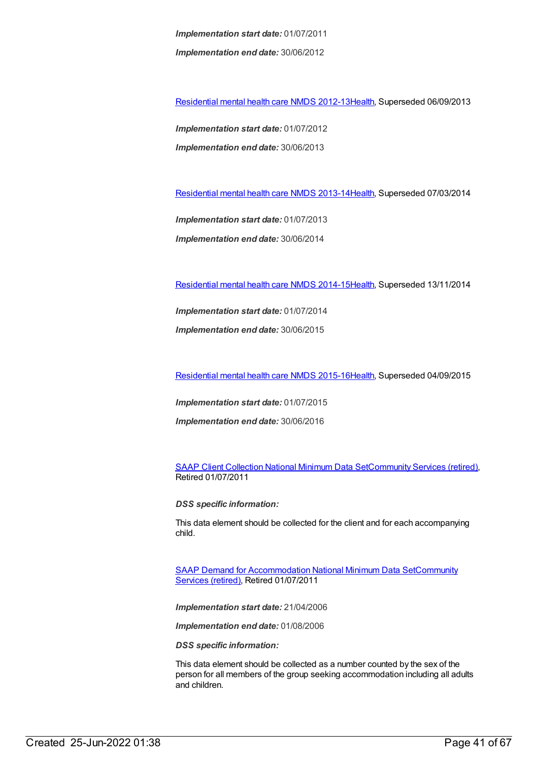***Implementation start date:*** 01/07/2011

***Implementation end date:*** 30/06/2012

Residential mental health care NMDS 2012-13Health, Superseded 06/09/2013

***Implementation start date:*** 01/07/2012

***Implementation end date:*** 30/06/2013

Residential mental health care NMDS 2013-14Health, Superseded 07/03/2014

***Implementation start date:*** 01/07/2013

***Implementation end date:*** 30/06/2014

Residential mental health care NMDS 2014-15Health, Superseded 13/11/2014

***Implementation start date:*** 01/07/2014

***Implementation end date:*** 30/06/2015

Residential mental health care NMDS 2015-16Health, Superseded 04/09/2015

***Implementation start date:*** 01/07/2015

***Implementation end date:*** 30/06/2016

SAAP Client Collection National Minimum Data SetCommunity Services (retired), Retired 01/07/2011

***DSS specific information:***

This data element should be collected for the client and for each accompanying child.

SAAP Demand for Accommodation National Minimum Data SetCommunity Services (retired), Retired 01/07/2011

***Implementation start date:*** 21/04/2006

***Implementation end date:*** 01/08/2006

***DSS specific information:***

This data element should be collected as a number counted by the sex of the person for all members of the group seeking accommodation including all adults and children.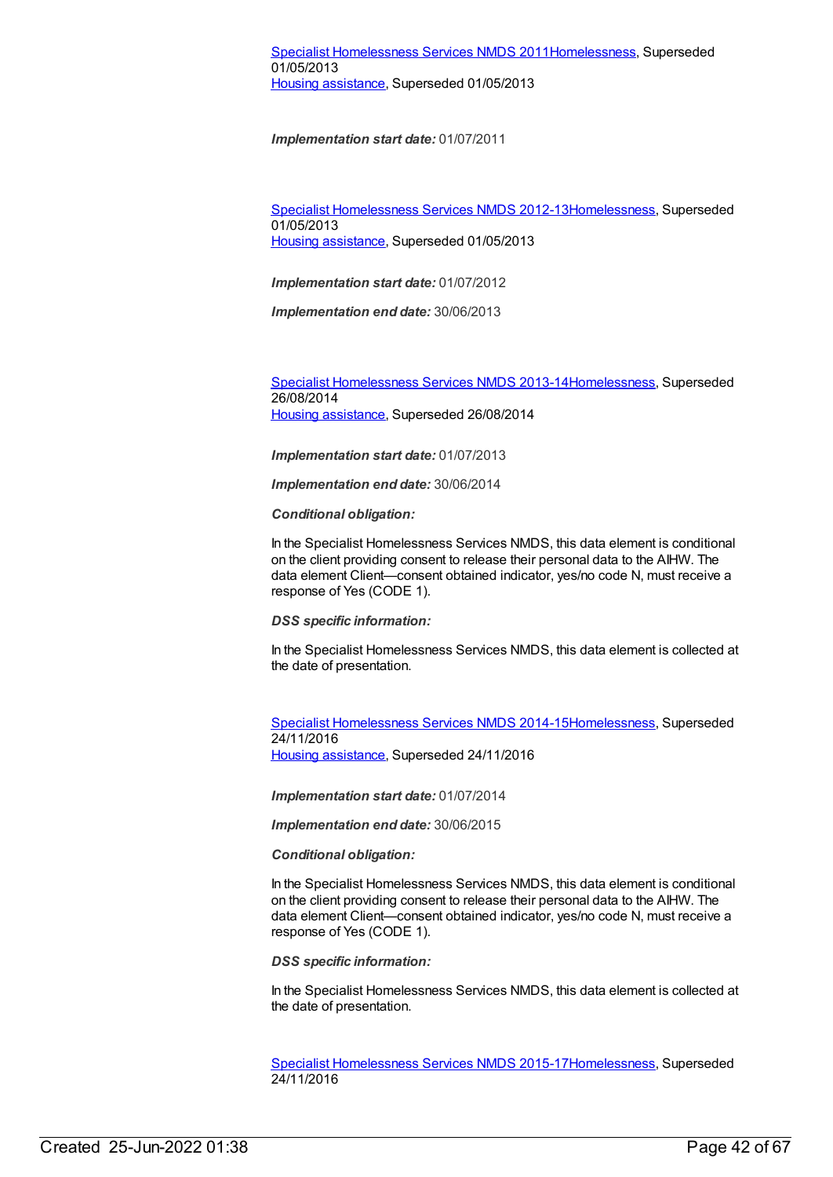[Specialist Homelessness Services NMDS 2011](#)[Homelessness](#), Superseded 01/05/2013
[Housing assistance](#), Superseded 01/05/2013

***Implementation start date:*** 01/07/2011

[Specialist Homelessness Services NMDS 2012-13](#)[Homelessness](#), Superseded 01/05/2013
[Housing assistance](#), Superseded 01/05/2013

***Implementation start date:*** 01/07/2012

***Implementation end date:*** 30/06/2013

[Specialist Homelessness Services NMDS 2013-14](#)[Homelessness](#), Superseded 26/08/2014
[Housing assistance](#), Superseded 26/08/2014

***Implementation start date:*** 01/07/2013

***Implementation end date:*** 30/06/2014

***Conditional obligation:***

In the Specialist Homelessness Services NMDS, this data element is conditional on the client providing consent to release their personal data to the AIHW. The data element Client—consent obtained indicator, yes/no code N, must receive a response of Yes (CODE 1).

***DSS specific information:***

In the Specialist Homelessness Services NMDS, this data element is collected at the date of presentation.

[Specialist Homelessness Services NMDS 2014-15](#)[Homelessness](#), Superseded 24/11/2016
[Housing assistance](#), Superseded 24/11/2016

***Implementation start date:*** 01/07/2014

***Implementation end date:*** 30/06/2015

***Conditional obligation:***

In the Specialist Homelessness Services NMDS, this data element is conditional on the client providing consent to release their personal data to the AIHW. The data element Client—consent obtained indicator, yes/no code N, must receive a response of Yes (CODE 1).

***DSS specific information:***

In the Specialist Homelessness Services NMDS, this data element is collected at the date of presentation.

[Specialist Homelessness Services NMDS 2015-17](#)[Homelessness](#), Superseded 24/11/2016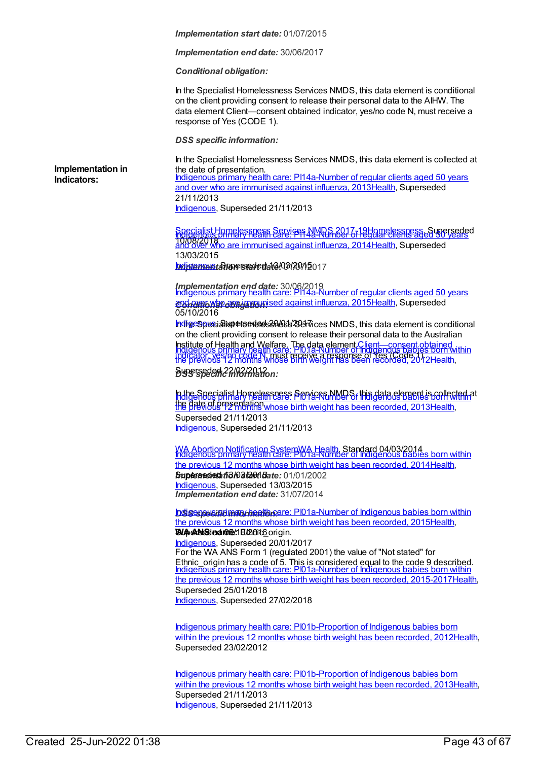*Implementation start date:* 01/07/2015

*Implementation end date:* 30/06/2017

*Conditional obligation:*

In the Specialist Homelessness Services NMDS, this data element is conditional on the client providing consent to release their personal data to the AIHW. The data element Client—consent obtained indicator, yes/no code N, must receive a response of Yes (CODE 1).

*DSS specific information:*

In the Specialist Homelessness Services NMDS, this data element is collected at the date of presentation.

[Specialist Homelessness Services NMDS 2017-19Homelessness](), Superseded 10/08/2018

*Implementation start date:* 01/07/2017

*Implementation end date:* 30/06/2019

*Conditional obligation:*

In the Specialist Homelessness Services NMDS, this data element is conditional on the client providing consent to release their personal data to the Australian Institute of Health and Welfare. The data element [Client—consent obtained indicator, yes/no code N](), must receive a response of Yes (Code 1).

*DSS specific information:*

In the Specialist Homelessness Services NMDS, this data element is collected at the date of presentation.

[WA Abortion Notification SystemWA Health](), Standard 04/03/2014

*Implementation start date:* 01/01/2002

*Implementation end date:* 31/07/2014

*DSS specific information:*

WA ANS name: Ethnic_origin.

For the WA ANS Form 1 (regulated 2001) the value of "Not stated" for Ethnic_origin has a code of 5. This is considered equal to the code 9 described.

**Implementation in Indicators:**

[Indigenous primary health care: PI14a-Number of regular clients aged 50 years and over who are immunised against influenza, 2013Health](), Superseded 21/11/2013
[Indigenous](), Superseded 21/11/2013

[Indigenous primary health care: PI14a-Number of regular clients aged 50 years and over who are immunised against influenza, 2014Health](), Superseded 13/03/2015
[Indigenous](), Superseded 13/03/2015

[Indigenous primary health care: PI14a-Number of regular clients aged 50 years and over who are immunised against influenza, 2015Health](), Superseded 05/10/2016
[Indigenous](), Superseded 20/01/2017

[Indigenous primary health care: PI01a-Number of Indigenous babies born within the previous 12 months whose birth weight has been recorded, 2012Health](), Superseded 22/02/2012

[Indigenous primary health care: PI01a-Number of Indigenous babies born within the previous 12 months whose birth weight has been recorded, 2013Health](), Superseded 21/11/2013
[Indigenous](), Superseded 21/11/2013

[Indigenous primary health care: PI01a-Number of Indigenous babies born within the previous 12 months whose birth weight has been recorded, 2014Health](), Superseded 13/03/2015
[Indigenous](), Superseded 13/03/2015

[Indigenous primary health care: PI01a-Number of Indigenous babies born within the previous 12 months whose birth weight has been recorded, 2015Health](), Superseded 05/10/2016
[Indigenous](), Superseded 20/01/2017

[Indigenous primary health care: PI01a-Number of Indigenous babies born within the previous 12 months whose birth weight has been recorded, 2015-2017Health](), Superseded 25/01/2018
[Indigenous](), Superseded 27/02/2018

[Indigenous primary health care: PI01b-Proportion of Indigenous babies born within the previous 12 months whose birth weight has been recorded, 2012Health](), Superseded 23/02/2012

[Indigenous primary health care: PI01b-Proportion of Indigenous babies born within the previous 12 months whose birth weight has been recorded, 2013Health](), Superseded 21/11/2013
[Indigenous](), Superseded 21/11/2013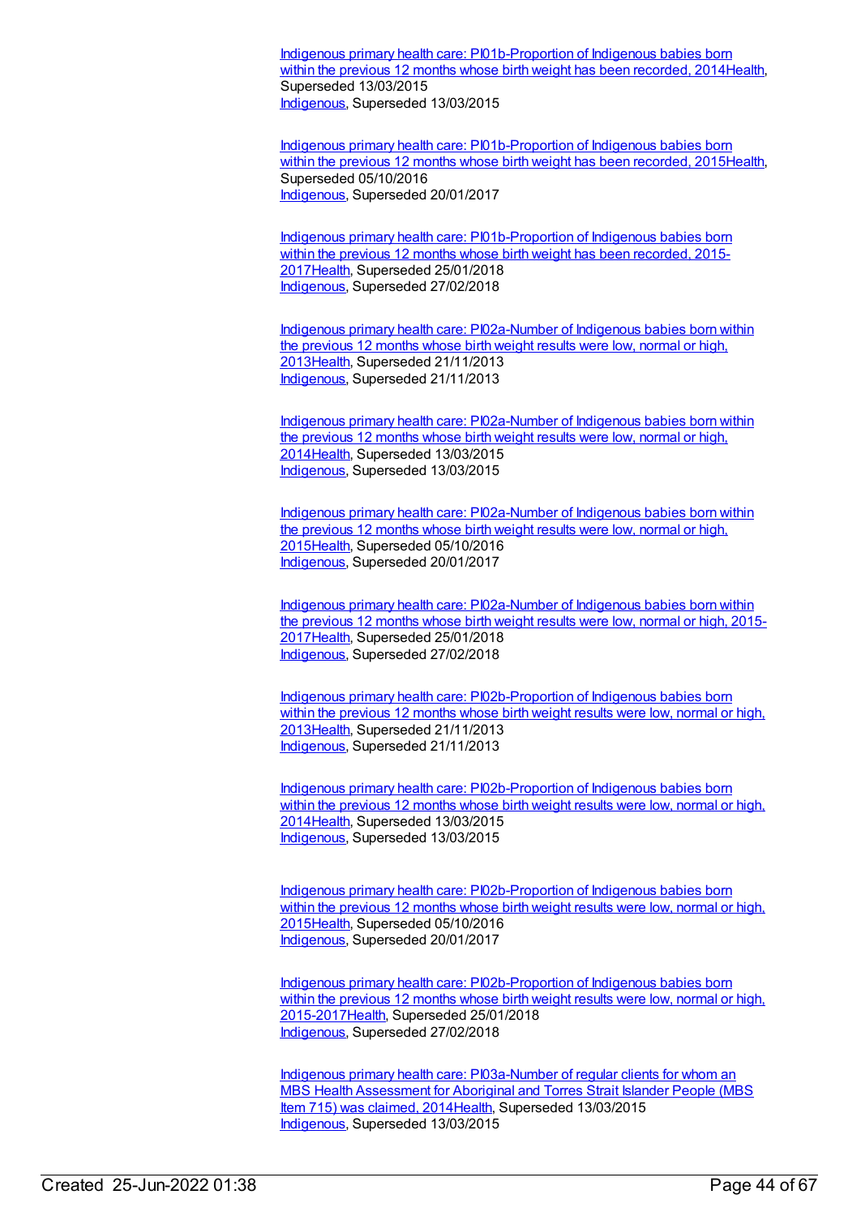Indigenous primary health care: PI01b-Proportion of Indigenous babies born within the previous 12 months whose birth weight has been recorded, 2014Health, Superseded 13/03/2015
Indigenous, Superseded 13/03/2015

Indigenous primary health care: PI01b-Proportion of Indigenous babies born within the previous 12 months whose birth weight has been recorded, 2015Health, Superseded 05/10/2016
Indigenous, Superseded 20/01/2017

Indigenous primary health care: PI01b-Proportion of Indigenous babies born within the previous 12 months whose birth weight has been recorded, 2015-2017Health, Superseded 25/01/2018
Indigenous, Superseded 27/02/2018

Indigenous primary health care: PI02a-Number of Indigenous babies born within the previous 12 months whose birth weight results were low, normal or high, 2013Health, Superseded 21/11/2013
Indigenous, Superseded 21/11/2013

Indigenous primary health care: PI02a-Number of Indigenous babies born within the previous 12 months whose birth weight results were low, normal or high, 2014Health, Superseded 13/03/2015
Indigenous, Superseded 13/03/2015

Indigenous primary health care: PI02a-Number of Indigenous babies born within the previous 12 months whose birth weight results were low, normal or high, 2015Health, Superseded 05/10/2016
Indigenous, Superseded 20/01/2017

Indigenous primary health care: PI02a-Number of Indigenous babies born within the previous 12 months whose birth weight results were low, normal or high, 2015-2017Health, Superseded 25/01/2018
Indigenous, Superseded 27/02/2018

Indigenous primary health care: PI02b-Proportion of Indigenous babies born within the previous 12 months whose birth weight results were low, normal or high, 2013Health, Superseded 21/11/2013
Indigenous, Superseded 21/11/2013

Indigenous primary health care: PI02b-Proportion of Indigenous babies born within the previous 12 months whose birth weight results were low, normal or high, 2014Health, Superseded 13/03/2015
Indigenous, Superseded 13/03/2015

Indigenous primary health care: PI02b-Proportion of Indigenous babies born within the previous 12 months whose birth weight results were low, normal or high, 2015Health, Superseded 05/10/2016
Indigenous, Superseded 20/01/2017

Indigenous primary health care: PI02b-Proportion of Indigenous babies born within the previous 12 months whose birth weight results were low, normal or high, 2015-2017Health, Superseded 25/01/2018
Indigenous, Superseded 27/02/2018

Indigenous primary health care: PI03a-Number of regular clients for whom an MBS Health Assessment for Aboriginal and Torres Strait Islander People (MBS Item 715) was claimed, 2014Health, Superseded 13/03/2015
Indigenous, Superseded 13/03/2015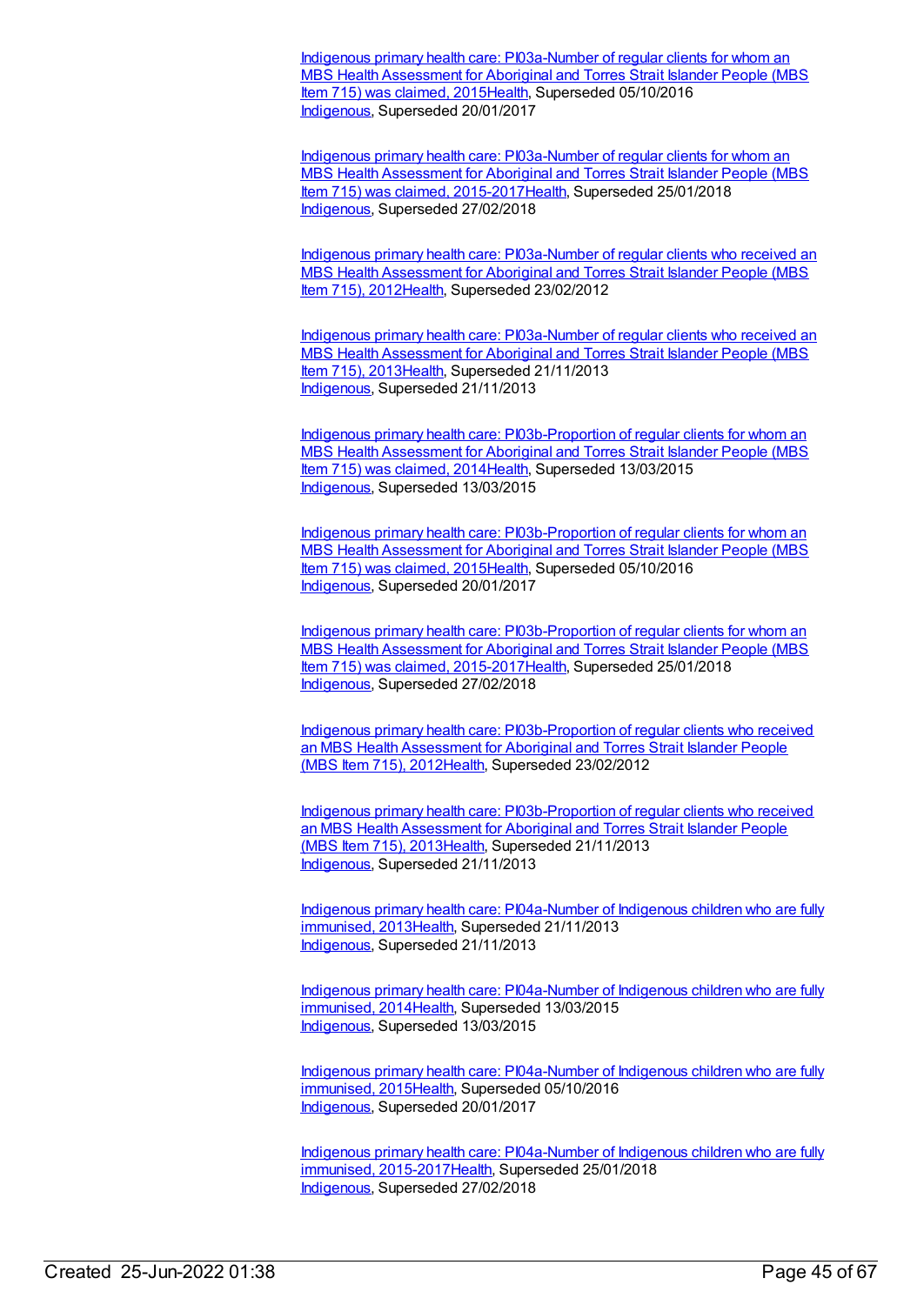Indigenous primary health care: PI03a-Number of regular clients for whom an MBS Health Assessment for Aboriginal and Torres Strait Islander People (MBS Item 715) was claimed, 2015Health, Superseded 05/10/2016
Indigenous, Superseded 20/01/2017

Indigenous primary health care: PI03a-Number of regular clients for whom an MBS Health Assessment for Aboriginal and Torres Strait Islander People (MBS Item 715) was claimed, 2015-2017Health, Superseded 25/01/2018
Indigenous, Superseded 27/02/2018

Indigenous primary health care: PI03a-Number of regular clients who received an MBS Health Assessment for Aboriginal and Torres Strait Islander People (MBS Item 715), 2012Health, Superseded 23/02/2012

Indigenous primary health care: PI03a-Number of regular clients who received an MBS Health Assessment for Aboriginal and Torres Strait Islander People (MBS Item 715), 2013Health, Superseded 21/11/2013
Indigenous, Superseded 21/11/2013

Indigenous primary health care: PI03b-Proportion of regular clients for whom an MBS Health Assessment for Aboriginal and Torres Strait Islander People (MBS Item 715) was claimed, 2014Health, Superseded 13/03/2015
Indigenous, Superseded 13/03/2015

Indigenous primary health care: PI03b-Proportion of regular clients for whom an MBS Health Assessment for Aboriginal and Torres Strait Islander People (MBS Item 715) was claimed, 2015Health, Superseded 05/10/2016
Indigenous, Superseded 20/01/2017

Indigenous primary health care: PI03b-Proportion of regular clients for whom an MBS Health Assessment for Aboriginal and Torres Strait Islander People (MBS Item 715) was claimed, 2015-2017Health, Superseded 25/01/2018
Indigenous, Superseded 27/02/2018

Indigenous primary health care: PI03b-Proportion of regular clients who received an MBS Health Assessment for Aboriginal and Torres Strait Islander People (MBS Item 715), 2012Health, Superseded 23/02/2012

Indigenous primary health care: PI03b-Proportion of regular clients who received an MBS Health Assessment for Aboriginal and Torres Strait Islander People (MBS Item 715), 2013Health, Superseded 21/11/2013
Indigenous, Superseded 21/11/2013

Indigenous primary health care: PI04a-Number of Indigenous children who are fully immunised, 2013Health, Superseded 21/11/2013
Indigenous, Superseded 21/11/2013

Indigenous primary health care: PI04a-Number of Indigenous children who are fully immunised, 2014Health, Superseded 13/03/2015
Indigenous, Superseded 13/03/2015

Indigenous primary health care: PI04a-Number of Indigenous children who are fully immunised, 2015Health, Superseded 05/10/2016
Indigenous, Superseded 20/01/2017

Indigenous primary health care: PI04a-Number of Indigenous children who are fully immunised, 2015-2017Health, Superseded 25/01/2018
Indigenous, Superseded 27/02/2018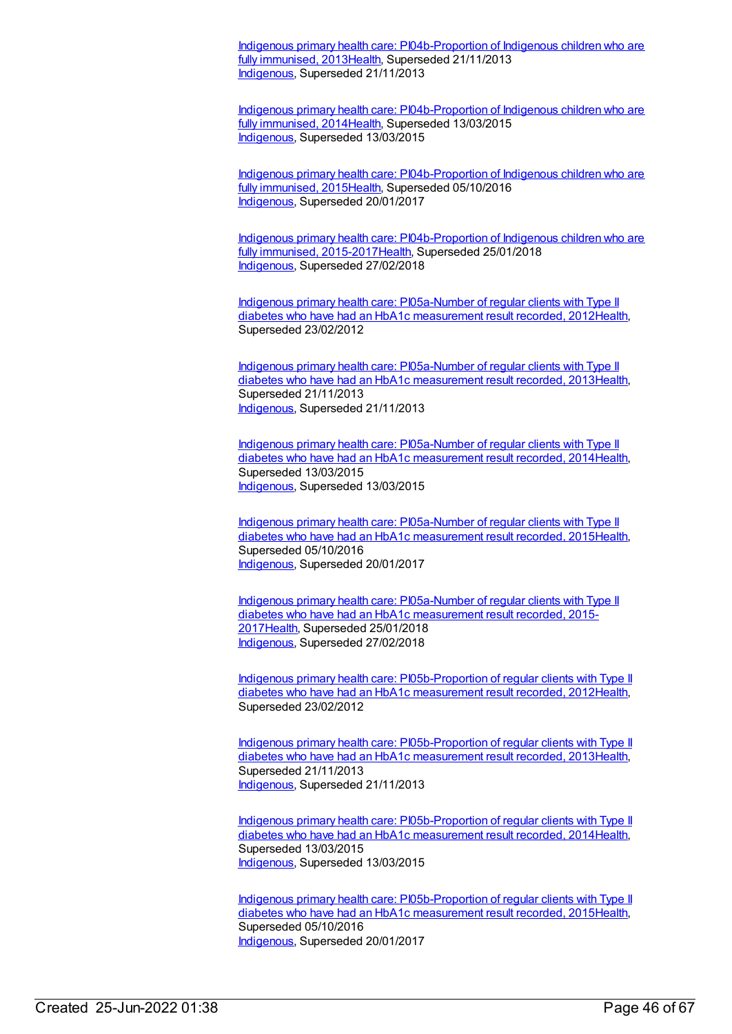Indigenous primary health care: PI04b-Proportion of Indigenous children who are fully immunised, 2013Health, Superseded 21/11/2013
Indigenous, Superseded 21/11/2013

Indigenous primary health care: PI04b-Proportion of Indigenous children who are fully immunised, 2014Health, Superseded 13/03/2015
Indigenous, Superseded 13/03/2015

Indigenous primary health care: PI04b-Proportion of Indigenous children who are fully immunised, 2015Health, Superseded 05/10/2016
Indigenous, Superseded 20/01/2017

Indigenous primary health care: PI04b-Proportion of Indigenous children who are fully immunised, 2015-2017Health, Superseded 25/01/2018
Indigenous, Superseded 27/02/2018

Indigenous primary health care: PI05a-Number of regular clients with Type II diabetes who have had an HbA1c measurement result recorded, 2012Health, Superseded 23/02/2012

Indigenous primary health care: PI05a-Number of regular clients with Type II diabetes who have had an HbA1c measurement result recorded, 2013Health, Superseded 21/11/2013
Indigenous, Superseded 21/11/2013

Indigenous primary health care: PI05a-Number of regular clients with Type II diabetes who have had an HbA1c measurement result recorded, 2014Health, Superseded 13/03/2015
Indigenous, Superseded 13/03/2015

Indigenous primary health care: PI05a-Number of regular clients with Type II diabetes who have had an HbA1c measurement result recorded, 2015Health, Superseded 05/10/2016
Indigenous, Superseded 20/01/2017

Indigenous primary health care: PI05a-Number of regular clients with Type II diabetes who have had an HbA1c measurement result recorded, 2015-2017Health, Superseded 25/01/2018
Indigenous, Superseded 27/02/2018

Indigenous primary health care: PI05b-Proportion of regular clients with Type II diabetes who have had an HbA1c measurement result recorded, 2012Health, Superseded 23/02/2012

Indigenous primary health care: PI05b-Proportion of regular clients with Type II diabetes who have had an HbA1c measurement result recorded, 2013Health, Superseded 21/11/2013
Indigenous, Superseded 21/11/2013

Indigenous primary health care: PI05b-Proportion of regular clients with Type II diabetes who have had an HbA1c measurement result recorded, 2014Health, Superseded 13/03/2015
Indigenous, Superseded 13/03/2015

Indigenous primary health care: PI05b-Proportion of regular clients with Type II diabetes who have had an HbA1c measurement result recorded, 2015Health, Superseded 05/10/2016
Indigenous, Superseded 20/01/2017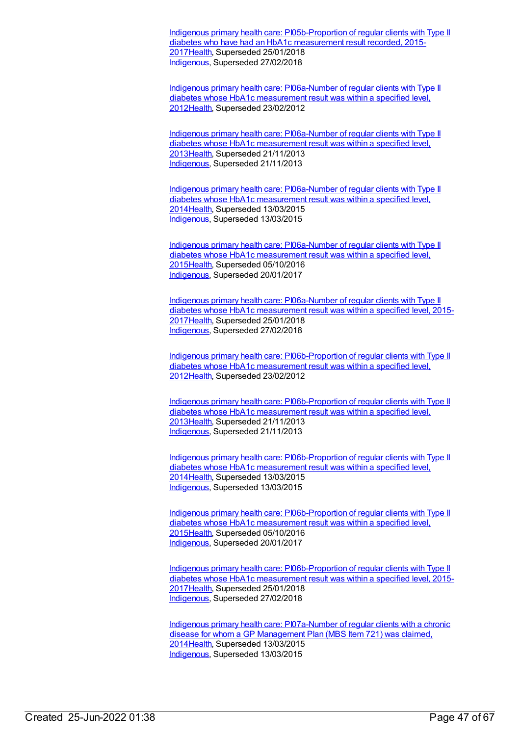Indigenous primary health care: PI05b-Proportion of regular clients with Type II diabetes who have had an HbA1c measurement result recorded, 2015-2017Health, Superseded 25/01/2018
Indigenous, Superseded 27/02/2018

Indigenous primary health care: PI06a-Number of regular clients with Type II diabetes whose HbA1c measurement result was within a specified level, 2012Health, Superseded 23/02/2012

Indigenous primary health care: PI06a-Number of regular clients with Type II diabetes whose HbA1c measurement result was within a specified level, 2013Health, Superseded 21/11/2013
Indigenous, Superseded 21/11/2013

Indigenous primary health care: PI06a-Number of regular clients with Type II diabetes whose HbA1c measurement result was within a specified level, 2014Health, Superseded 13/03/2015
Indigenous, Superseded 13/03/2015

Indigenous primary health care: PI06a-Number of regular clients with Type II diabetes whose HbA1c measurement result was within a specified level, 2015Health, Superseded 05/10/2016
Indigenous, Superseded 20/01/2017

Indigenous primary health care: PI06a-Number of regular clients with Type II diabetes whose HbA1c measurement result was within a specified level, 2015-2017Health, Superseded 25/01/2018
Indigenous, Superseded 27/02/2018

Indigenous primary health care: PI06b-Proportion of regular clients with Type II diabetes whose HbA1c measurement result was within a specified level, 2012Health, Superseded 23/02/2012

Indigenous primary health care: PI06b-Proportion of regular clients with Type II diabetes whose HbA1c measurement result was within a specified level, 2013Health, Superseded 21/11/2013
Indigenous, Superseded 21/11/2013

Indigenous primary health care: PI06b-Proportion of regular clients with Type II diabetes whose HbA1c measurement result was within a specified level, 2014Health, Superseded 13/03/2015
Indigenous, Superseded 13/03/2015

Indigenous primary health care: PI06b-Proportion of regular clients with Type II diabetes whose HbA1c measurement result was within a specified level, 2015Health, Superseded 05/10/2016
Indigenous, Superseded 20/01/2017

Indigenous primary health care: PI06b-Proportion of regular clients with Type II diabetes whose HbA1c measurement result was within a specified level, 2015-2017Health, Superseded 25/01/2018
Indigenous, Superseded 27/02/2018

Indigenous primary health care: PI07a-Number of regular clients with a chronic disease for whom a GP Management Plan (MBS Item 721) was claimed, 2014Health, Superseded 13/03/2015
Indigenous, Superseded 13/03/2015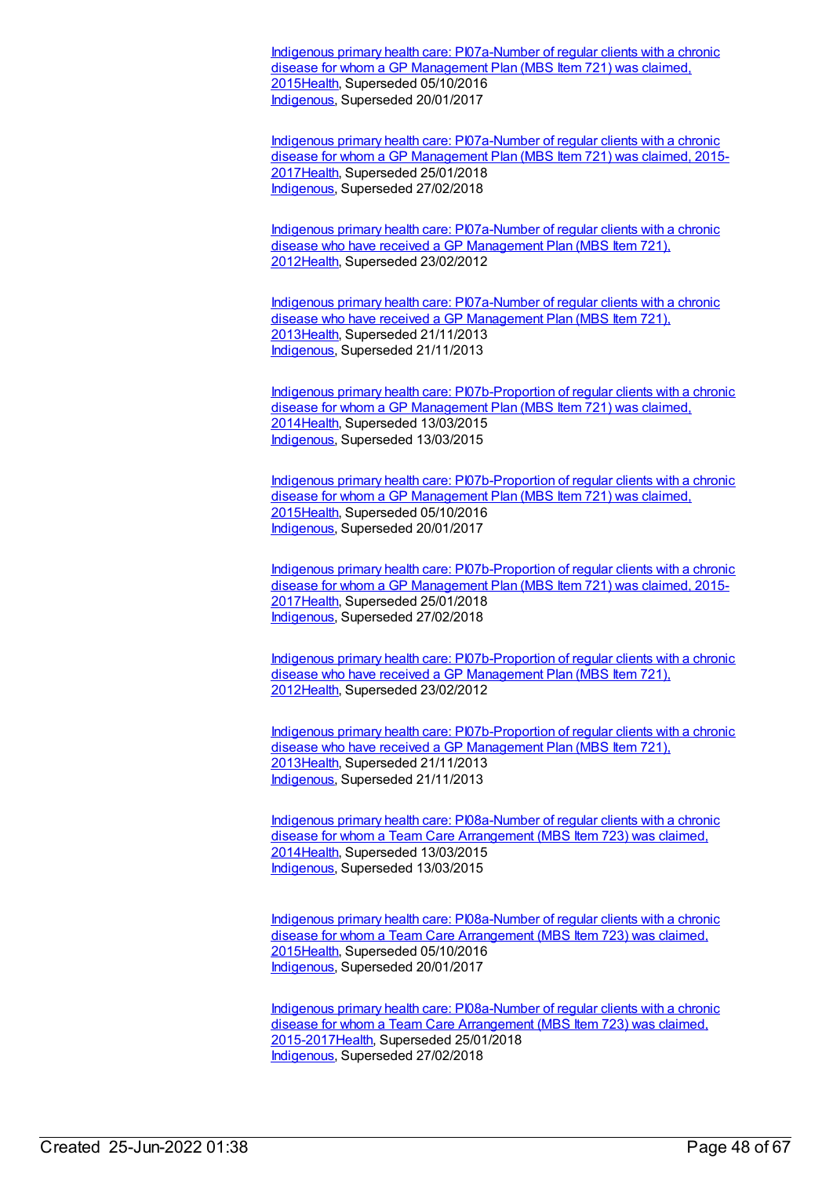Indigenous primary health care: PI07a-Number of regular clients with a chronic disease for whom a GP Management Plan (MBS Item 721) was claimed, 2015Health, Superseded 05/10/2016
Indigenous, Superseded 20/01/2017

Indigenous primary health care: PI07a-Number of regular clients with a chronic disease for whom a GP Management Plan (MBS Item 721) was claimed, 2015-2017Health, Superseded 25/01/2018
Indigenous, Superseded 27/02/2018

Indigenous primary health care: PI07a-Number of regular clients with a chronic disease who have received a GP Management Plan (MBS Item 721), 2012Health, Superseded 23/02/2012

Indigenous primary health care: PI07a-Number of regular clients with a chronic disease who have received a GP Management Plan (MBS Item 721), 2013Health, Superseded 21/11/2013
Indigenous, Superseded 21/11/2013

Indigenous primary health care: PI07b-Proportion of regular clients with a chronic disease for whom a GP Management Plan (MBS Item 721) was claimed, 2014Health, Superseded 13/03/2015
Indigenous, Superseded 13/03/2015

Indigenous primary health care: PI07b-Proportion of regular clients with a chronic disease for whom a GP Management Plan (MBS Item 721) was claimed, 2015Health, Superseded 05/10/2016
Indigenous, Superseded 20/01/2017

Indigenous primary health care: PI07b-Proportion of regular clients with a chronic disease for whom a GP Management Plan (MBS Item 721) was claimed, 2015-2017Health, Superseded 25/01/2018
Indigenous, Superseded 27/02/2018

Indigenous primary health care: PI07b-Proportion of regular clients with a chronic disease who have received a GP Management Plan (MBS Item 721), 2012Health, Superseded 23/02/2012

Indigenous primary health care: PI07b-Proportion of regular clients with a chronic disease who have received a GP Management Plan (MBS Item 721), 2013Health, Superseded 21/11/2013
Indigenous, Superseded 21/11/2013

Indigenous primary health care: PI08a-Number of regular clients with a chronic disease for whom a Team Care Arrangement (MBS Item 723) was claimed, 2014Health, Superseded 13/03/2015
Indigenous, Superseded 13/03/2015

Indigenous primary health care: PI08a-Number of regular clients with a chronic disease for whom a Team Care Arrangement (MBS Item 723) was claimed, 2015Health, Superseded 05/10/2016
Indigenous, Superseded 20/01/2017

Indigenous primary health care: PI08a-Number of regular clients with a chronic disease for whom a Team Care Arrangement (MBS Item 723) was claimed, 2015-2017Health, Superseded 25/01/2018
Indigenous, Superseded 27/02/2018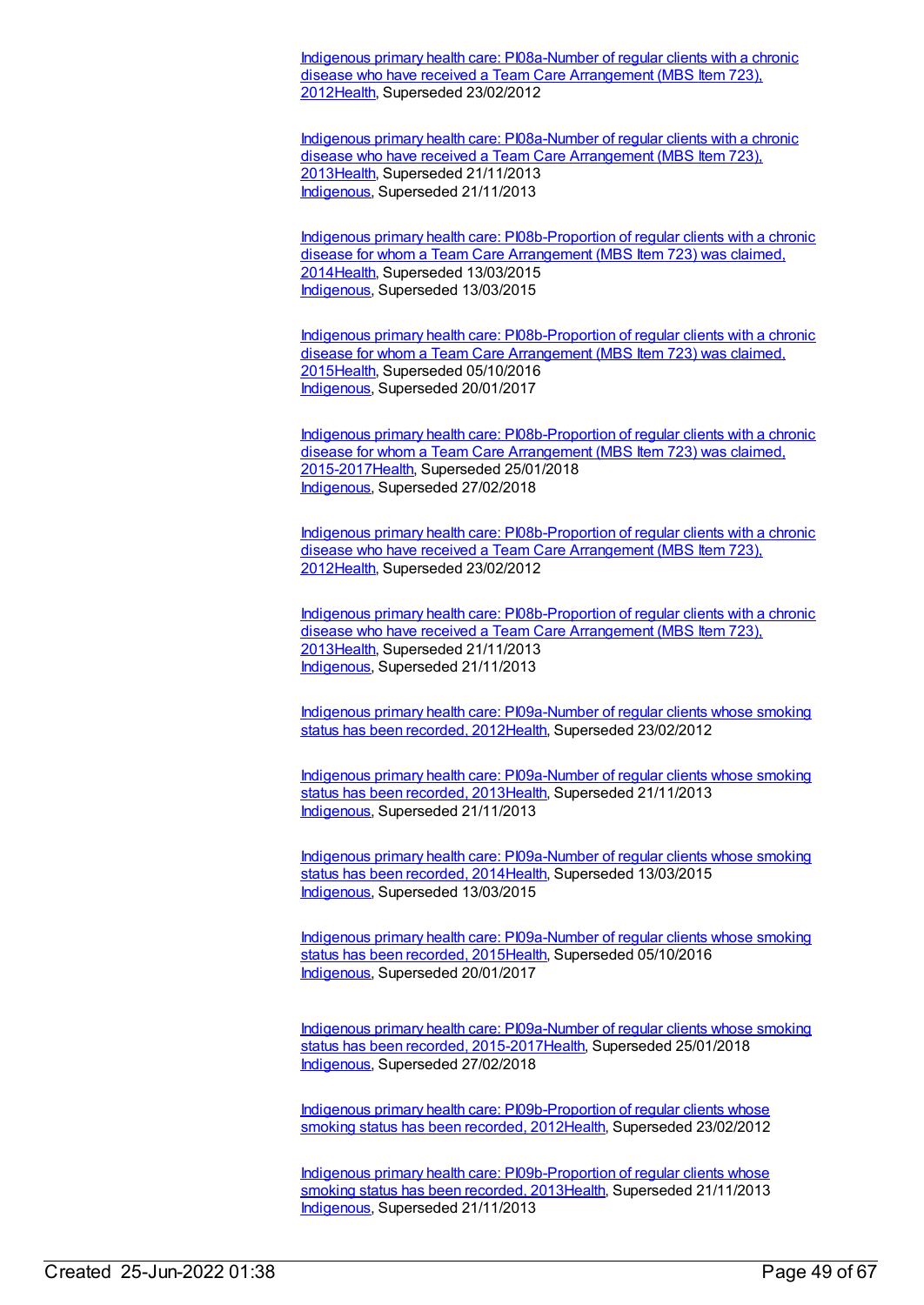Indigenous primary health care: PI08a-Number of regular clients with a chronic disease who have received a Team Care Arrangement (MBS Item 723), 2012Health, Superseded 23/02/2012

Indigenous primary health care: PI08a-Number of regular clients with a chronic disease who have received a Team Care Arrangement (MBS Item 723), 2013Health, Superseded 21/11/2013
Indigenous, Superseded 21/11/2013

Indigenous primary health care: PI08b-Proportion of regular clients with a chronic disease for whom a Team Care Arrangement (MBS Item 723) was claimed, 2014Health, Superseded 13/03/2015
Indigenous, Superseded 13/03/2015

Indigenous primary health care: PI08b-Proportion of regular clients with a chronic disease for whom a Team Care Arrangement (MBS Item 723) was claimed, 2015Health, Superseded 05/10/2016
Indigenous, Superseded 20/01/2017

Indigenous primary health care: PI08b-Proportion of regular clients with a chronic disease for whom a Team Care Arrangement (MBS Item 723) was claimed, 2015-2017Health, Superseded 25/01/2018
Indigenous, Superseded 27/02/2018

Indigenous primary health care: PI08b-Proportion of regular clients with a chronic disease who have received a Team Care Arrangement (MBS Item 723), 2012Health, Superseded 23/02/2012

Indigenous primary health care: PI08b-Proportion of regular clients with a chronic disease who have received a Team Care Arrangement (MBS Item 723), 2013Health, Superseded 21/11/2013
Indigenous, Superseded 21/11/2013

Indigenous primary health care: PI09a-Number of regular clients whose smoking status has been recorded, 2012Health, Superseded 23/02/2012

Indigenous primary health care: PI09a-Number of regular clients whose smoking status has been recorded, 2013Health, Superseded 21/11/2013
Indigenous, Superseded 21/11/2013

Indigenous primary health care: PI09a-Number of regular clients whose smoking status has been recorded, 2014Health, Superseded 13/03/2015
Indigenous, Superseded 13/03/2015

Indigenous primary health care: PI09a-Number of regular clients whose smoking status has been recorded, 2015Health, Superseded 05/10/2016
Indigenous, Superseded 20/01/2017

Indigenous primary health care: PI09a-Number of regular clients whose smoking status has been recorded, 2015-2017Health, Superseded 25/01/2018
Indigenous, Superseded 27/02/2018

Indigenous primary health care: PI09b-Proportion of regular clients whose smoking status has been recorded, 2012Health, Superseded 23/02/2012

Indigenous primary health care: PI09b-Proportion of regular clients whose smoking status has been recorded, 2013Health, Superseded 21/11/2013
Indigenous, Superseded 21/11/2013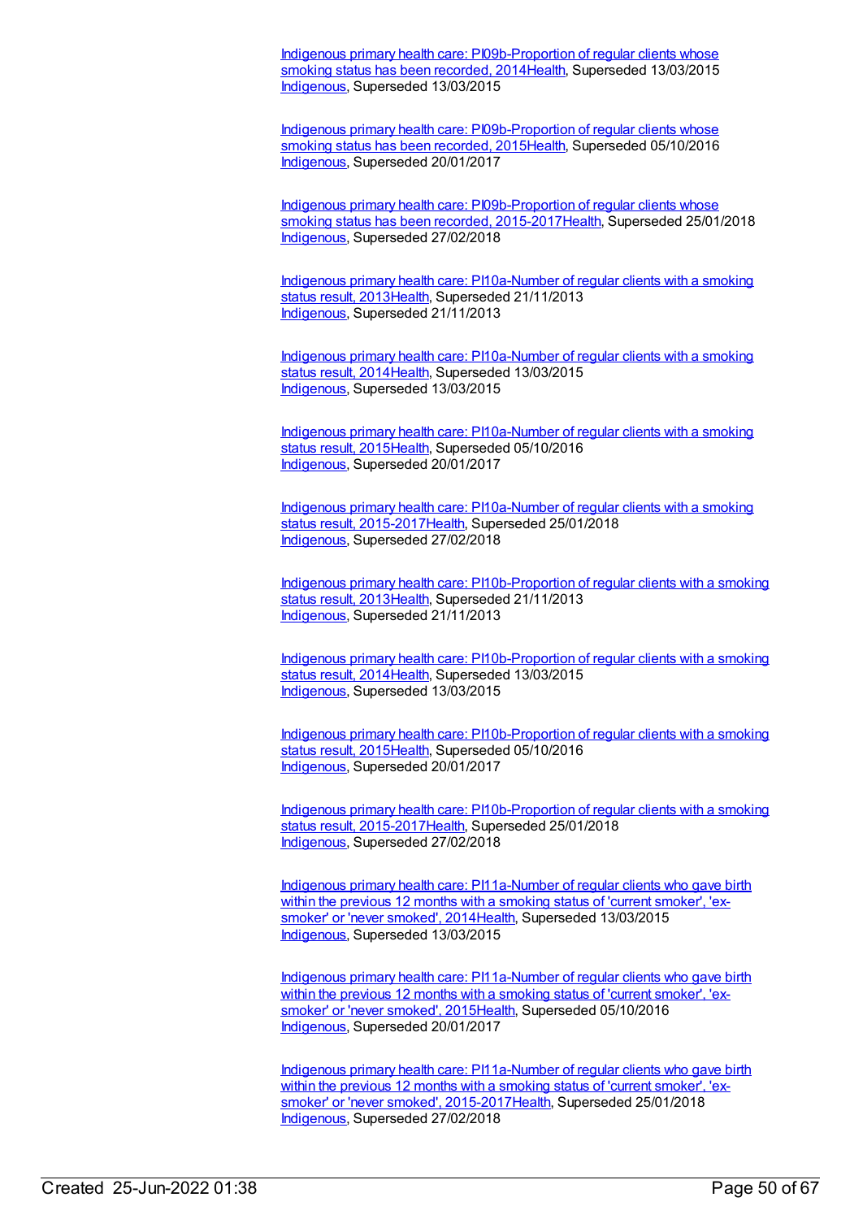[Indigenous primary health care: PI09b-Proportion of regular clients whose smoking status has been recorded, 2014](#)[Health](#), Superseded 13/03/2015
[Indigenous](#), Superseded 13/03/2015

[Indigenous primary health care: PI09b-Proportion of regular clients whose smoking status has been recorded, 2015](#)[Health](#), Superseded 05/10/2016
[Indigenous](#), Superseded 20/01/2017

[Indigenous primary health care: PI09b-Proportion of regular clients whose smoking status has been recorded, 2015-2017](#)[Health](#), Superseded 25/01/2018
[Indigenous](#), Superseded 27/02/2018

[Indigenous primary health care: PI10a-Number of regular clients with a smoking status result, 2013](#)[Health](#), Superseded 21/11/2013
[Indigenous](#), Superseded 21/11/2013

[Indigenous primary health care: PI10a-Number of regular clients with a smoking status result, 2014](#)[Health](#), Superseded 13/03/2015
[Indigenous](#), Superseded 13/03/2015

[Indigenous primary health care: PI10a-Number of regular clients with a smoking status result, 2015](#)[Health](#), Superseded 05/10/2016
[Indigenous](#), Superseded 20/01/2017

[Indigenous primary health care: PI10a-Number of regular clients with a smoking status result, 2015-2017](#)[Health](#), Superseded 25/01/2018
[Indigenous](#), Superseded 27/02/2018

[Indigenous primary health care: PI10b-Proportion of regular clients with a smoking status result, 2013](#)[Health](#), Superseded 21/11/2013
[Indigenous](#), Superseded 21/11/2013

[Indigenous primary health care: PI10b-Proportion of regular clients with a smoking status result, 2014](#)[Health](#), Superseded 13/03/2015
[Indigenous](#), Superseded 13/03/2015

[Indigenous primary health care: PI10b-Proportion of regular clients with a smoking status result, 2015](#)[Health](#), Superseded 05/10/2016
[Indigenous](#), Superseded 20/01/2017

[Indigenous primary health care: PI10b-Proportion of regular clients with a smoking status result, 2015-2017](#)[Health](#), Superseded 25/01/2018
[Indigenous](#), Superseded 27/02/2018

[Indigenous primary health care: PI11a-Number of regular clients who gave birth within the previous 12 months with a smoking status of 'current smoker', 'ex-smoker' or 'never smoked', 2014](#)[Health](#), Superseded 13/03/2015
[Indigenous](#), Superseded 13/03/2015

[Indigenous primary health care: PI11a-Number of regular clients who gave birth within the previous 12 months with a smoking status of 'current smoker', 'ex-smoker' or 'never smoked', 2015](#)[Health](#), Superseded 05/10/2016
[Indigenous](#), Superseded 20/01/2017

[Indigenous primary health care: PI11a-Number of regular clients who gave birth within the previous 12 months with a smoking status of 'current smoker', 'ex-smoker' or 'never smoked', 2015-2017](#)[Health](#), Superseded 25/01/2018
[Indigenous](#), Superseded 27/02/2018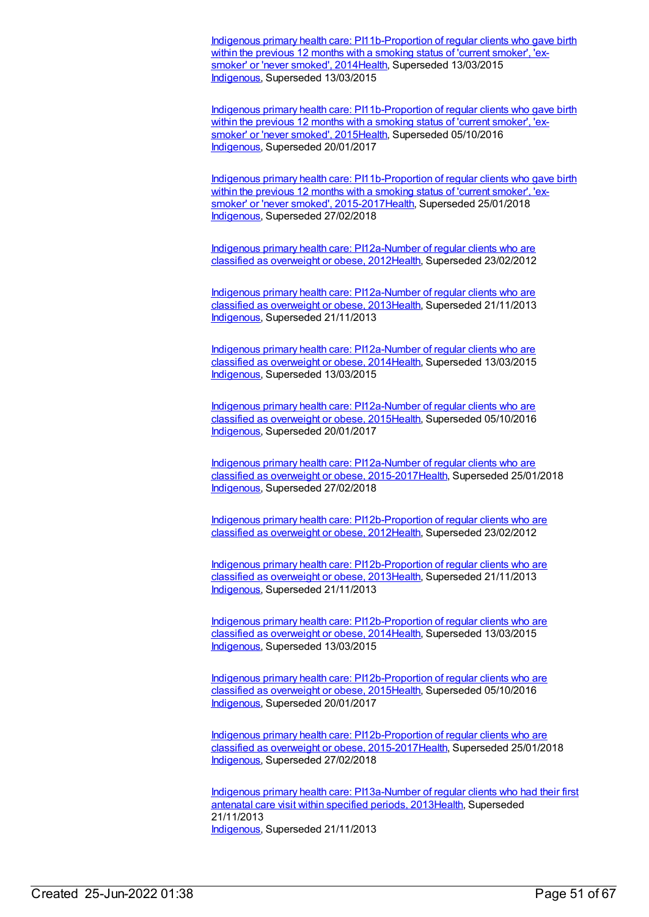Indigenous primary health care: PI11b-Proportion of regular clients who gave birth within the previous 12 months with a smoking status of 'current smoker', 'ex-smoker' or 'never smoked', 2014Health, Superseded 13/03/2015
Indigenous, Superseded 13/03/2015

Indigenous primary health care: PI11b-Proportion of regular clients who gave birth within the previous 12 months with a smoking status of 'current smoker', 'ex-smoker' or 'never smoked', 2015Health, Superseded 05/10/2016
Indigenous, Superseded 20/01/2017

Indigenous primary health care: PI11b-Proportion of regular clients who gave birth within the previous 12 months with a smoking status of 'current smoker', 'ex-smoker' or 'never smoked', 2015-2017Health, Superseded 25/01/2018
Indigenous, Superseded 27/02/2018

Indigenous primary health care: PI12a-Number of regular clients who are classified as overweight or obese, 2012Health, Superseded 23/02/2012

Indigenous primary health care: PI12a-Number of regular clients who are classified as overweight or obese, 2013Health, Superseded 21/11/2013
Indigenous, Superseded 21/11/2013

Indigenous primary health care: PI12a-Number of regular clients who are classified as overweight or obese, 2014Health, Superseded 13/03/2015
Indigenous, Superseded 13/03/2015

Indigenous primary health care: PI12a-Number of regular clients who are classified as overweight or obese, 2015Health, Superseded 05/10/2016
Indigenous, Superseded 20/01/2017

Indigenous primary health care: PI12a-Number of regular clients who are classified as overweight or obese, 2015-2017Health, Superseded 25/01/2018
Indigenous, Superseded 27/02/2018

Indigenous primary health care: PI12b-Proportion of regular clients who are classified as overweight or obese, 2012Health, Superseded 23/02/2012

Indigenous primary health care: PI12b-Proportion of regular clients who are classified as overweight or obese, 2013Health, Superseded 21/11/2013
Indigenous, Superseded 21/11/2013

Indigenous primary health care: PI12b-Proportion of regular clients who are classified as overweight or obese, 2014Health, Superseded 13/03/2015
Indigenous, Superseded 13/03/2015

Indigenous primary health care: PI12b-Proportion of regular clients who are classified as overweight or obese, 2015Health, Superseded 05/10/2016
Indigenous, Superseded 20/01/2017

Indigenous primary health care: PI12b-Proportion of regular clients who are classified as overweight or obese, 2015-2017Health, Superseded 25/01/2018
Indigenous, Superseded 27/02/2018

Indigenous primary health care: PI13a-Number of regular clients who had their first antenatal care visit within specified periods, 2013Health, Superseded 21/11/2013
Indigenous, Superseded 21/11/2013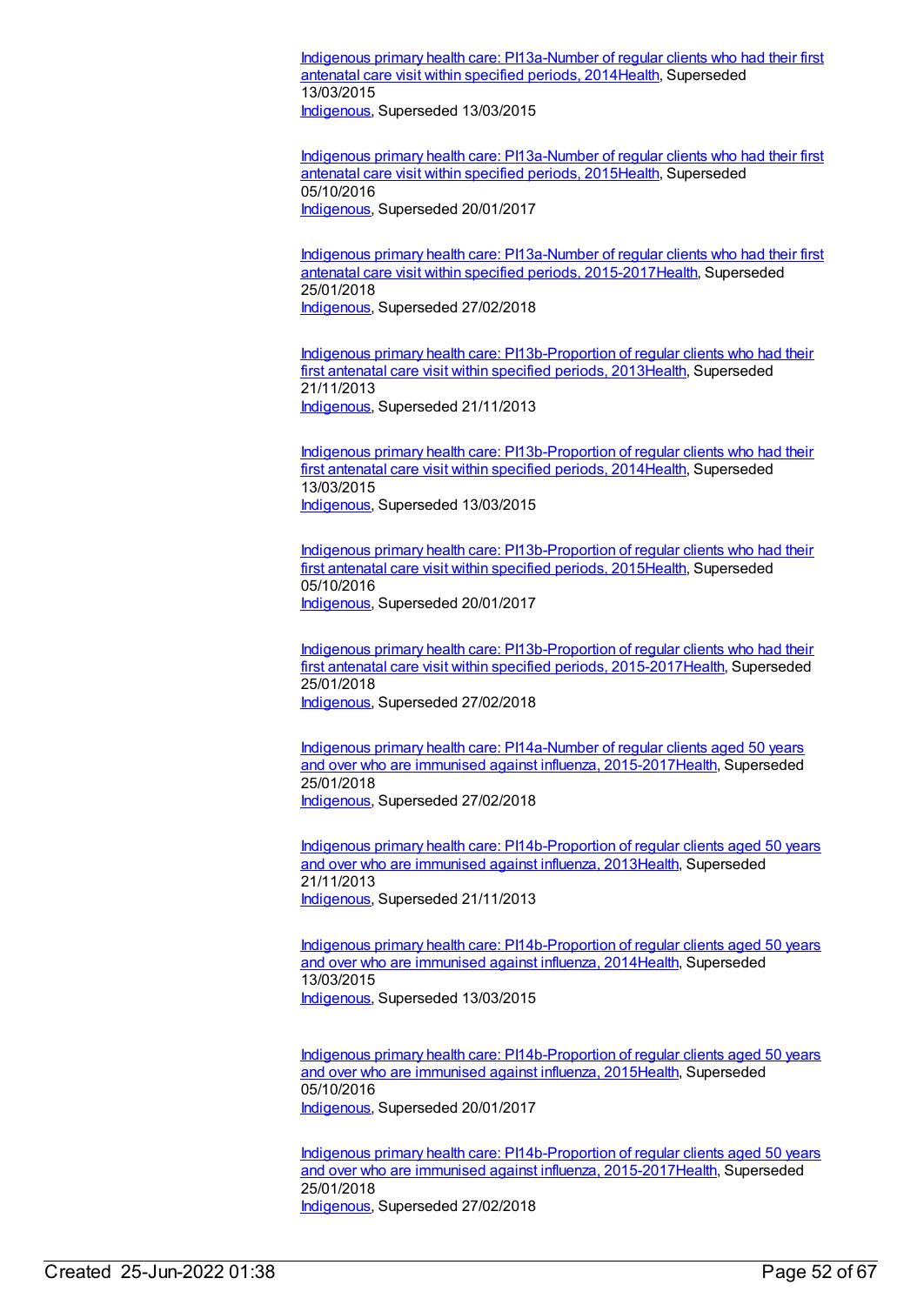Indigenous primary health care: PI13a-Number of regular clients who had their first antenatal care visit within specified periods, 2014Health, Superseded 13/03/2015
Indigenous, Superseded 13/03/2015

Indigenous primary health care: PI13a-Number of regular clients who had their first antenatal care visit within specified periods, 2015Health, Superseded 05/10/2016
Indigenous, Superseded 20/01/2017

Indigenous primary health care: PI13a-Number of regular clients who had their first antenatal care visit within specified periods, 2015-2017Health, Superseded 25/01/2018
Indigenous, Superseded 27/02/2018

Indigenous primary health care: PI13b-Proportion of regular clients who had their first antenatal care visit within specified periods, 2013Health, Superseded 21/11/2013
Indigenous, Superseded 21/11/2013

Indigenous primary health care: PI13b-Proportion of regular clients who had their first antenatal care visit within specified periods, 2014Health, Superseded 13/03/2015
Indigenous, Superseded 13/03/2015

Indigenous primary health care: PI13b-Proportion of regular clients who had their first antenatal care visit within specified periods, 2015Health, Superseded 05/10/2016
Indigenous, Superseded 20/01/2017

Indigenous primary health care: PI13b-Proportion of regular clients who had their first antenatal care visit within specified periods, 2015-2017Health, Superseded 25/01/2018
Indigenous, Superseded 27/02/2018

Indigenous primary health care: PI14a-Number of regular clients aged 50 years and over who are immunised against influenza, 2015-2017Health, Superseded 25/01/2018
Indigenous, Superseded 27/02/2018

Indigenous primary health care: PI14b-Proportion of regular clients aged 50 years and over who are immunised against influenza, 2013Health, Superseded 21/11/2013
Indigenous, Superseded 21/11/2013

Indigenous primary health care: PI14b-Proportion of regular clients aged 50 years and over who are immunised against influenza, 2014Health, Superseded 13/03/2015
Indigenous, Superseded 13/03/2015

Indigenous primary health care: PI14b-Proportion of regular clients aged 50 years and over who are immunised against influenza, 2015Health, Superseded 05/10/2016
Indigenous, Superseded 20/01/2017

Indigenous primary health care: PI14b-Proportion of regular clients aged 50 years and over who are immunised against influenza, 2015-2017Health, Superseded 25/01/2018
Indigenous, Superseded 27/02/2018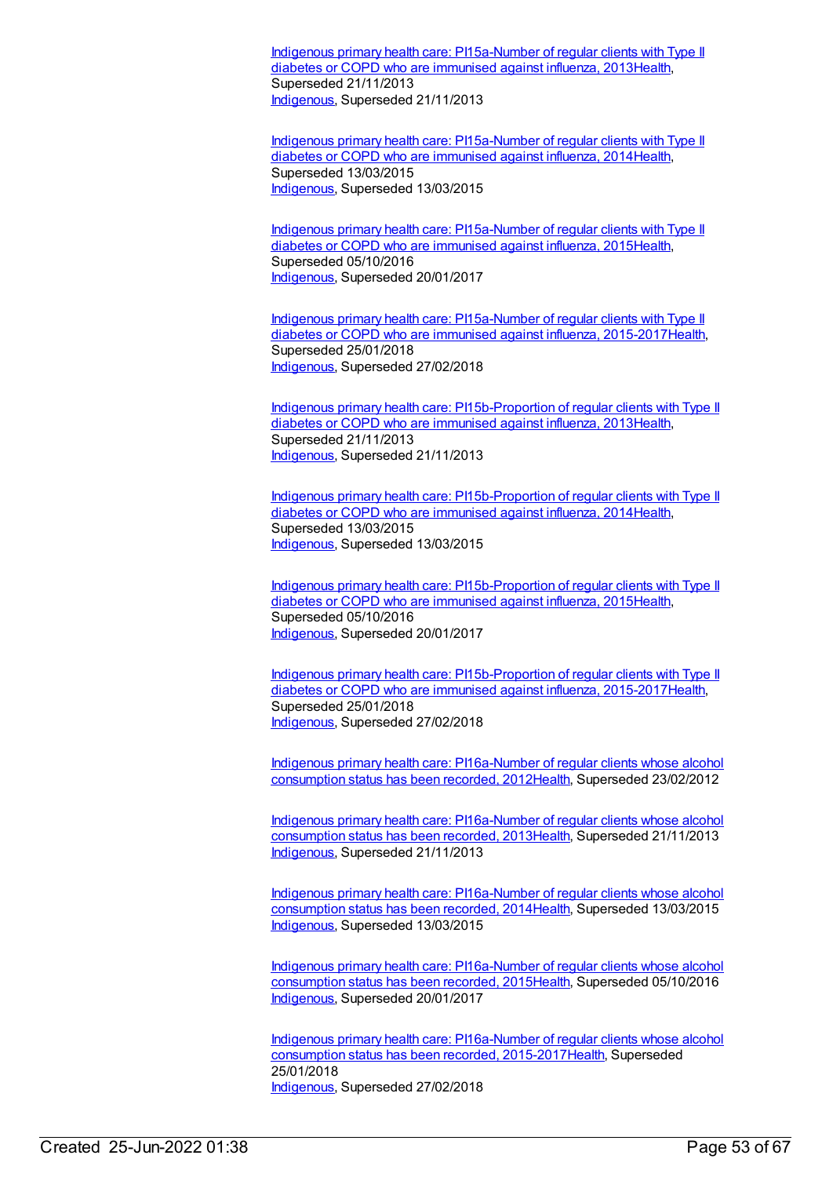Indigenous primary health care: PI15a-Number of regular clients with Type II diabetes or COPD who are immunised against influenza, 2013Health, Superseded 21/11/2013
Indigenous, Superseded 21/11/2013

Indigenous primary health care: PI15a-Number of regular clients with Type II diabetes or COPD who are immunised against influenza, 2014Health, Superseded 13/03/2015
Indigenous, Superseded 13/03/2015

Indigenous primary health care: PI15a-Number of regular clients with Type II diabetes or COPD who are immunised against influenza, 2015Health, Superseded 05/10/2016
Indigenous, Superseded 20/01/2017

Indigenous primary health care: PI15a-Number of regular clients with Type II diabetes or COPD who are immunised against influenza, 2015-2017Health, Superseded 25/01/2018
Indigenous, Superseded 27/02/2018

Indigenous primary health care: PI15b-Proportion of regular clients with Type II diabetes or COPD who are immunised against influenza, 2013Health, Superseded 21/11/2013
Indigenous, Superseded 21/11/2013

Indigenous primary health care: PI15b-Proportion of regular clients with Type II diabetes or COPD who are immunised against influenza, 2014Health, Superseded 13/03/2015
Indigenous, Superseded 13/03/2015

Indigenous primary health care: PI15b-Proportion of regular clients with Type II diabetes or COPD who are immunised against influenza, 2015Health, Superseded 05/10/2016
Indigenous, Superseded 20/01/2017

Indigenous primary health care: PI15b-Proportion of regular clients with Type II diabetes or COPD who are immunised against influenza, 2015-2017Health, Superseded 25/01/2018
Indigenous, Superseded 27/02/2018

Indigenous primary health care: PI16a-Number of regular clients whose alcohol consumption status has been recorded, 2012Health, Superseded 23/02/2012

Indigenous primary health care: PI16a-Number of regular clients whose alcohol consumption status has been recorded, 2013Health, Superseded 21/11/2013
Indigenous, Superseded 21/11/2013

Indigenous primary health care: PI16a-Number of regular clients whose alcohol consumption status has been recorded, 2014Health, Superseded 13/03/2015
Indigenous, Superseded 13/03/2015

Indigenous primary health care: PI16a-Number of regular clients whose alcohol consumption status has been recorded, 2015Health, Superseded 05/10/2016
Indigenous, Superseded 20/01/2017

Indigenous primary health care: PI16a-Number of regular clients whose alcohol consumption status has been recorded, 2015-2017Health, Superseded 25/01/2018
Indigenous, Superseded 27/02/2018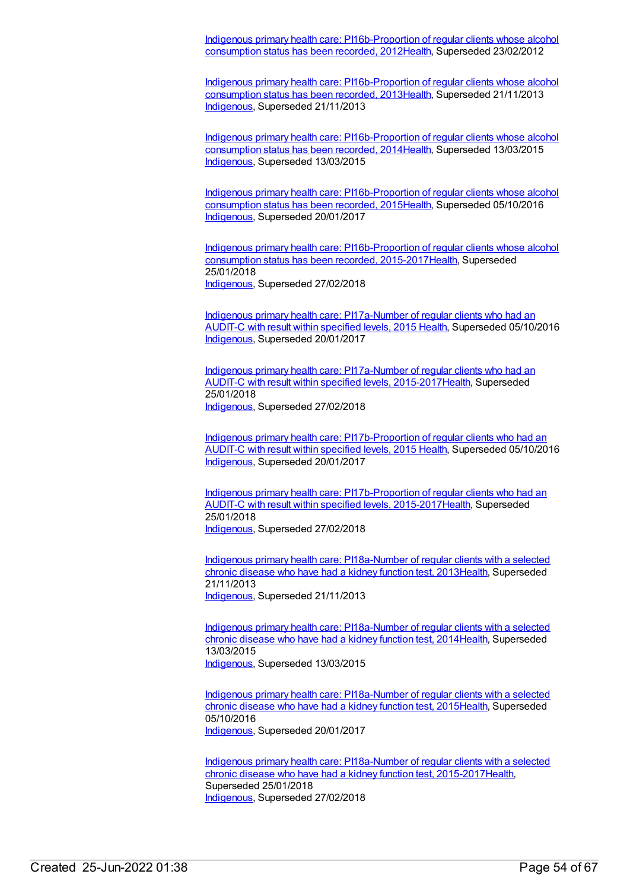Indigenous primary health care: PI16b-Proportion of regular clients whose alcohol consumption status has been recorded, 2012Health, Superseded 23/02/2012

Indigenous primary health care: PI16b-Proportion of regular clients whose alcohol consumption status has been recorded, 2013Health, Superseded 21/11/2013
Indigenous, Superseded 21/11/2013

Indigenous primary health care: PI16b-Proportion of regular clients whose alcohol consumption status has been recorded, 2014Health, Superseded 13/03/2015
Indigenous, Superseded 13/03/2015

Indigenous primary health care: PI16b-Proportion of regular clients whose alcohol consumption status has been recorded, 2015Health, Superseded 05/10/2016
Indigenous, Superseded 20/01/2017

Indigenous primary health care: PI16b-Proportion of regular clients whose alcohol consumption status has been recorded, 2015-2017Health, Superseded 25/01/2018
Indigenous, Superseded 27/02/2018

Indigenous primary health care: PI17a-Number of regular clients who had an AUDIT-C with result within specified levels, 2015 Health, Superseded 05/10/2016
Indigenous, Superseded 20/01/2017

Indigenous primary health care: PI17a-Number of regular clients who had an AUDIT-C with result within specified levels, 2015-2017Health, Superseded 25/01/2018
Indigenous, Superseded 27/02/2018

Indigenous primary health care: PI17b-Proportion of regular clients who had an AUDIT-C with result within specified levels, 2015 Health, Superseded 05/10/2016
Indigenous, Superseded 20/01/2017

Indigenous primary health care: PI17b-Proportion of regular clients who had an AUDIT-C with result within specified levels, 2015-2017Health, Superseded 25/01/2018
Indigenous, Superseded 27/02/2018

Indigenous primary health care: PI18a-Number of regular clients with a selected chronic disease who have had a kidney function test, 2013Health, Superseded 21/11/2013
Indigenous, Superseded 21/11/2013

Indigenous primary health care: PI18a-Number of regular clients with a selected chronic disease who have had a kidney function test, 2014Health, Superseded 13/03/2015
Indigenous, Superseded 13/03/2015

Indigenous primary health care: PI18a-Number of regular clients with a selected chronic disease who have had a kidney function test, 2015Health, Superseded 05/10/2016
Indigenous, Superseded 20/01/2017

Indigenous primary health care: PI18a-Number of regular clients with a selected chronic disease who have had a kidney function test, 2015-2017Health, Superseded 25/01/2018
Indigenous, Superseded 27/02/2018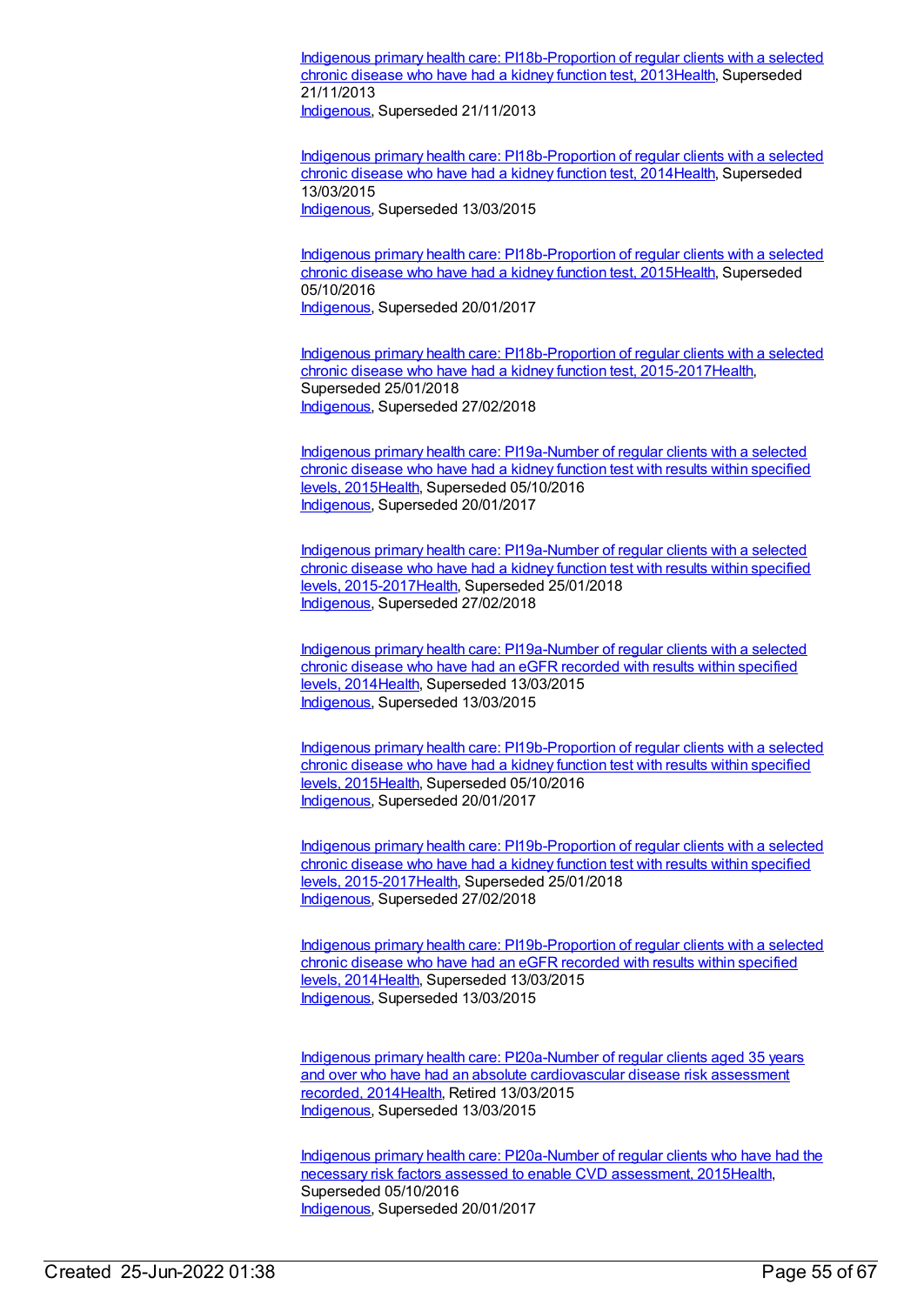Indigenous primary health care: PI18b-Proportion of regular clients with a selected chronic disease who have had a kidney function test, 2013Health, Superseded 21/11/2013
Indigenous, Superseded 21/11/2013

Indigenous primary health care: PI18b-Proportion of regular clients with a selected chronic disease who have had a kidney function test, 2014Health, Superseded 13/03/2015
Indigenous, Superseded 13/03/2015

Indigenous primary health care: PI18b-Proportion of regular clients with a selected chronic disease who have had a kidney function test, 2015Health, Superseded 05/10/2016
Indigenous, Superseded 20/01/2017

Indigenous primary health care: PI18b-Proportion of regular clients with a selected chronic disease who have had a kidney function test, 2015-2017Health, Superseded 25/01/2018
Indigenous, Superseded 27/02/2018

Indigenous primary health care: PI19a-Number of regular clients with a selected chronic disease who have had a kidney function test with results within specified levels, 2015Health, Superseded 05/10/2016
Indigenous, Superseded 20/01/2017

Indigenous primary health care: PI19a-Number of regular clients with a selected chronic disease who have had a kidney function test with results within specified levels, 2015-2017Health, Superseded 25/01/2018
Indigenous, Superseded 27/02/2018

Indigenous primary health care: PI19a-Number of regular clients with a selected chronic disease who have had an eGFR recorded with results within specified levels, 2014Health, Superseded 13/03/2015
Indigenous, Superseded 13/03/2015

Indigenous primary health care: PI19b-Proportion of regular clients with a selected chronic disease who have had a kidney function test with results within specified levels, 2015Health, Superseded 05/10/2016
Indigenous, Superseded 20/01/2017

Indigenous primary health care: PI19b-Proportion of regular clients with a selected chronic disease who have had a kidney function test with results within specified levels, 2015-2017Health, Superseded 25/01/2018
Indigenous, Superseded 27/02/2018

Indigenous primary health care: PI19b-Proportion of regular clients with a selected chronic disease who have had an eGFR recorded with results within specified levels, 2014Health, Superseded 13/03/2015
Indigenous, Superseded 13/03/2015

Indigenous primary health care: PI20a-Number of regular clients aged 35 years and over who have had an absolute cardiovascular disease risk assessment recorded, 2014Health, Retired 13/03/2015
Indigenous, Superseded 13/03/2015

Indigenous primary health care: PI20a-Number of regular clients who have had the necessary risk factors assessed to enable CVD assessment, 2015Health, Superseded 05/10/2016
Indigenous, Superseded 20/01/2017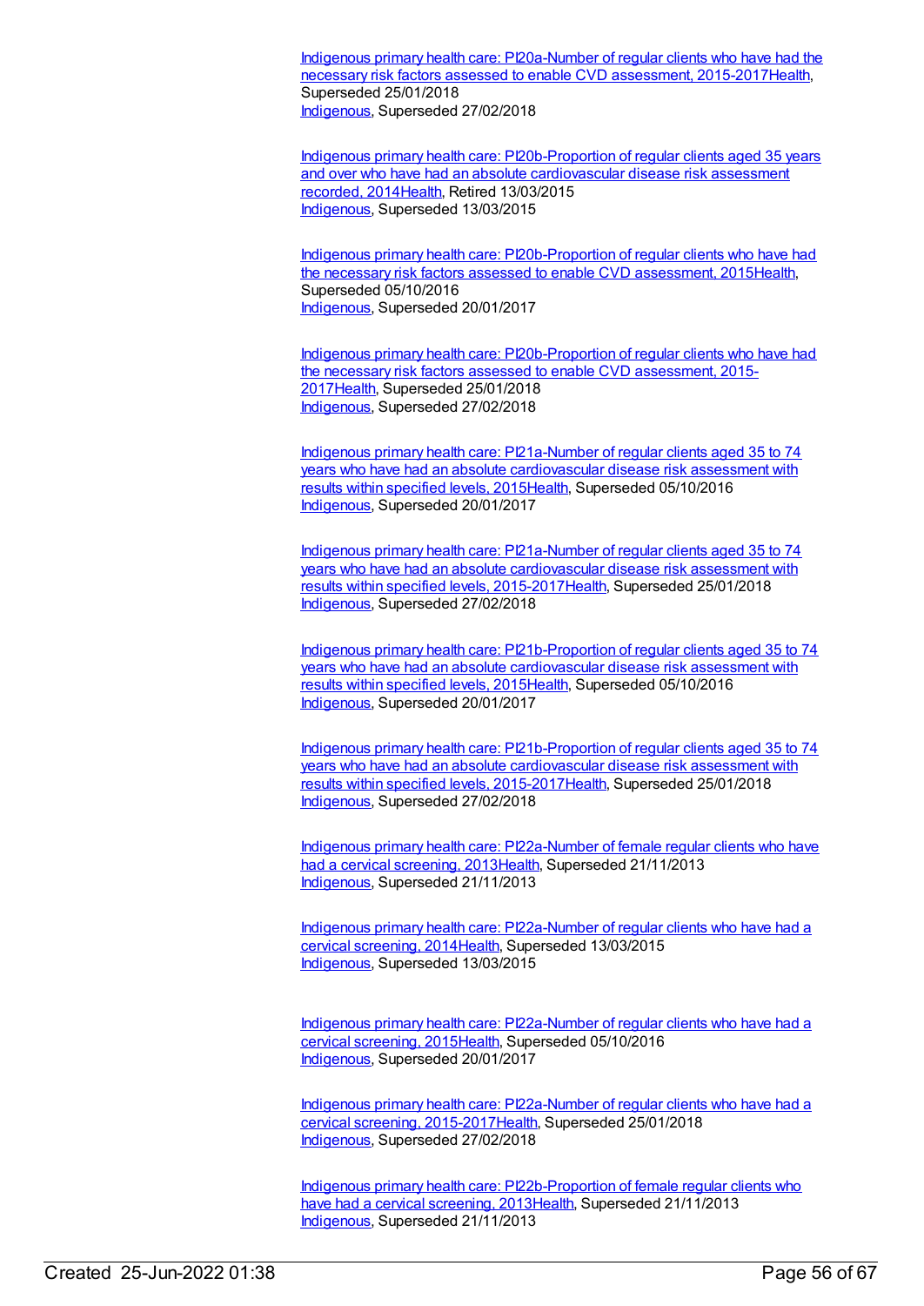Indigenous primary health care: PI20a-Number of regular clients who have had the necessary risk factors assessed to enable CVD assessment, 2015-2017Health, Superseded 25/01/2018
Indigenous, Superseded 27/02/2018

Indigenous primary health care: PI20b-Proportion of regular clients aged 35 years and over who have had an absolute cardiovascular disease risk assessment recorded, 2014Health, Retired 13/03/2015
Indigenous, Superseded 13/03/2015

Indigenous primary health care: PI20b-Proportion of regular clients who have had the necessary risk factors assessed to enable CVD assessment, 2015Health, Superseded 05/10/2016
Indigenous, Superseded 20/01/2017

Indigenous primary health care: PI20b-Proportion of regular clients who have had the necessary risk factors assessed to enable CVD assessment, 2015-2017Health, Superseded 25/01/2018
Indigenous, Superseded 27/02/2018

Indigenous primary health care: PI21a-Number of regular clients aged 35 to 74 years who have had an absolute cardiovascular disease risk assessment with results within specified levels, 2015Health, Superseded 05/10/2016
Indigenous, Superseded 20/01/2017

Indigenous primary health care: PI21a-Number of regular clients aged 35 to 74 years who have had an absolute cardiovascular disease risk assessment with results within specified levels, 2015-2017Health, Superseded 25/01/2018
Indigenous, Superseded 27/02/2018

Indigenous primary health care: PI21b-Proportion of regular clients aged 35 to 74 years who have had an absolute cardiovascular disease risk assessment with results within specified levels, 2015Health, Superseded 05/10/2016
Indigenous, Superseded 20/01/2017

Indigenous primary health care: PI21b-Proportion of regular clients aged 35 to 74 years who have had an absolute cardiovascular disease risk assessment with results within specified levels, 2015-2017Health, Superseded 25/01/2018
Indigenous, Superseded 27/02/2018

Indigenous primary health care: PI22a-Number of female regular clients who have had a cervical screening, 2013Health, Superseded 21/11/2013
Indigenous, Superseded 21/11/2013

Indigenous primary health care: PI22a-Number of regular clients who have had a cervical screening, 2014Health, Superseded 13/03/2015
Indigenous, Superseded 13/03/2015

Indigenous primary health care: PI22a-Number of regular clients who have had a cervical screening, 2015Health, Superseded 05/10/2016
Indigenous, Superseded 20/01/2017

Indigenous primary health care: PI22a-Number of regular clients who have had a cervical screening, 2015-2017Health, Superseded 25/01/2018
Indigenous, Superseded 27/02/2018

Indigenous primary health care: PI22b-Proportion of female regular clients who have had a cervical screening, 2013Health, Superseded 21/11/2013
Indigenous, Superseded 21/11/2013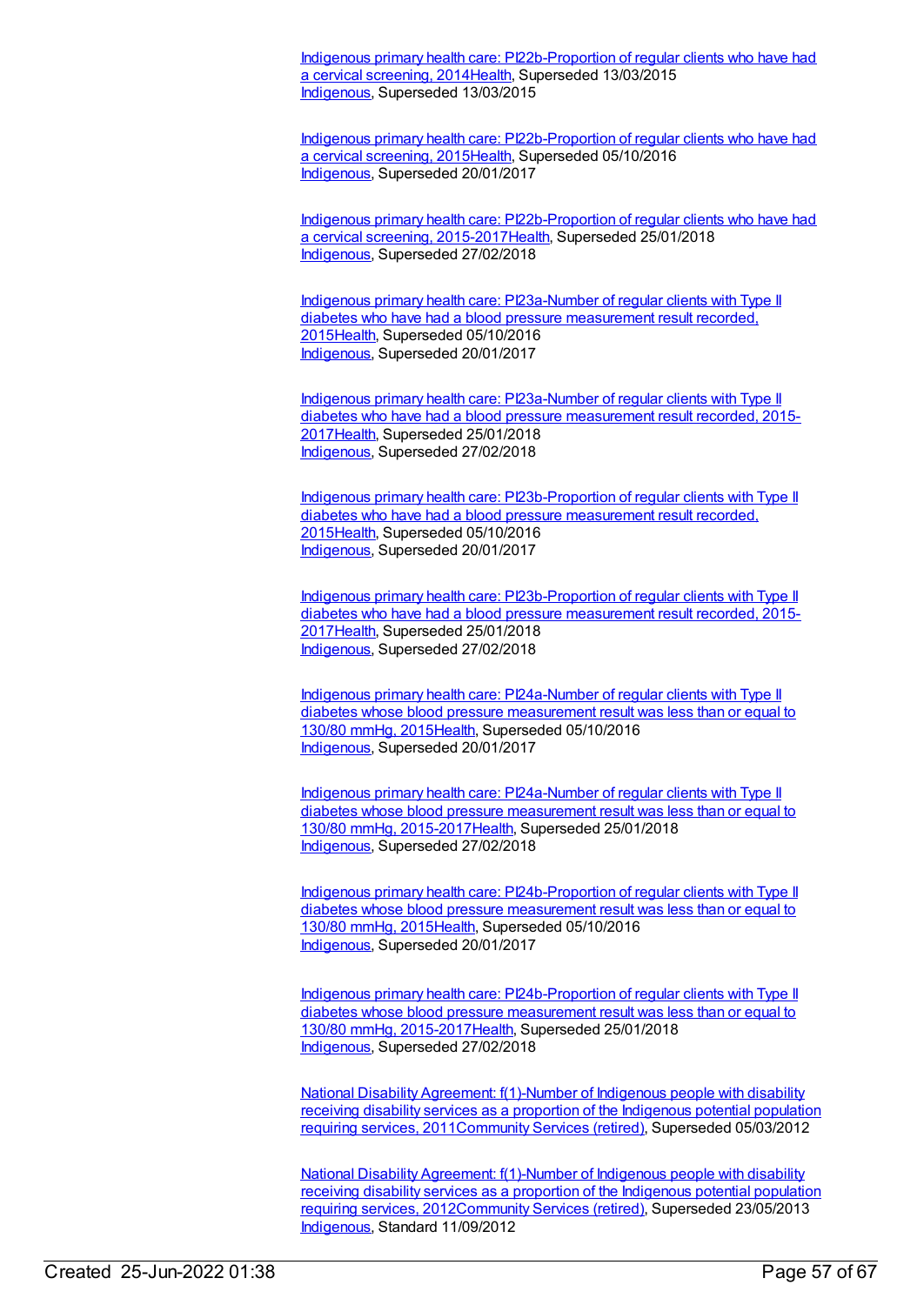[Indigenous primary health care: PI22b-Proportion of regular clients who have had a cervical screening, 2014Health](), Superseded 13/03/2015
[Indigenous](), Superseded 13/03/2015

[Indigenous primary health care: PI22b-Proportion of regular clients who have had a cervical screening, 2015Health](), Superseded 05/10/2016
[Indigenous](), Superseded 20/01/2017

[Indigenous primary health care: PI22b-Proportion of regular clients who have had a cervical screening, 2015-2017Health](), Superseded 25/01/2018
[Indigenous](), Superseded 27/02/2018

[Indigenous primary health care: PI23a-Number of regular clients with Type II diabetes who have had a blood pressure measurement result recorded, 2015Health](), Superseded 05/10/2016
[Indigenous](), Superseded 20/01/2017

[Indigenous primary health care: PI23a-Number of regular clients with Type II diabetes who have had a blood pressure measurement result recorded, 2015-2017Health](), Superseded 25/01/2018
[Indigenous](), Superseded 27/02/2018

[Indigenous primary health care: PI23b-Proportion of regular clients with Type II diabetes who have had a blood pressure measurement result recorded, 2015Health](), Superseded 05/10/2016
[Indigenous](), Superseded 20/01/2017

[Indigenous primary health care: PI23b-Proportion of regular clients with Type II diabetes who have had a blood pressure measurement result recorded, 2015-2017Health](), Superseded 25/01/2018
[Indigenous](), Superseded 27/02/2018

[Indigenous primary health care: PI24a-Number of regular clients with Type II diabetes whose blood pressure measurement result was less than or equal to 130/80 mmHg, 2015Health](), Superseded 05/10/2016
[Indigenous](), Superseded 20/01/2017

[Indigenous primary health care: PI24a-Number of regular clients with Type II diabetes whose blood pressure measurement result was less than or equal to 130/80 mmHg, 2015-2017Health](), Superseded 25/01/2018
[Indigenous](), Superseded 27/02/2018

[Indigenous primary health care: PI24b-Proportion of regular clients with Type II diabetes whose blood pressure measurement result was less than or equal to 130/80 mmHg, 2015Health](), Superseded 05/10/2016
[Indigenous](), Superseded 20/01/2017

[Indigenous primary health care: PI24b-Proportion of regular clients with Type II diabetes whose blood pressure measurement result was less than or equal to 130/80 mmHg, 2015-2017Health](), Superseded 25/01/2018
[Indigenous](), Superseded 27/02/2018

[National Disability Agreement: f(1)-Number of Indigenous people with disability receiving disability services as a proportion of the Indigenous potential population requiring services, 2011Community Services (retired)](), Superseded 05/03/2012

[National Disability Agreement: f(1)-Number of Indigenous people with disability receiving disability services as a proportion of the Indigenous potential population requiring services, 2012Community Services (retired)](), Superseded 23/05/2013
[Indigenous](), Standard 11/09/2012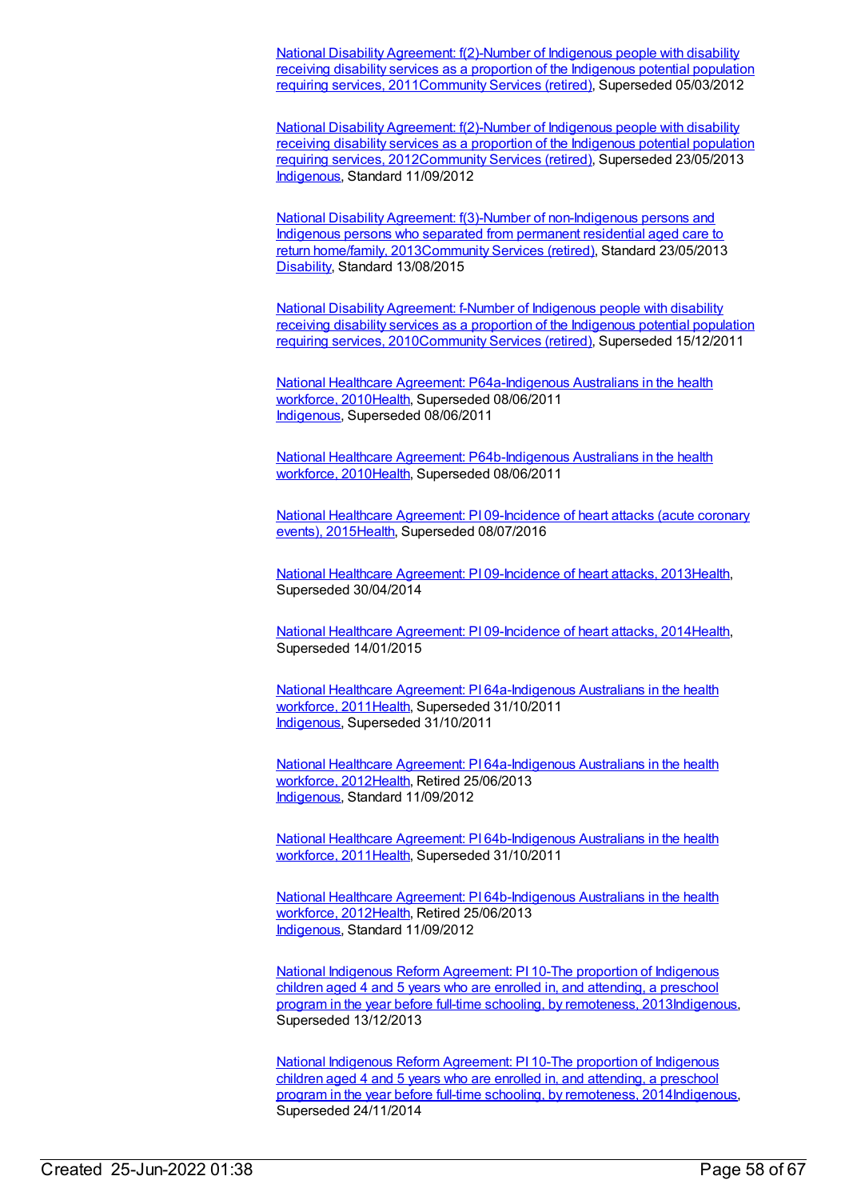National Disability Agreement: f(2)-Number of Indigenous people with disability receiving disability services as a proportion of the Indigenous potential population requiring services, 2011Community Services (retired), Superseded 05/03/2012

National Disability Agreement: f(2)-Number of Indigenous people with disability receiving disability services as a proportion of the Indigenous potential population requiring services, 2012Community Services (retired), Superseded 23/05/2013
Indigenous, Standard 11/09/2012

National Disability Agreement: f(3)-Number of non-Indigenous persons and Indigenous persons who separated from permanent residential aged care to return home/family, 2013Community Services (retired), Standard 23/05/2013
Disability, Standard 13/08/2015

National Disability Agreement: f-Number of Indigenous people with disability receiving disability services as a proportion of the Indigenous potential population requiring services, 2010Community Services (retired), Superseded 15/12/2011

National Healthcare Agreement: P64a-Indigenous Australians in the health workforce, 2010Health, Superseded 08/06/2011
Indigenous, Superseded 08/06/2011

National Healthcare Agreement: P64b-Indigenous Australians in the health workforce, 2010Health, Superseded 08/06/2011

National Healthcare Agreement: PI 09-Incidence of heart attacks (acute coronary events), 2015Health, Superseded 08/07/2016

National Healthcare Agreement: PI 09-Incidence of heart attacks, 2013Health, Superseded 30/04/2014

National Healthcare Agreement: PI 09-Incidence of heart attacks, 2014Health, Superseded 14/01/2015

National Healthcare Agreement: PI 64a-Indigenous Australians in the health workforce, 2011Health, Superseded 31/10/2011
Indigenous, Superseded 31/10/2011

National Healthcare Agreement: PI 64a-Indigenous Australians in the health workforce, 2012Health, Retired 25/06/2013
Indigenous, Standard 11/09/2012

National Healthcare Agreement: PI 64b-Indigenous Australians in the health workforce, 2011Health, Superseded 31/10/2011

National Healthcare Agreement: PI 64b-Indigenous Australians in the health workforce, 2012Health, Retired 25/06/2013
Indigenous, Standard 11/09/2012

National Indigenous Reform Agreement: PI 10-The proportion of Indigenous children aged 4 and 5 years who are enrolled in, and attending, a preschool program in the year before full-time schooling, by remoteness, 2013Indigenous, Superseded 13/12/2013

National Indigenous Reform Agreement: PI 10-The proportion of Indigenous children aged 4 and 5 years who are enrolled in, and attending, a preschool program in the year before full-time schooling, by remoteness, 2014Indigenous, Superseded 24/11/2014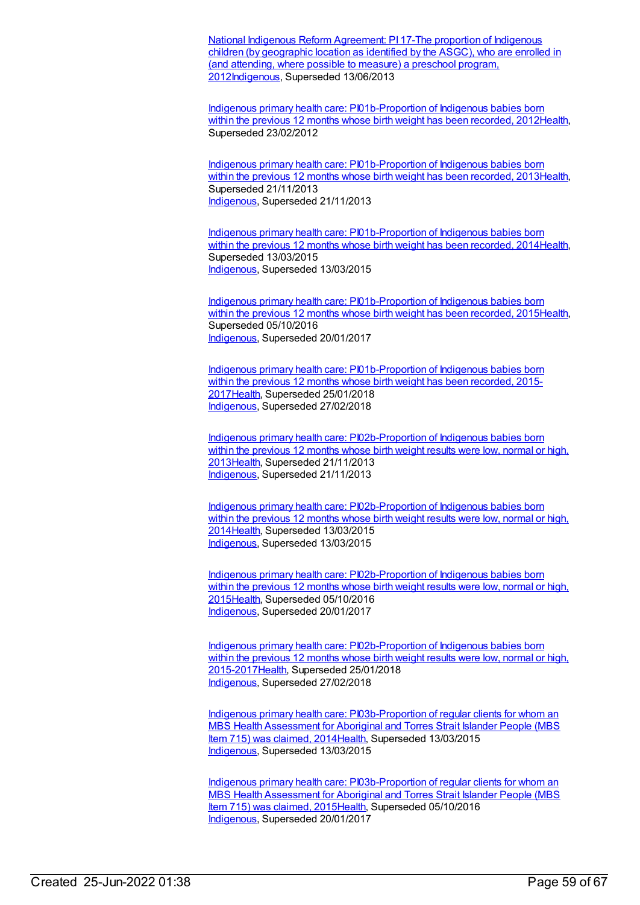National Indigenous Reform Agreement: PI 17-The proportion of Indigenous children (by geographic location as identified by the ASGC), who are enrolled in (and attending, where possible to measure) a preschool program, 2012Indigenous, Superseded 13/06/2013

Indigenous primary health care: PI01b-Proportion of Indigenous babies born within the previous 12 months whose birth weight has been recorded, 2012Health, Superseded 23/02/2012

Indigenous primary health care: PI01b-Proportion of Indigenous babies born within the previous 12 months whose birth weight has been recorded, 2013Health, Superseded 21/11/2013
Indigenous, Superseded 21/11/2013

Indigenous primary health care: PI01b-Proportion of Indigenous babies born within the previous 12 months whose birth weight has been recorded, 2014Health, Superseded 13/03/2015
Indigenous, Superseded 13/03/2015

Indigenous primary health care: PI01b-Proportion of Indigenous babies born within the previous 12 months whose birth weight has been recorded, 2015Health, Superseded 05/10/2016
Indigenous, Superseded 20/01/2017

Indigenous primary health care: PI01b-Proportion of Indigenous babies born within the previous 12 months whose birth weight has been recorded, 2015-2017Health, Superseded 25/01/2018
Indigenous, Superseded 27/02/2018

Indigenous primary health care: PI02b-Proportion of Indigenous babies born within the previous 12 months whose birth weight results were low, normal or high, 2013Health, Superseded 21/11/2013
Indigenous, Superseded 21/11/2013

Indigenous primary health care: PI02b-Proportion of Indigenous babies born within the previous 12 months whose birth weight results were low, normal or high, 2014Health, Superseded 13/03/2015
Indigenous, Superseded 13/03/2015

Indigenous primary health care: PI02b-Proportion of Indigenous babies born within the previous 12 months whose birth weight results were low, normal or high, 2015Health, Superseded 05/10/2016
Indigenous, Superseded 20/01/2017

Indigenous primary health care: PI02b-Proportion of Indigenous babies born within the previous 12 months whose birth weight results were low, normal or high, 2015-2017Health, Superseded 25/01/2018
Indigenous, Superseded 27/02/2018

Indigenous primary health care: PI03b-Proportion of regular clients for whom an MBS Health Assessment for Aboriginal and Torres Strait Islander People (MBS Item 715) was claimed, 2014Health, Superseded 13/03/2015
Indigenous, Superseded 13/03/2015

Indigenous primary health care: PI03b-Proportion of regular clients for whom an MBS Health Assessment for Aboriginal and Torres Strait Islander People (MBS Item 715) was claimed, 2015Health, Superseded 05/10/2016
Indigenous, Superseded 20/01/2017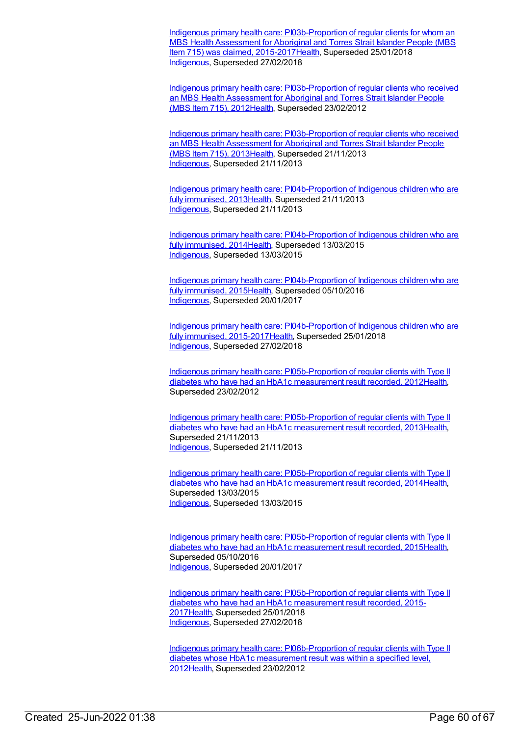[Indigenous primary health care: PI03b-Proportion of regular clients for whom an MBS Health Assessment for Aboriginal and Torres Strait Islander People (MBS Item 715) was claimed, 2015-2017Health](), Superseded 25/01/2018
[Indigenous](), Superseded 27/02/2018

[Indigenous primary health care: PI03b-Proportion of regular clients who received an MBS Health Assessment for Aboriginal and Torres Strait Islander People (MBS Item 715), 2012Health](), Superseded 23/02/2012

[Indigenous primary health care: PI03b-Proportion of regular clients who received an MBS Health Assessment for Aboriginal and Torres Strait Islander People (MBS Item 715), 2013Health](), Superseded 21/11/2013
[Indigenous](), Superseded 21/11/2013

[Indigenous primary health care: PI04b-Proportion of Indigenous children who are fully immunised, 2013Health](), Superseded 21/11/2013
[Indigenous](), Superseded 21/11/2013

[Indigenous primary health care: PI04b-Proportion of Indigenous children who are fully immunised, 2014Health](), Superseded 13/03/2015
[Indigenous](), Superseded 13/03/2015

[Indigenous primary health care: PI04b-Proportion of Indigenous children who are fully immunised, 2015Health](), Superseded 05/10/2016
[Indigenous](), Superseded 20/01/2017

[Indigenous primary health care: PI04b-Proportion of Indigenous children who are fully immunised, 2015-2017Health](), Superseded 25/01/2018
[Indigenous](), Superseded 27/02/2018

[Indigenous primary health care: PI05b-Proportion of regular clients with Type II diabetes who have had an HbA1c measurement result recorded, 2012Health](), Superseded 23/02/2012

[Indigenous primary health care: PI05b-Proportion of regular clients with Type II diabetes who have had an HbA1c measurement result recorded, 2013Health](), Superseded 21/11/2013
[Indigenous](), Superseded 21/11/2013

[Indigenous primary health care: PI05b-Proportion of regular clients with Type II diabetes who have had an HbA1c measurement result recorded, 2014Health](), Superseded 13/03/2015
[Indigenous](), Superseded 13/03/2015

[Indigenous primary health care: PI05b-Proportion of regular clients with Type II diabetes who have had an HbA1c measurement result recorded, 2015Health](), Superseded 05/10/2016
[Indigenous](), Superseded 20/01/2017

[Indigenous primary health care: PI05b-Proportion of regular clients with Type II diabetes who have had an HbA1c measurement result recorded, 2015-2017Health](), Superseded 25/01/2018
[Indigenous](), Superseded 27/02/2018

[Indigenous primary health care: PI06b-Proportion of regular clients with Type II diabetes whose HbA1c measurement result was within a specified level, 2012Health](), Superseded 23/02/2012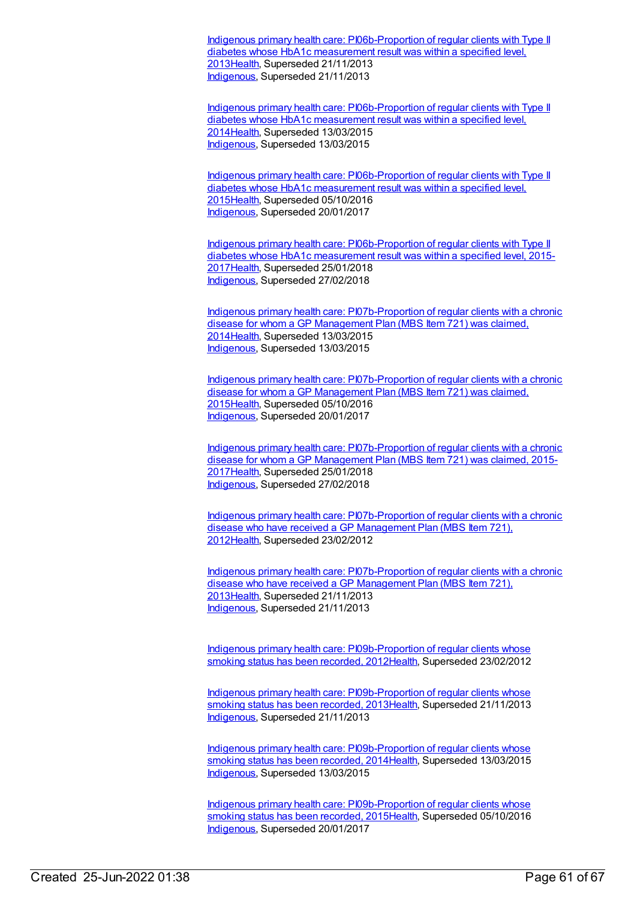Indigenous primary health care: PI06b-Proportion of regular clients with Type II diabetes whose HbA1c measurement result was within a specified level, 2013Health, Superseded 21/11/2013
Indigenous, Superseded 21/11/2013

Indigenous primary health care: PI06b-Proportion of regular clients with Type II diabetes whose HbA1c measurement result was within a specified level, 2014Health, Superseded 13/03/2015
Indigenous, Superseded 13/03/2015

Indigenous primary health care: PI06b-Proportion of regular clients with Type II diabetes whose HbA1c measurement result was within a specified level, 2015Health, Superseded 05/10/2016
Indigenous, Superseded 20/01/2017

Indigenous primary health care: PI06b-Proportion of regular clients with Type II diabetes whose HbA1c measurement result was within a specified level, 2015-2017Health, Superseded 25/01/2018
Indigenous, Superseded 27/02/2018

Indigenous primary health care: PI07b-Proportion of regular clients with a chronic disease for whom a GP Management Plan (MBS Item 721) was claimed, 2014Health, Superseded 13/03/2015
Indigenous, Superseded 13/03/2015

Indigenous primary health care: PI07b-Proportion of regular clients with a chronic disease for whom a GP Management Plan (MBS Item 721) was claimed, 2015Health, Superseded 05/10/2016
Indigenous, Superseded 20/01/2017

Indigenous primary health care: PI07b-Proportion of regular clients with a chronic disease for whom a GP Management Plan (MBS Item 721) was claimed, 2015-2017Health, Superseded 25/01/2018
Indigenous, Superseded 27/02/2018

Indigenous primary health care: PI07b-Proportion of regular clients with a chronic disease who have received a GP Management Plan (MBS Item 721), 2012Health, Superseded 23/02/2012

Indigenous primary health care: PI07b-Proportion of regular clients with a chronic disease who have received a GP Management Plan (MBS Item 721), 2013Health, Superseded 21/11/2013
Indigenous, Superseded 21/11/2013

Indigenous primary health care: PI09b-Proportion of regular clients whose smoking status has been recorded, 2012Health, Superseded 23/02/2012

Indigenous primary health care: PI09b-Proportion of regular clients whose smoking status has been recorded, 2013Health, Superseded 21/11/2013
Indigenous, Superseded 21/11/2013

Indigenous primary health care: PI09b-Proportion of regular clients whose smoking status has been recorded, 2014Health, Superseded 13/03/2015
Indigenous, Superseded 13/03/2015

Indigenous primary health care: PI09b-Proportion of regular clients whose smoking status has been recorded, 2015Health, Superseded 05/10/2016
Indigenous, Superseded 20/01/2017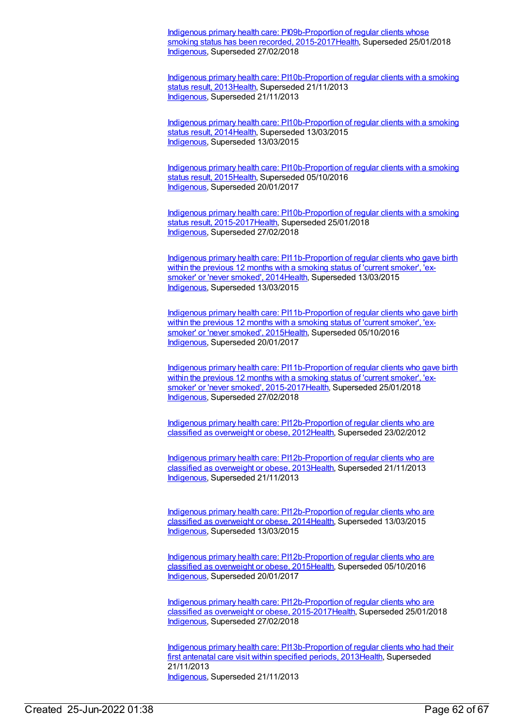Indigenous primary health care: PI09b-Proportion of regular clients whose smoking status has been recorded, 2015-2017Health, Superseded 25/01/2018
Indigenous, Superseded 27/02/2018

Indigenous primary health care: PI10b-Proportion of regular clients with a smoking status result, 2013Health, Superseded 21/11/2013
Indigenous, Superseded 21/11/2013

Indigenous primary health care: PI10b-Proportion of regular clients with a smoking status result, 2014Health, Superseded 13/03/2015
Indigenous, Superseded 13/03/2015

Indigenous primary health care: PI10b-Proportion of regular clients with a smoking status result, 2015Health, Superseded 05/10/2016
Indigenous, Superseded 20/01/2017

Indigenous primary health care: PI10b-Proportion of regular clients with a smoking status result, 2015-2017Health, Superseded 25/01/2018
Indigenous, Superseded 27/02/2018

Indigenous primary health care: PI11b-Proportion of regular clients who gave birth within the previous 12 months with a smoking status of 'current smoker', 'ex-smoker' or 'never smoked', 2014Health, Superseded 13/03/2015
Indigenous, Superseded 13/03/2015

Indigenous primary health care: PI11b-Proportion of regular clients who gave birth within the previous 12 months with a smoking status of 'current smoker', 'ex-smoker' or 'never smoked', 2015Health, Superseded 05/10/2016
Indigenous, Superseded 20/01/2017

Indigenous primary health care: PI11b-Proportion of regular clients who gave birth within the previous 12 months with a smoking status of 'current smoker', 'ex-smoker' or 'never smoked', 2015-2017Health, Superseded 25/01/2018
Indigenous, Superseded 27/02/2018

Indigenous primary health care: PI12b-Proportion of regular clients who are classified as overweight or obese, 2012Health, Superseded 23/02/2012

Indigenous primary health care: PI12b-Proportion of regular clients who are classified as overweight or obese, 2013Health, Superseded 21/11/2013
Indigenous, Superseded 21/11/2013

Indigenous primary health care: PI12b-Proportion of regular clients who are classified as overweight or obese, 2014Health, Superseded 13/03/2015
Indigenous, Superseded 13/03/2015

Indigenous primary health care: PI12b-Proportion of regular clients who are classified as overweight or obese, 2015Health, Superseded 05/10/2016
Indigenous, Superseded 20/01/2017

Indigenous primary health care: PI12b-Proportion of regular clients who are classified as overweight or obese, 2015-2017Health, Superseded 25/01/2018
Indigenous, Superseded 27/02/2018

Indigenous primary health care: PI13b-Proportion of regular clients who had their first antenatal care visit within specified periods, 2013Health, Superseded 21/11/2013
Indigenous, Superseded 21/11/2013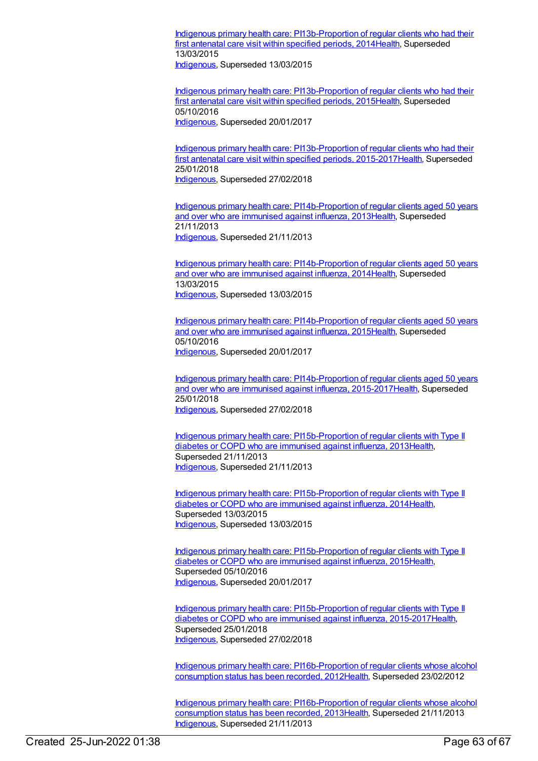Indigenous primary health care: PI13b-Proportion of regular clients who had their first antenatal care visit within specified periods, 2014Health, Superseded 13/03/2015
Indigenous, Superseded 13/03/2015

Indigenous primary health care: PI13b-Proportion of regular clients who had their first antenatal care visit within specified periods, 2015Health, Superseded 05/10/2016
Indigenous, Superseded 20/01/2017

Indigenous primary health care: PI13b-Proportion of regular clients who had their first antenatal care visit within specified periods, 2015-2017Health, Superseded 25/01/2018
Indigenous, Superseded 27/02/2018

Indigenous primary health care: PI14b-Proportion of regular clients aged 50 years and over who are immunised against influenza, 2013Health, Superseded 21/11/2013
Indigenous, Superseded 21/11/2013

Indigenous primary health care: PI14b-Proportion of regular clients aged 50 years and over who are immunised against influenza, 2014Health, Superseded 13/03/2015
Indigenous, Superseded 13/03/2015

Indigenous primary health care: PI14b-Proportion of regular clients aged 50 years and over who are immunised against influenza, 2015Health, Superseded 05/10/2016
Indigenous, Superseded 20/01/2017

Indigenous primary health care: PI14b-Proportion of regular clients aged 50 years and over who are immunised against influenza, 2015-2017Health, Superseded 25/01/2018
Indigenous, Superseded 27/02/2018

Indigenous primary health care: PI15b-Proportion of regular clients with Type II diabetes or COPD who are immunised against influenza, 2013Health, Superseded 21/11/2013
Indigenous, Superseded 21/11/2013

Indigenous primary health care: PI15b-Proportion of regular clients with Type II diabetes or COPD who are immunised against influenza, 2014Health, Superseded 13/03/2015
Indigenous, Superseded 13/03/2015

Indigenous primary health care: PI15b-Proportion of regular clients with Type II diabetes or COPD who are immunised against influenza, 2015Health, Superseded 05/10/2016
Indigenous, Superseded 20/01/2017

Indigenous primary health care: PI15b-Proportion of regular clients with Type II diabetes or COPD who are immunised against influenza, 2015-2017Health, Superseded 25/01/2018
Indigenous, Superseded 27/02/2018

Indigenous primary health care: PI16b-Proportion of regular clients whose alcohol consumption status has been recorded, 2012Health, Superseded 23/02/2012

Indigenous primary health care: PI16b-Proportion of regular clients whose alcohol consumption status has been recorded, 2013Health, Superseded 21/11/2013
Indigenous, Superseded 21/11/2013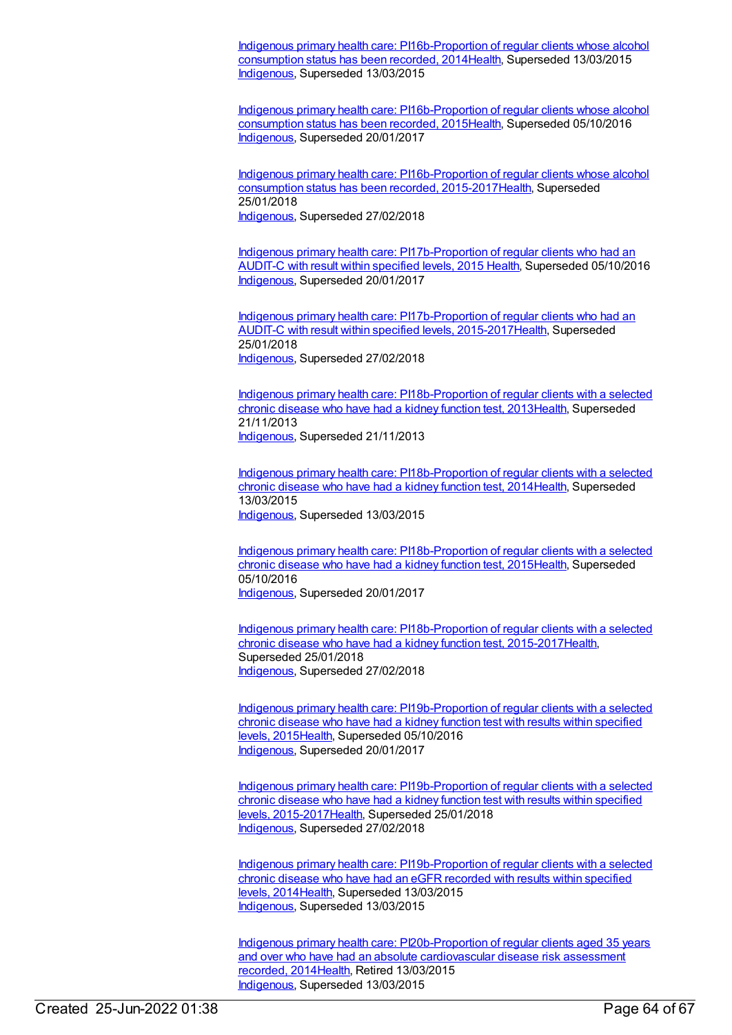Indigenous primary health care: PI16b-Proportion of regular clients whose alcohol consumption status has been recorded, 2014Health, Superseded 13/03/2015
Indigenous, Superseded 13/03/2015

Indigenous primary health care: PI16b-Proportion of regular clients whose alcohol consumption status has been recorded, 2015Health, Superseded 05/10/2016
Indigenous, Superseded 20/01/2017

Indigenous primary health care: PI16b-Proportion of regular clients whose alcohol consumption status has been recorded, 2015-2017Health, Superseded 25/01/2018
Indigenous, Superseded 27/02/2018

Indigenous primary health care: PI17b-Proportion of regular clients who had an AUDIT-C with result within specified levels, 2015 Health, Superseded 05/10/2016
Indigenous, Superseded 20/01/2017

Indigenous primary health care: PI17b-Proportion of regular clients who had an AUDIT-C with result within specified levels, 2015-2017Health, Superseded 25/01/2018
Indigenous, Superseded 27/02/2018

Indigenous primary health care: PI18b-Proportion of regular clients with a selected chronic disease who have had a kidney function test, 2013Health, Superseded 21/11/2013
Indigenous, Superseded 21/11/2013

Indigenous primary health care: PI18b-Proportion of regular clients with a selected chronic disease who have had a kidney function test, 2014Health, Superseded 13/03/2015
Indigenous, Superseded 13/03/2015

Indigenous primary health care: PI18b-Proportion of regular clients with a selected chronic disease who have had a kidney function test, 2015Health, Superseded 05/10/2016
Indigenous, Superseded 20/01/2017

Indigenous primary health care: PI18b-Proportion of regular clients with a selected chronic disease who have had a kidney function test, 2015-2017Health, Superseded 25/01/2018
Indigenous, Superseded 27/02/2018

Indigenous primary health care: PI19b-Proportion of regular clients with a selected chronic disease who have had a kidney function test with results within specified levels, 2015Health, Superseded 05/10/2016
Indigenous, Superseded 20/01/2017

Indigenous primary health care: PI19b-Proportion of regular clients with a selected chronic disease who have had a kidney function test with results within specified levels, 2015-2017Health, Superseded 25/01/2018
Indigenous, Superseded 27/02/2018

Indigenous primary health care: PI19b-Proportion of regular clients with a selected chronic disease who have had an eGFR recorded with results within specified levels, 2014Health, Superseded 13/03/2015
Indigenous, Superseded 13/03/2015

Indigenous primary health care: PI20b-Proportion of regular clients aged 35 years and over who have had an absolute cardiovascular disease risk assessment recorded, 2014Health, Retired 13/03/2015
Indigenous, Superseded 13/03/2015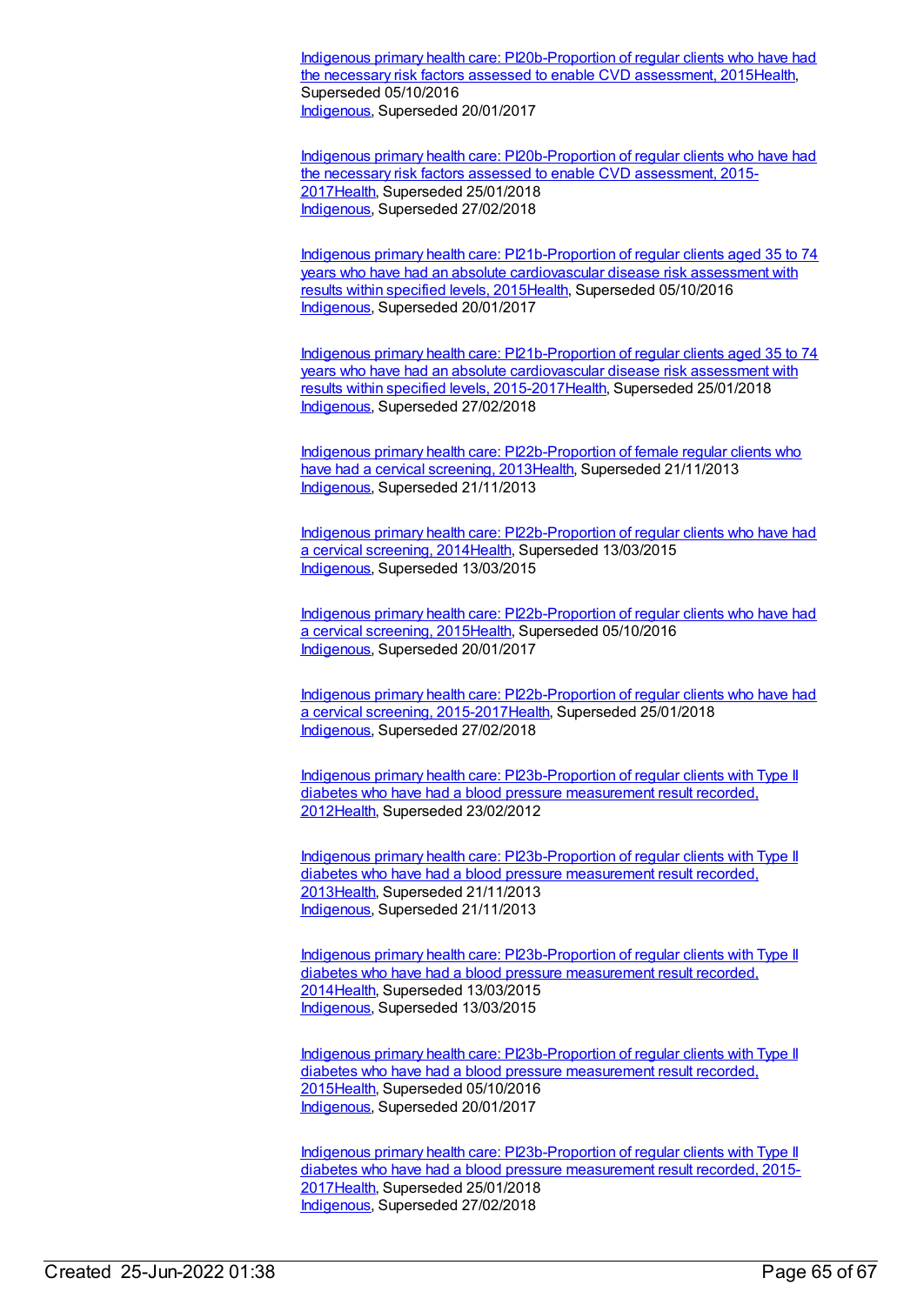Indigenous primary health care: PI20b-Proportion of regular clients who have had the necessary risk factors assessed to enable CVD assessment, 2015Health, Superseded 05/10/2016
Indigenous, Superseded 20/01/2017

Indigenous primary health care: PI20b-Proportion of regular clients who have had the necessary risk factors assessed to enable CVD assessment, 2015-2017Health, Superseded 25/01/2018
Indigenous, Superseded 27/02/2018

Indigenous primary health care: PI21b-Proportion of regular clients aged 35 to 74 years who have had an absolute cardiovascular disease risk assessment with results within specified levels, 2015Health, Superseded 05/10/2016
Indigenous, Superseded 20/01/2017

Indigenous primary health care: PI21b-Proportion of regular clients aged 35 to 74 years who have had an absolute cardiovascular disease risk assessment with results within specified levels, 2015-2017Health, Superseded 25/01/2018
Indigenous, Superseded 27/02/2018

Indigenous primary health care: PI22b-Proportion of female regular clients who have had a cervical screening, 2013Health, Superseded 21/11/2013
Indigenous, Superseded 21/11/2013

Indigenous primary health care: PI22b-Proportion of regular clients who have had a cervical screening, 2014Health, Superseded 13/03/2015
Indigenous, Superseded 13/03/2015

Indigenous primary health care: PI22b-Proportion of regular clients who have had a cervical screening, 2015Health, Superseded 05/10/2016
Indigenous, Superseded 20/01/2017

Indigenous primary health care: PI22b-Proportion of regular clients who have had a cervical screening, 2015-2017Health, Superseded 25/01/2018
Indigenous, Superseded 27/02/2018

Indigenous primary health care: PI23b-Proportion of regular clients with Type II diabetes who have had a blood pressure measurement result recorded, 2012Health, Superseded 23/02/2012

Indigenous primary health care: PI23b-Proportion of regular clients with Type II diabetes who have had a blood pressure measurement result recorded, 2013Health, Superseded 21/11/2013
Indigenous, Superseded 21/11/2013

Indigenous primary health care: PI23b-Proportion of regular clients with Type II diabetes who have had a blood pressure measurement result recorded, 2014Health, Superseded 13/03/2015
Indigenous, Superseded 13/03/2015

Indigenous primary health care: PI23b-Proportion of regular clients with Type II diabetes who have had a blood pressure measurement result recorded, 2015Health, Superseded 05/10/2016
Indigenous, Superseded 20/01/2017

Indigenous primary health care: PI23b-Proportion of regular clients with Type II diabetes who have had a blood pressure measurement result recorded, 2015-2017Health, Superseded 25/01/2018
Indigenous, Superseded 27/02/2018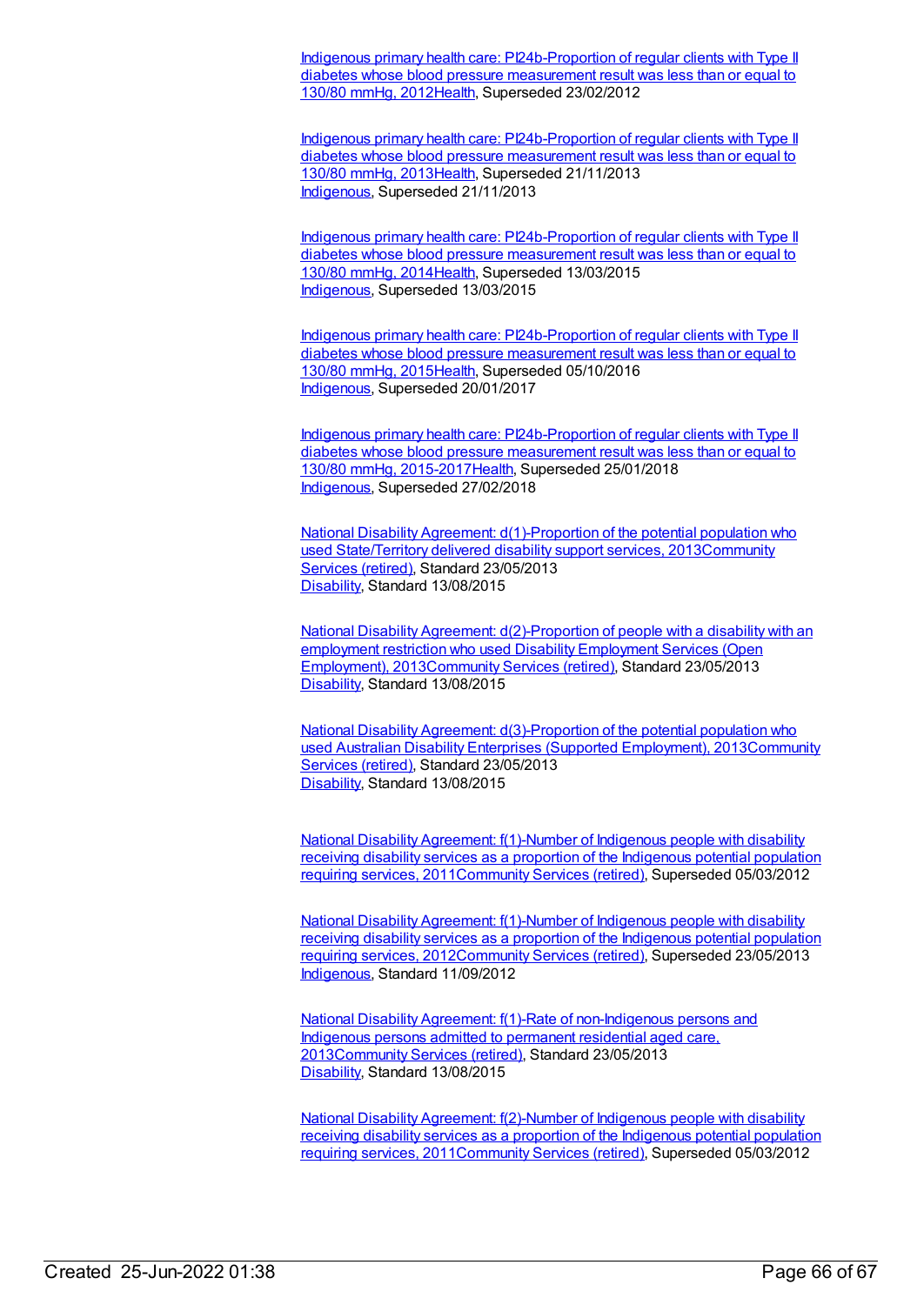Indigenous primary health care: PI24b-Proportion of regular clients with Type II diabetes whose blood pressure measurement result was less than or equal to 130/80 mmHg, 2012Health, Superseded 23/02/2012

Indigenous primary health care: PI24b-Proportion of regular clients with Type II diabetes whose blood pressure measurement result was less than or equal to 130/80 mmHg, 2013Health, Superseded 21/11/2013
Indigenous, Superseded 21/11/2013

Indigenous primary health care: PI24b-Proportion of regular clients with Type II diabetes whose blood pressure measurement result was less than or equal to 130/80 mmHg, 2014Health, Superseded 13/03/2015
Indigenous, Superseded 13/03/2015

Indigenous primary health care: PI24b-Proportion of regular clients with Type II diabetes whose blood pressure measurement result was less than or equal to 130/80 mmHg, 2015Health, Superseded 05/10/2016
Indigenous, Superseded 20/01/2017

Indigenous primary health care: PI24b-Proportion of regular clients with Type II diabetes whose blood pressure measurement result was less than or equal to 130/80 mmHg, 2015-2017Health, Superseded 25/01/2018
Indigenous, Superseded 27/02/2018

National Disability Agreement: d(1)-Proportion of the potential population who used State/Territory delivered disability support services, 2013Community Services (retired), Standard 23/05/2013
Disability, Standard 13/08/2015

National Disability Agreement: d(2)-Proportion of people with a disability with an employment restriction who used Disability Employment Services (Open Employment), 2013Community Services (retired), Standard 23/05/2013
Disability, Standard 13/08/2015

National Disability Agreement: d(3)-Proportion of the potential population who used Australian Disability Enterprises (Supported Employment), 2013Community Services (retired), Standard 23/05/2013
Disability, Standard 13/08/2015

National Disability Agreement: f(1)-Number of Indigenous people with disability receiving disability services as a proportion of the Indigenous potential population requiring services, 2011Community Services (retired), Superseded 05/03/2012

National Disability Agreement: f(1)-Number of Indigenous people with disability receiving disability services as a proportion of the Indigenous potential population requiring services, 2012Community Services (retired), Superseded 23/05/2013
Indigenous, Standard 11/09/2012

National Disability Agreement: f(1)-Rate of non-Indigenous persons and Indigenous persons admitted to permanent residential aged care, 2013Community Services (retired), Standard 23/05/2013
Disability, Standard 13/08/2015

National Disability Agreement: f(2)-Number of Indigenous people with disability receiving disability services as a proportion of the Indigenous potential population requiring services, 2011Community Services (retired), Superseded 05/03/2012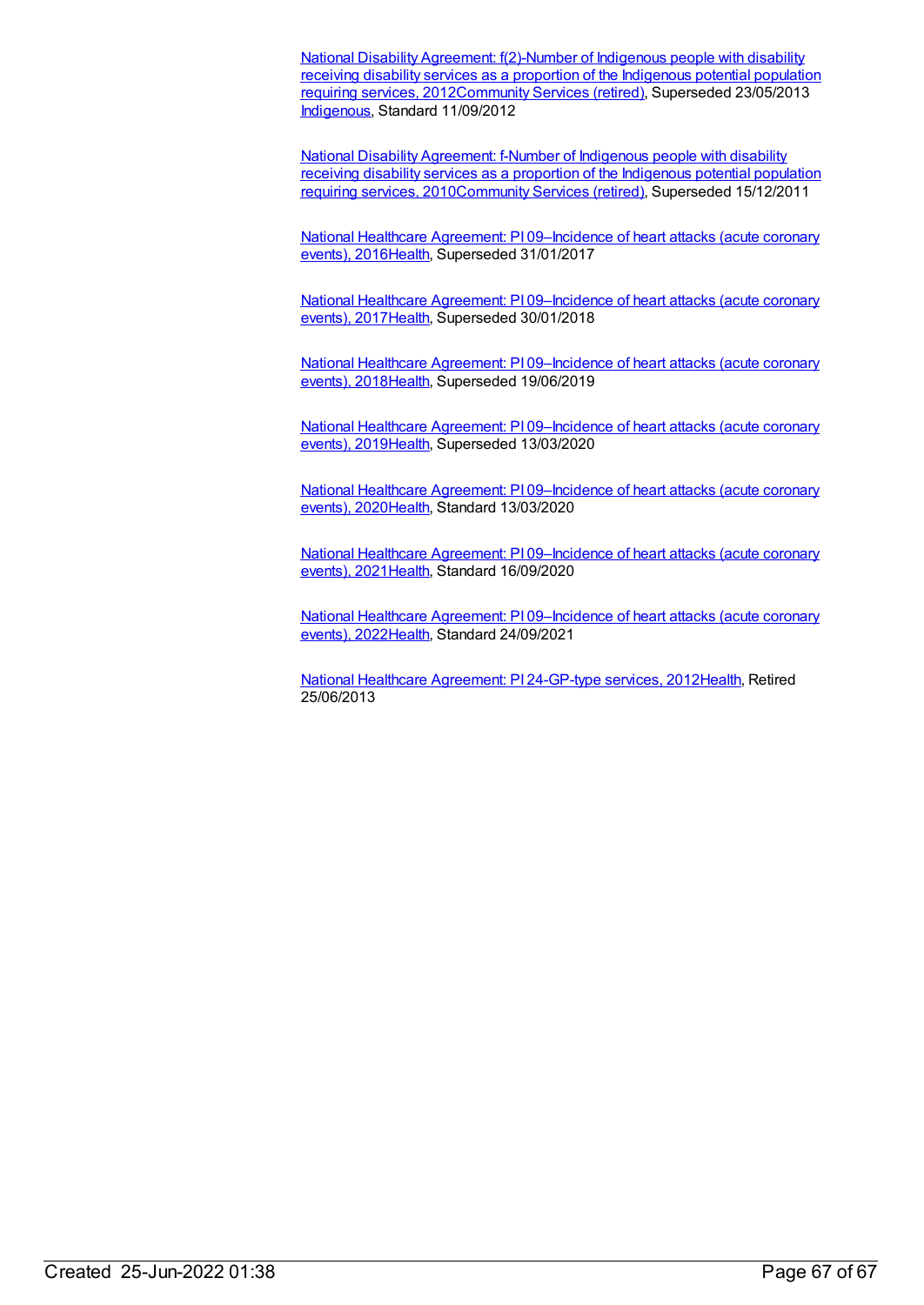National Disability Agreement: f(2)-Number of Indigenous people with disability receiving disability services as a proportion of the Indigenous potential population requiring services, 2012Community Services (retired), Superseded 23/05/2013
Indigenous, Standard 11/09/2012

National Disability Agreement: f-Number of Indigenous people with disability receiving disability services as a proportion of the Indigenous potential population requiring services, 2010Community Services (retired), Superseded 15/12/2011

National Healthcare Agreement: PI 09–Incidence of heart attacks (acute coronary events), 2016Health, Superseded 31/01/2017

National Healthcare Agreement: PI 09–Incidence of heart attacks (acute coronary events), 2017Health, Superseded 30/01/2018

National Healthcare Agreement: PI 09–Incidence of heart attacks (acute coronary events), 2018Health, Superseded 19/06/2019

National Healthcare Agreement: PI 09–Incidence of heart attacks (acute coronary events), 2019Health, Superseded 13/03/2020

National Healthcare Agreement: PI 09–Incidence of heart attacks (acute coronary events), 2020Health, Standard 13/03/2020

National Healthcare Agreement: PI 09–Incidence of heart attacks (acute coronary events), 2021Health, Standard 16/09/2020

National Healthcare Agreement: PI 09–Incidence of heart attacks (acute coronary events), 2022Health, Standard 24/09/2021

National Healthcare Agreement: PI 24-GP-type services, 2012Health, Retired 25/06/2013